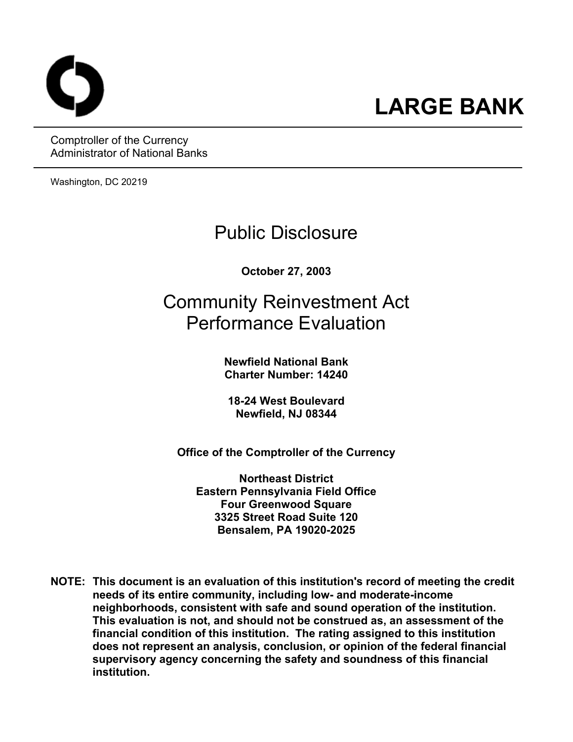# LARGE BANK

Comptroller of the Currency
Administrator of National Banks

Washington, DC 20219

## Public Disclosure

**October 27, 2003**

## Community Reinvestment Act Performance Evaluation

**Newfield National Bank**
**Charter Number: 14240**

**18-24 West Boulevard**
**Newfield, NJ 08344**

**Office of the Comptroller of the Currency**

**Northeast District**
**Eastern Pennsylvania Field Office**
**Four Greenwood Square**
**3325 Street Road Suite 120**
**Bensalem, PA 19020-2025**

**NOTE: This document is an evaluation of this institution's record of meeting the credit needs of its entire community, including low- and moderate-income neighborhoods, consistent with safe and sound operation of the institution. This evaluation is not, and should not be construed as, an assessment of the financial condition of this institution. The rating assigned to this institution does not represent an analysis, conclusion, or opinion of the federal financial supervisory agency concerning the safety and soundness of this financial institution.**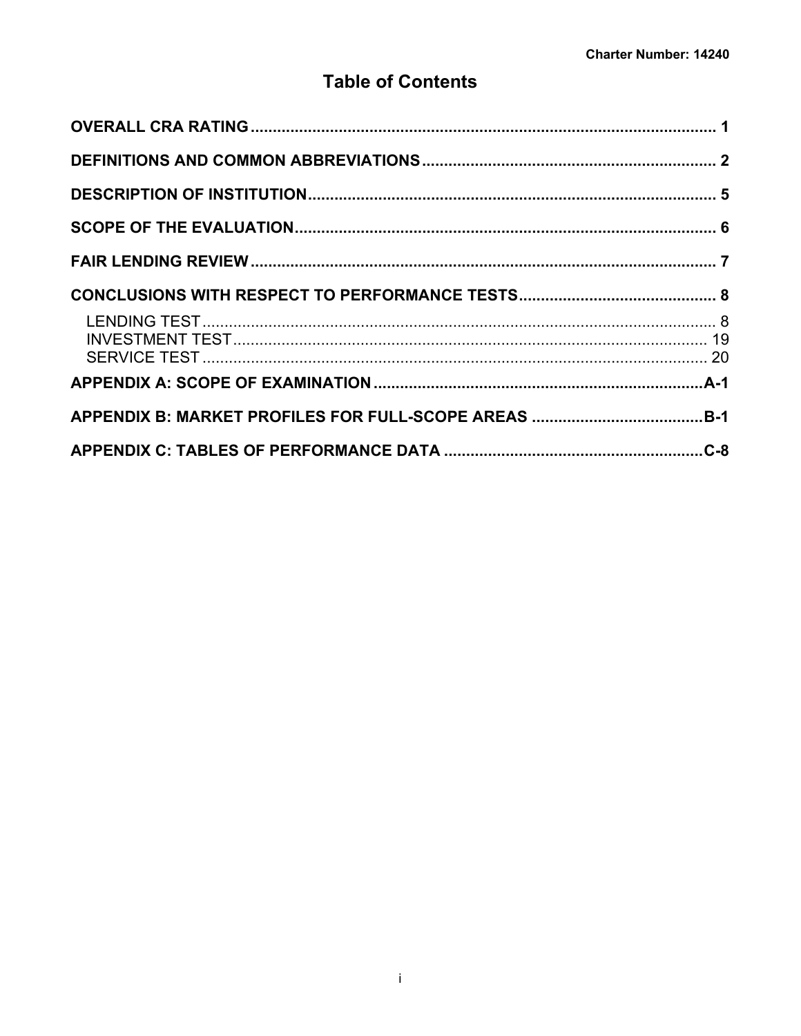# Table of Contents

| | |
|---|---|
| **OVERALL CRA RATING** | **1** |
| **DEFINITIONS AND COMMON ABBREVIATIONS** | **2** |
| **DESCRIPTION OF INSTITUTION** | **5** |
| **SCOPE OF THE EVALUATION** | **6** |
| **FAIR LENDING REVIEW** | **7** |
| **CONCLUSIONS WITH RESPECT TO PERFORMANCE TESTS** | **8** |
| LENDING TEST | 8 |
| INVESTMENT TEST | 19 |
| SERVICE TEST | 20 |
| **APPENDIX A: SCOPE OF EXAMINATION** | **A-1** |
| **APPENDIX B: MARKET PROFILES FOR FULL-SCOPE AREAS** | **B-1** |
| **APPENDIX C: TABLES OF PERFORMANCE DATA** | **C-8** |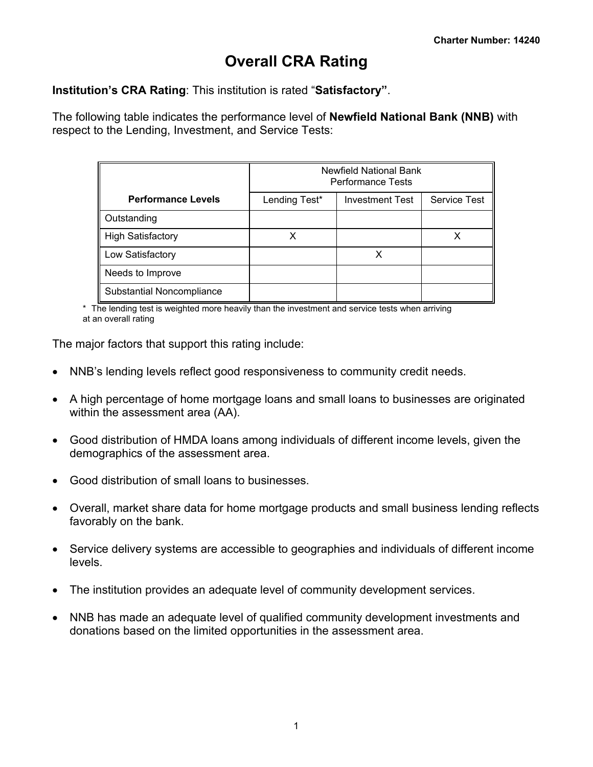Charter Number: 14240

# Overall CRA Rating

**Institution's CRA Rating**: This institution is rated "**Satisfactory"**.

The following table indicates the performance level of **Newfield National Bank (NNB)** with respect to the Lending, Investment, and Service Tests:

| | Newfield National Bank Performance Tests | | |
|---|---|---|---|
| **Performance Levels** | Lending Test* | Investment Test | Service Test |
| Outstanding | | | |
| High Satisfactory | X | | X |
| Low Satisfactory | | X | |
| Needs to Improve | | | |
| Substantial Noncompliance | | | |

\* The lending test is weighted more heavily than the investment and service tests when arriving at an overall rating

The major factors that support this rating include:

- NNB's lending levels reflect good responsiveness to community credit needs.
- A high percentage of home mortgage loans and small loans to businesses are originated within the assessment area (AA).
- Good distribution of HMDA loans among individuals of different income levels, given the demographics of the assessment area.
- Good distribution of small loans to businesses.
- Overall, market share data for home mortgage products and small business lending reflects favorably on the bank.
- Service delivery systems are accessible to geographies and individuals of different income levels.
- The institution provides an adequate level of community development services.
- NNB has made an adequate level of qualified community development investments and donations based on the limited opportunities in the assessment area.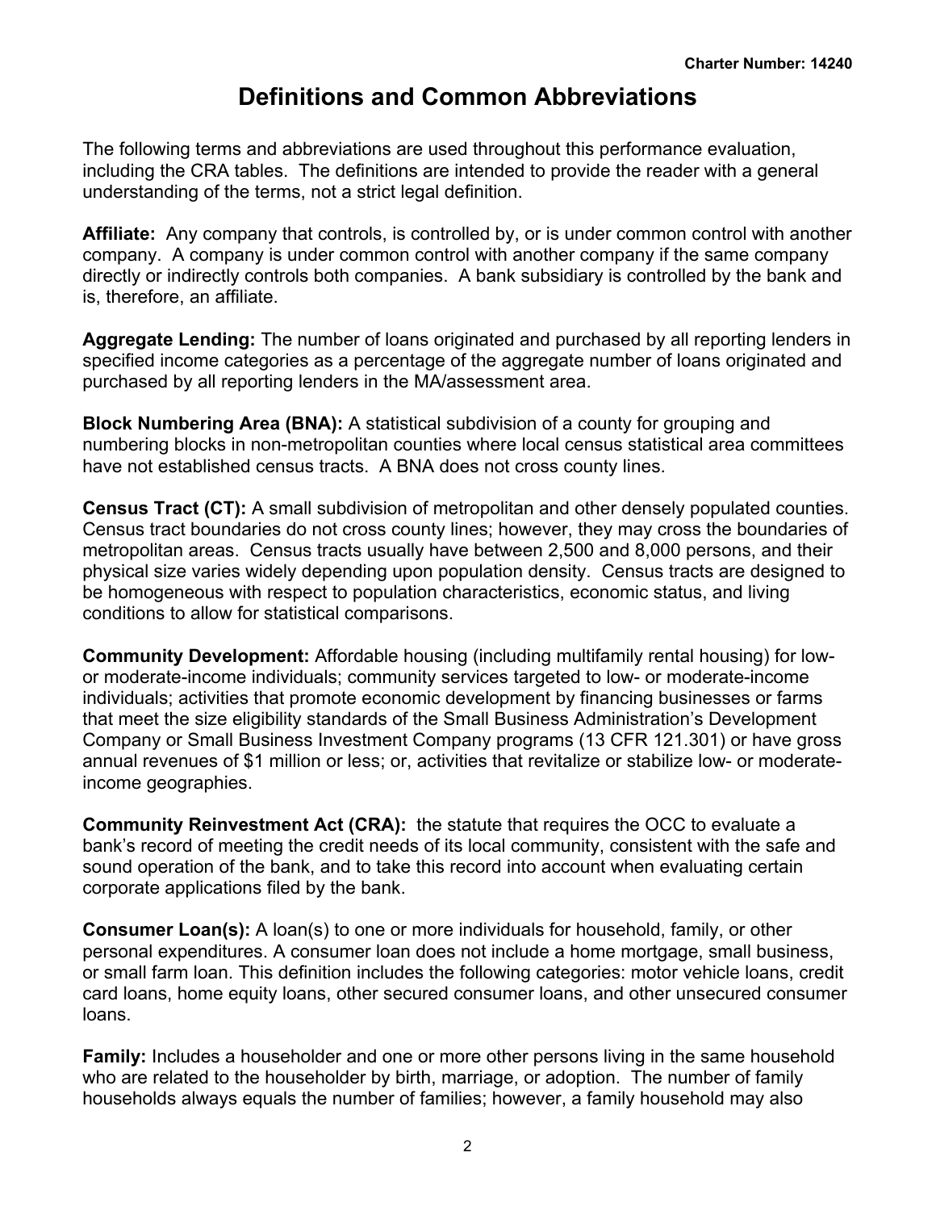# Definitions and Common Abbreviations

The following terms and abbreviations are used throughout this performance evaluation, including the CRA tables. The definitions are intended to provide the reader with a general understanding of the terms, not a strict legal definition.

**Affiliate:** Any company that controls, is controlled by, or is under common control with another company. A company is under common control with another company if the same company directly or indirectly controls both companies. A bank subsidiary is controlled by the bank and is, therefore, an affiliate.

**Aggregate Lending:** The number of loans originated and purchased by all reporting lenders in specified income categories as a percentage of the aggregate number of loans originated and purchased by all reporting lenders in the MA/assessment area.

**Block Numbering Area (BNA):** A statistical subdivision of a county for grouping and numbering blocks in non-metropolitan counties where local census statistical area committees have not established census tracts. A BNA does not cross county lines.

**Census Tract (CT):** A small subdivision of metropolitan and other densely populated counties. Census tract boundaries do not cross county lines; however, they may cross the boundaries of metropolitan areas. Census tracts usually have between 2,500 and 8,000 persons, and their physical size varies widely depending upon population density. Census tracts are designed to be homogeneous with respect to population characteristics, economic status, and living conditions to allow for statistical comparisons.

**Community Development:** Affordable housing (including multifamily rental housing) for low- or moderate-income individuals; community services targeted to low- or moderate-income individuals; activities that promote economic development by financing businesses or farms that meet the size eligibility standards of the Small Business Administration's Development Company or Small Business Investment Company programs (13 CFR 121.301) or have gross annual revenues of $1 million or less; or, activities that revitalize or stabilize low- or moderate-income geographies.

**Community Reinvestment Act (CRA):** the statute that requires the OCC to evaluate a bank's record of meeting the credit needs of its local community, consistent with the safe and sound operation of the bank, and to take this record into account when evaluating certain corporate applications filed by the bank.

**Consumer Loan(s):** A loan(s) to one or more individuals for household, family, or other personal expenditures. A consumer loan does not include a home mortgage, small business, or small farm loan. This definition includes the following categories: motor vehicle loans, credit card loans, home equity loans, other secured consumer loans, and other unsecured consumer loans.

**Family:** Includes a householder and one or more other persons living in the same household who are related to the householder by birth, marriage, or adoption. The number of family households always equals the number of families; however, a family household may also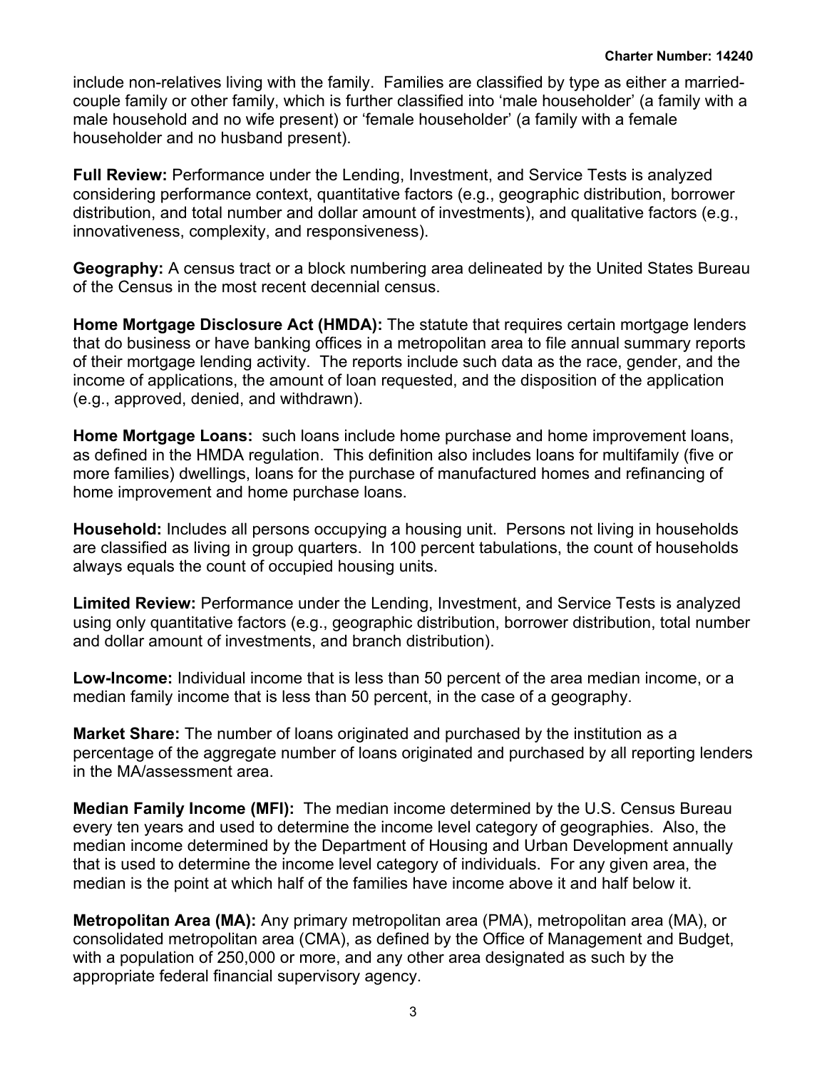include non-relatives living with the family. Families are classified by type as either a married-couple family or other family, which is further classified into 'male householder' (a family with a male household and no wife present) or 'female householder' (a family with a female householder and no husband present).

**Full Review:** Performance under the Lending, Investment, and Service Tests is analyzed considering performance context, quantitative factors (e.g., geographic distribution, borrower distribution, and total number and dollar amount of investments), and qualitative factors (e.g., innovativeness, complexity, and responsiveness).

**Geography:** A census tract or a block numbering area delineated by the United States Bureau of the Census in the most recent decennial census.

**Home Mortgage Disclosure Act (HMDA):** The statute that requires certain mortgage lenders that do business or have banking offices in a metropolitan area to file annual summary reports of their mortgage lending activity. The reports include such data as the race, gender, and the income of applications, the amount of loan requested, and the disposition of the application (e.g., approved, denied, and withdrawn).

**Home Mortgage Loans:** such loans include home purchase and home improvement loans, as defined in the HMDA regulation. This definition also includes loans for multifamily (five or more families) dwellings, loans for the purchase of manufactured homes and refinancing of home improvement and home purchase loans.

**Household:** Includes all persons occupying a housing unit. Persons not living in households are classified as living in group quarters. In 100 percent tabulations, the count of households always equals the count of occupied housing units.

**Limited Review:** Performance under the Lending, Investment, and Service Tests is analyzed using only quantitative factors (e.g., geographic distribution, borrower distribution, total number and dollar amount of investments, and branch distribution).

**Low-Income:** Individual income that is less than 50 percent of the area median income, or a median family income that is less than 50 percent, in the case of a geography.

**Market Share:** The number of loans originated and purchased by the institution as a percentage of the aggregate number of loans originated and purchased by all reporting lenders in the MA/assessment area.

**Median Family Income (MFI):** The median income determined by the U.S. Census Bureau every ten years and used to determine the income level category of geographies. Also, the median income determined by the Department of Housing and Urban Development annually that is used to determine the income level category of individuals. For any given area, the median is the point at which half of the families have income above it and half below it.

**Metropolitan Area (MA):** Any primary metropolitan area (PMA), metropolitan area (MA), or consolidated metropolitan area (CMA), as defined by the Office of Management and Budget, with a population of 250,000 or more, and any other area designated as such by the appropriate federal financial supervisory agency.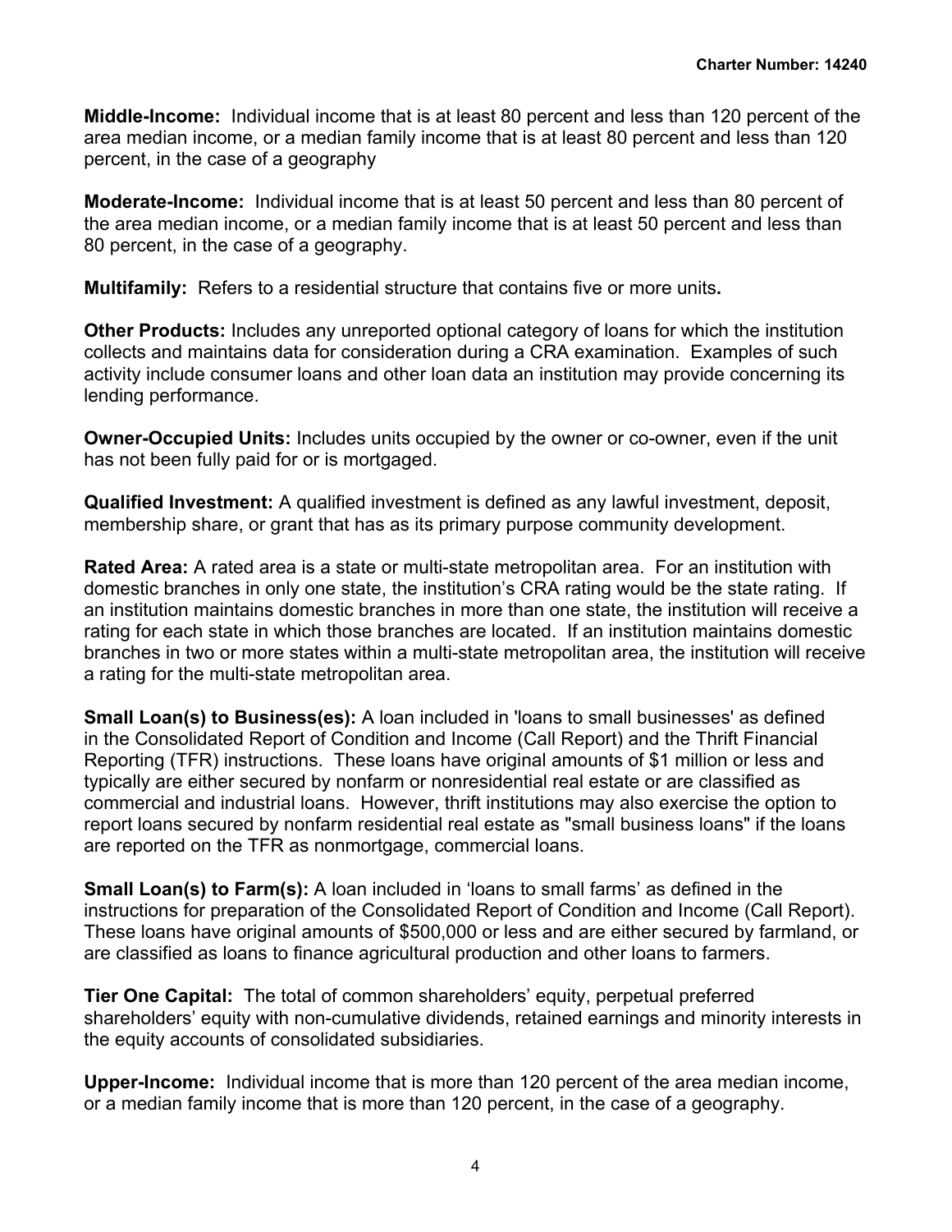**Middle-Income:** Individual income that is at least 80 percent and less than 120 percent of the area median income, or a median family income that is at least 80 percent and less than 120 percent, in the case of a geography

**Moderate-Income:** Individual income that is at least 50 percent and less than 80 percent of the area median income, or a median family income that is at least 50 percent and less than 80 percent, in the case of a geography.

**Multifamily:** Refers to a residential structure that contains five or more units**.**

**Other Products:** Includes any unreported optional category of loans for which the institution collects and maintains data for consideration during a CRA examination. Examples of such activity include consumer loans and other loan data an institution may provide concerning its lending performance.

**Owner-Occupied Units:** Includes units occupied by the owner or co-owner, even if the unit has not been fully paid for or is mortgaged.

**Qualified Investment:** A qualified investment is defined as any lawful investment, deposit, membership share, or grant that has as its primary purpose community development.

**Rated Area:** A rated area is a state or multi-state metropolitan area. For an institution with domestic branches in only one state, the institution's CRA rating would be the state rating. If an institution maintains domestic branches in more than one state, the institution will receive a rating for each state in which those branches are located. If an institution maintains domestic branches in two or more states within a multi-state metropolitan area, the institution will receive a rating for the multi-state metropolitan area.

**Small Loan(s) to Business(es):** A loan included in 'loans to small businesses' as defined in the Consolidated Report of Condition and Income (Call Report) and the Thrift Financial Reporting (TFR) instructions. These loans have original amounts of $1 million or less and typically are either secured by nonfarm or nonresidential real estate or are classified as commercial and industrial loans. However, thrift institutions may also exercise the option to report loans secured by nonfarm residential real estate as "small business loans" if the loans are reported on the TFR as nonmortgage, commercial loans.

**Small Loan(s) to Farm(s):** A loan included in 'loans to small farms' as defined in the instructions for preparation of the Consolidated Report of Condition and Income (Call Report). These loans have original amounts of $500,000 or less and are either secured by farmland, or are classified as loans to finance agricultural production and other loans to farmers.

**Tier One Capital:** The total of common shareholders' equity, perpetual preferred shareholders' equity with non-cumulative dividends, retained earnings and minority interests in the equity accounts of consolidated subsidiaries.

**Upper-Income:** Individual income that is more than 120 percent of the area median income, or a median family income that is more than 120 percent, in the case of a geography.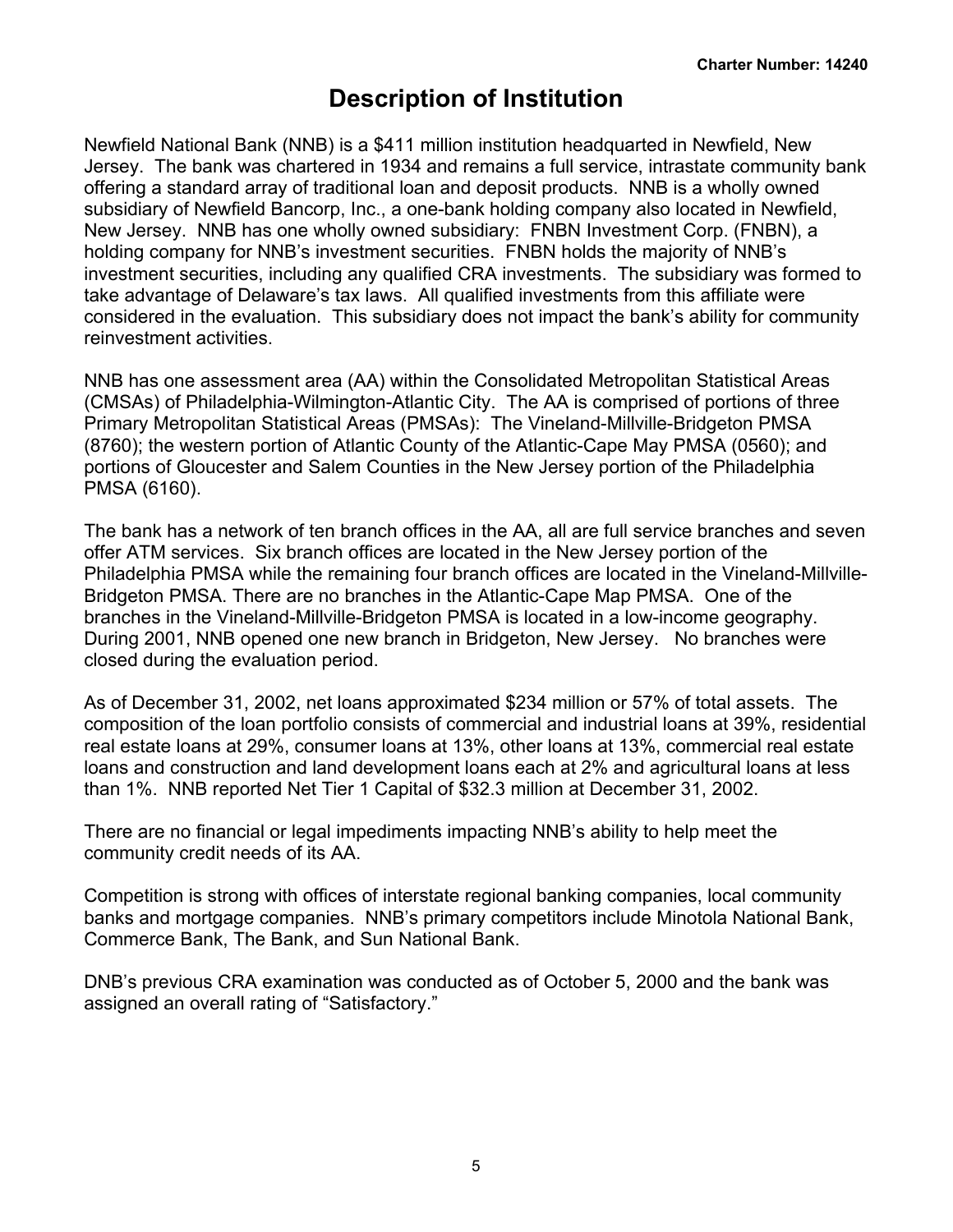# Description of Institution

Newfield National Bank (NNB) is a $411 million institution headquarted in Newfield, New Jersey. The bank was chartered in 1934 and remains a full service, intrastate community bank offering a standard array of traditional loan and deposit products. NNB is a wholly owned subsidiary of Newfield Bancorp, Inc., a one-bank holding company also located in Newfield, New Jersey. NNB has one wholly owned subsidiary: FNBN Investment Corp. (FNBN), a holding company for NNB's investment securities. FNBN holds the majority of NNB's investment securities, including any qualified CRA investments. The subsidiary was formed to take advantage of Delaware's tax laws. All qualified investments from this affiliate were considered in the evaluation. This subsidiary does not impact the bank's ability for community reinvestment activities.

NNB has one assessment area (AA) within the Consolidated Metropolitan Statistical Areas (CMSAs) of Philadelphia-Wilmington-Atlantic City. The AA is comprised of portions of three Primary Metropolitan Statistical Areas (PMSAs): The Vineland-Millville-Bridgeton PMSA (8760); the western portion of Atlantic County of the Atlantic-Cape May PMSA (0560); and portions of Gloucester and Salem Counties in the New Jersey portion of the Philadelphia PMSA (6160).

The bank has a network of ten branch offices in the AA, all are full service branches and seven offer ATM services. Six branch offices are located in the New Jersey portion of the Philadelphia PMSA while the remaining four branch offices are located in the Vineland-Millville-Bridgeton PMSA. There are no branches in the Atlantic-Cape Map PMSA. One of the branches in the Vineland-Millville-Bridgeton PMSA is located in a low-income geography. During 2001, NNB opened one new branch in Bridgeton, New Jersey. No branches were closed during the evaluation period.

As of December 31, 2002, net loans approximated $234 million or 57% of total assets. The composition of the loan portfolio consists of commercial and industrial loans at 39%, residential real estate loans at 29%, consumer loans at 13%, other loans at 13%, commercial real estate loans and construction and land development loans each at 2% and agricultural loans at less than 1%. NNB reported Net Tier 1 Capital of $32.3 million at December 31, 2002.

There are no financial or legal impediments impacting NNB's ability to help meet the community credit needs of its AA.

Competition is strong with offices of interstate regional banking companies, local community banks and mortgage companies. NNB's primary competitors include Minotola National Bank, Commerce Bank, The Bank, and Sun National Bank.

DNB's previous CRA examination was conducted as of October 5, 2000 and the bank was assigned an overall rating of "Satisfactory."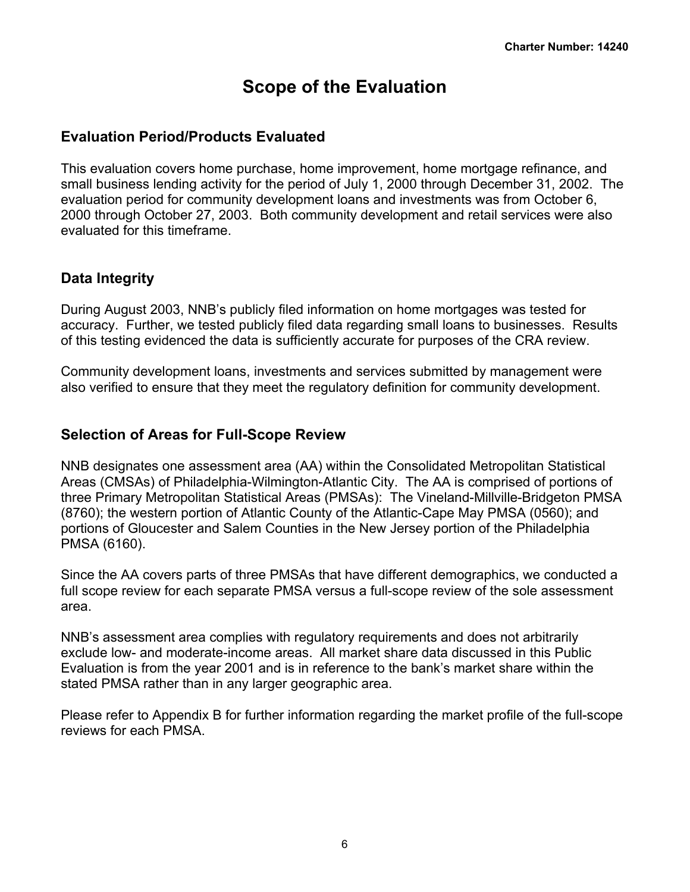# Scope of the Evaluation

## Evaluation Period/Products Evaluated

This evaluation covers home purchase, home improvement, home mortgage refinance, and small business lending activity for the period of July 1, 2000 through December 31, 2002. The evaluation period for community development loans and investments was from October 6, 2000 through October 27, 2003. Both community development and retail services were also evaluated for this timeframe.

## Data Integrity

During August 2003, NNB's publicly filed information on home mortgages was tested for accuracy. Further, we tested publicly filed data regarding small loans to businesses. Results of this testing evidenced the data is sufficiently accurate for purposes of the CRA review.

Community development loans, investments and services submitted by management were also verified to ensure that they meet the regulatory definition for community development.

## Selection of Areas for Full-Scope Review

NNB designates one assessment area (AA) within the Consolidated Metropolitan Statistical Areas (CMSAs) of Philadelphia-Wilmington-Atlantic City. The AA is comprised of portions of three Primary Metropolitan Statistical Areas (PMSAs): The Vineland-Millville-Bridgeton PMSA (8760); the western portion of Atlantic County of the Atlantic-Cape May PMSA (0560); and portions of Gloucester and Salem Counties in the New Jersey portion of the Philadelphia PMSA (6160).

Since the AA covers parts of three PMSAs that have different demographics, we conducted a full scope review for each separate PMSA versus a full-scope review of the sole assessment area.

NNB's assessment area complies with regulatory requirements and does not arbitrarily exclude low- and moderate-income areas. All market share data discussed in this Public Evaluation is from the year 2001 and is in reference to the bank's market share within the stated PMSA rather than in any larger geographic area.

Please refer to Appendix B for further information regarding the market profile of the full-scope reviews for each PMSA.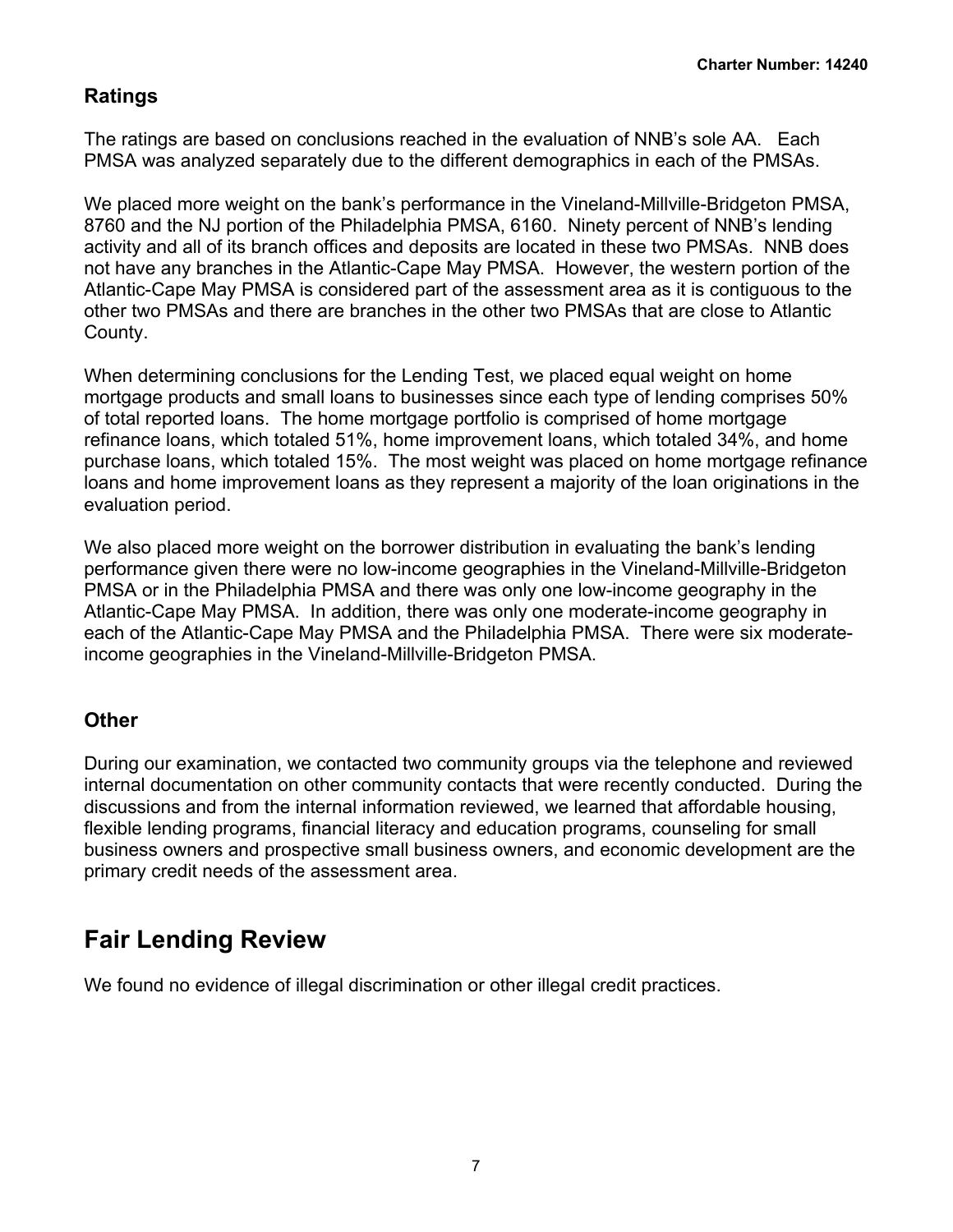## Ratings

The ratings are based on conclusions reached in the evaluation of NNB's sole AA. Each PMSA was analyzed separately due to the different demographics in each of the PMSAs.

We placed more weight on the bank's performance in the Vineland-Millville-Bridgeton PMSA, 8760 and the NJ portion of the Philadelphia PMSA, 6160. Ninety percent of NNB's lending activity and all of its branch offices and deposits are located in these two PMSAs. NNB does not have any branches in the Atlantic-Cape May PMSA. However, the western portion of the Atlantic-Cape May PMSA is considered part of the assessment area as it is contiguous to the other two PMSAs and there are branches in the other two PMSAs that are close to Atlantic County.

When determining conclusions for the Lending Test, we placed equal weight on home mortgage products and small loans to businesses since each type of lending comprises 50% of total reported loans. The home mortgage portfolio is comprised of home mortgage refinance loans, which totaled 51%, home improvement loans, which totaled 34%, and home purchase loans, which totaled 15%. The most weight was placed on home mortgage refinance loans and home improvement loans as they represent a majority of the loan originations in the evaluation period.

We also placed more weight on the borrower distribution in evaluating the bank's lending performance given there were no low-income geographies in the Vineland-Millville-Bridgeton PMSA or in the Philadelphia PMSA and there was only one low-income geography in the Atlantic-Cape May PMSA. In addition, there was only one moderate-income geography in each of the Atlantic-Cape May PMSA and the Philadelphia PMSA. There were six moderate-income geographies in the Vineland-Millville-Bridgeton PMSA.

## Other

During our examination, we contacted two community groups via the telephone and reviewed internal documentation on other community contacts that were recently conducted. During the discussions and from the internal information reviewed, we learned that affordable housing, flexible lending programs, financial literacy and education programs, counseling for small business owners and prospective small business owners, and economic development are the primary credit needs of the assessment area.

# Fair Lending Review

We found no evidence of illegal discrimination or other illegal credit practices.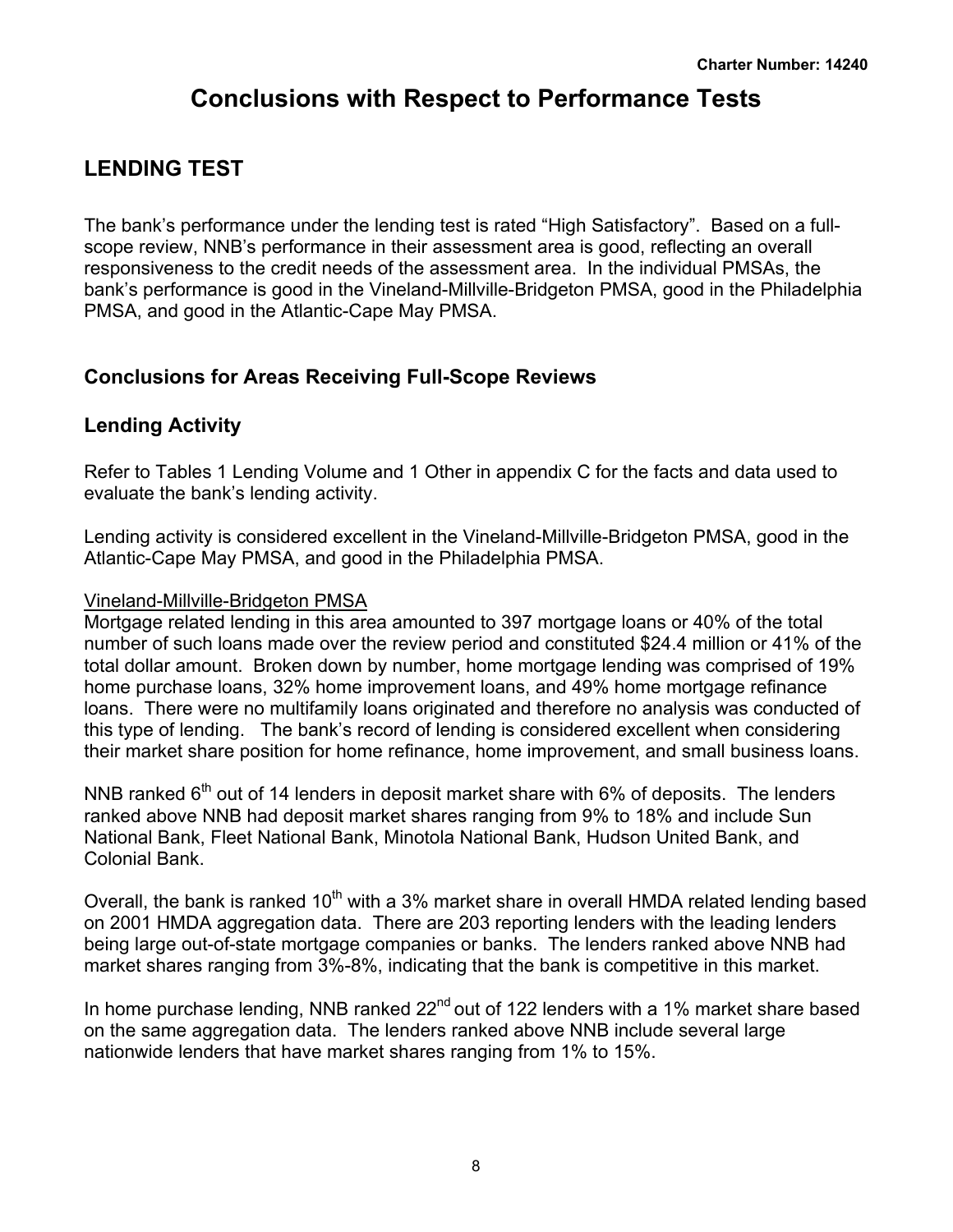# Conclusions with Respect to Performance Tests

## LENDING TEST

The bank's performance under the lending test is rated "High Satisfactory". Based on a full-scope review, NNB's performance in their assessment area is good, reflecting an overall responsiveness to the credit needs of the assessment area. In the individual PMSAs, the bank's performance is good in the Vineland-Millville-Bridgeton PMSA, good in the Philadelphia PMSA, and good in the Atlantic-Cape May PMSA.

### Conclusions for Areas Receiving Full-Scope Reviews

### Lending Activity

Refer to Tables 1 Lending Volume and 1 Other in appendix C for the facts and data used to evaluate the bank's lending activity.

Lending activity is considered excellent in the Vineland-Millville-Bridgeton PMSA, good in the Atlantic-Cape May PMSA, and good in the Philadelphia PMSA.

Vineland-Millville-Bridgeton PMSA

Mortgage related lending in this area amounted to 397 mortgage loans or 40% of the total number of such loans made over the review period and constituted $24.4 million or 41% of the total dollar amount. Broken down by number, home mortgage lending was comprised of 19% home purchase loans, 32% home improvement loans, and 49% home mortgage refinance loans. There were no multifamily loans originated and therefore no analysis was conducted of this type of lending. The bank's record of lending is considered excellent when considering their market share position for home refinance, home improvement, and small business loans.

NNB ranked 6th out of 14 lenders in deposit market share with 6% of deposits. The lenders ranked above NNB had deposit market shares ranging from 9% to 18% and include Sun National Bank, Fleet National Bank, Minotola National Bank, Hudson United Bank, and Colonial Bank.

Overall, the bank is ranked 10th with a 3% market share in overall HMDA related lending based on 2001 HMDA aggregation data. There are 203 reporting lenders with the leading lenders being large out-of-state mortgage companies or banks. The lenders ranked above NNB had market shares ranging from 3%-8%, indicating that the bank is competitive in this market.

In home purchase lending, NNB ranked 22nd out of 122 lenders with a 1% market share based on the same aggregation data. The lenders ranked above NNB include several large nationwide lenders that have market shares ranging from 1% to 15%.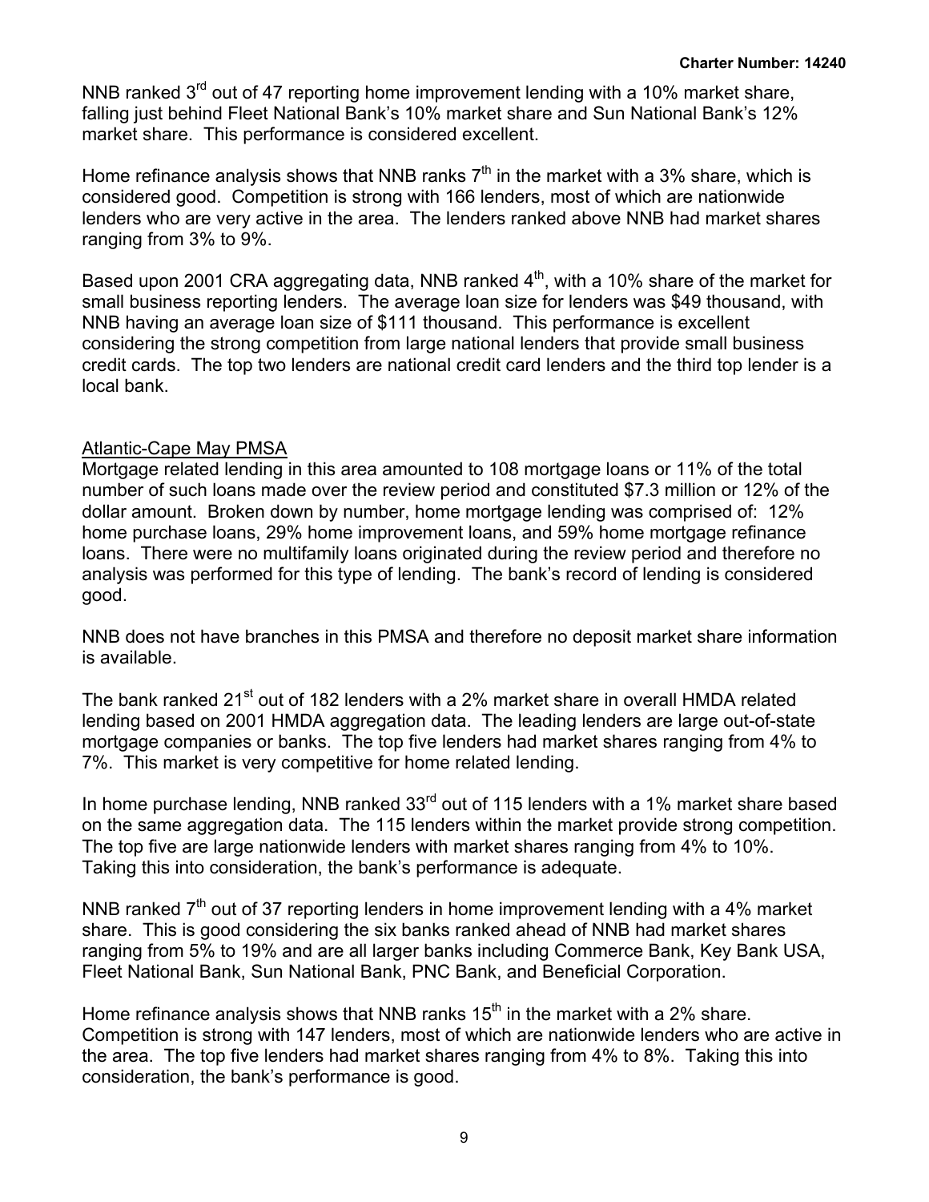NNB ranked 3rd out of 47 reporting home improvement lending with a 10% market share, falling just behind Fleet National Bank's 10% market share and Sun National Bank's 12% market share. This performance is considered excellent.

Home refinance analysis shows that NNB ranks 7th in the market with a 3% share, which is considered good. Competition is strong with 166 lenders, most of which are nationwide lenders who are very active in the area. The lenders ranked above NNB had market shares ranging from 3% to 9%.

Based upon 2001 CRA aggregating data, NNB ranked 4th, with a 10% share of the market for small business reporting lenders. The average loan size for lenders was $49 thousand, with NNB having an average loan size of $111 thousand. This performance is excellent considering the strong competition from large national lenders that provide small business credit cards. The top two lenders are national credit card lenders and the third top lender is a local bank.

<u>Atlantic-Cape May PMSA</u>

Mortgage related lending in this area amounted to 108 mortgage loans or 11% of the total number of such loans made over the review period and constituted $7.3 million or 12% of the dollar amount. Broken down by number, home mortgage lending was comprised of: 12% home purchase loans, 29% home improvement loans, and 59% home mortgage refinance loans. There were no multifamily loans originated during the review period and therefore no analysis was performed for this type of lending. The bank's record of lending is considered good.

NNB does not have branches in this PMSA and therefore no deposit market share information is available.

The bank ranked 21st out of 182 lenders with a 2% market share in overall HMDA related lending based on 2001 HMDA aggregation data. The leading lenders are large out-of-state mortgage companies or banks. The top five lenders had market shares ranging from 4% to 7%. This market is very competitive for home related lending.

In home purchase lending, NNB ranked 33rd out of 115 lenders with a 1% market share based on the same aggregation data. The 115 lenders within the market provide strong competition. The top five are large nationwide lenders with market shares ranging from 4% to 10%. Taking this into consideration, the bank's performance is adequate.

NNB ranked 7th out of 37 reporting lenders in home improvement lending with a 4% market share. This is good considering the six banks ranked ahead of NNB had market shares ranging from 5% to 19% and are all larger banks including Commerce Bank, Key Bank USA, Fleet National Bank, Sun National Bank, PNC Bank, and Beneficial Corporation.

Home refinance analysis shows that NNB ranks 15th in the market with a 2% share. Competition is strong with 147 lenders, most of which are nationwide lenders who are active in the area. The top five lenders had market shares ranging from 4% to 8%. Taking this into consideration, the bank's performance is good.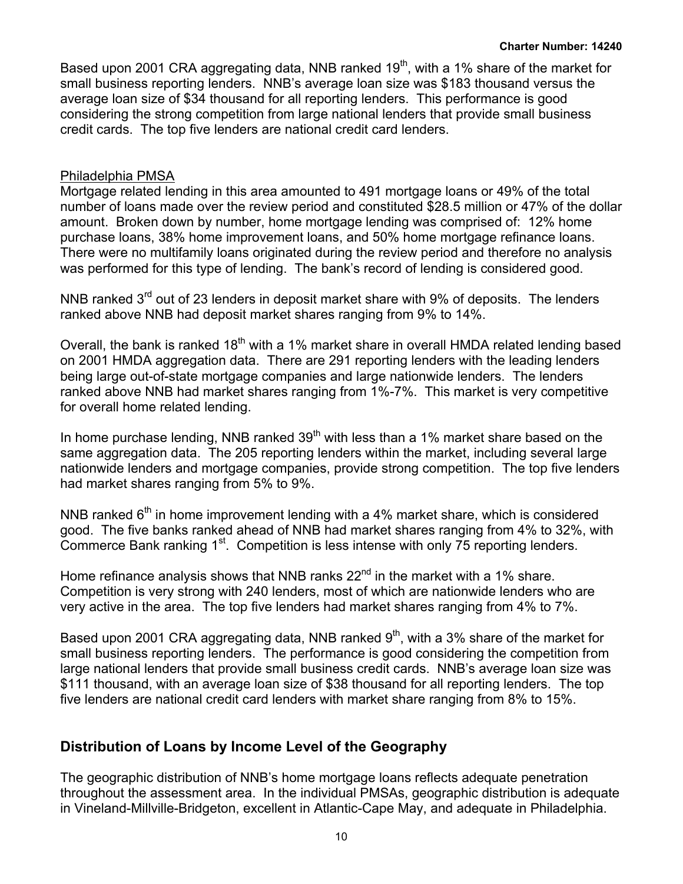Based upon 2001 CRA aggregating data, NNB ranked 19th, with a 1% share of the market for small business reporting lenders. NNB's average loan size was $183 thousand versus the average loan size of $34 thousand for all reporting lenders. This performance is good considering the strong competition from large national lenders that provide small business credit cards. The top five lenders are national credit card lenders.

Philadelphia PMSA

Mortgage related lending in this area amounted to 491 mortgage loans or 49% of the total number of loans made over the review period and constituted $28.5 million or 47% of the dollar amount. Broken down by number, home mortgage lending was comprised of: 12% home purchase loans, 38% home improvement loans, and 50% home mortgage refinance loans. There were no multifamily loans originated during the review period and therefore no analysis was performed for this type of lending. The bank's record of lending is considered good.

NNB ranked 3rd out of 23 lenders in deposit market share with 9% of deposits. The lenders ranked above NNB had deposit market shares ranging from 9% to 14%.

Overall, the bank is ranked 18th with a 1% market share in overall HMDA related lending based on 2001 HMDA aggregation data. There are 291 reporting lenders with the leading lenders being large out-of-state mortgage companies and large nationwide lenders. The lenders ranked above NNB had market shares ranging from 1%-7%. This market is very competitive for overall home related lending.

In home purchase lending, NNB ranked 39th with less than a 1% market share based on the same aggregation data. The 205 reporting lenders within the market, including several large nationwide lenders and mortgage companies, provide strong competition. The top five lenders had market shares ranging from 5% to 9%.

NNB ranked 6th in home improvement lending with a 4% market share, which is considered good. The five banks ranked ahead of NNB had market shares ranging from 4% to 32%, with Commerce Bank ranking 1st. Competition is less intense with only 75 reporting lenders.

Home refinance analysis shows that NNB ranks 22nd in the market with a 1% share. Competition is very strong with 240 lenders, most of which are nationwide lenders who are very active in the area. The top five lenders had market shares ranging from 4% to 7%.

Based upon 2001 CRA aggregating data, NNB ranked 9th, with a 3% share of the market for small business reporting lenders. The performance is good considering the competition from large national lenders that provide small business credit cards. NNB's average loan size was $111 thousand, with an average loan size of $38 thousand for all reporting lenders. The top five lenders are national credit card lenders with market share ranging from 8% to 15%.

## Distribution of Loans by Income Level of the Geography

The geographic distribution of NNB's home mortgage loans reflects adequate penetration throughout the assessment area. In the individual PMSAs, geographic distribution is adequate in Vineland-Millville-Bridgeton, excellent in Atlantic-Cape May, and adequate in Philadelphia.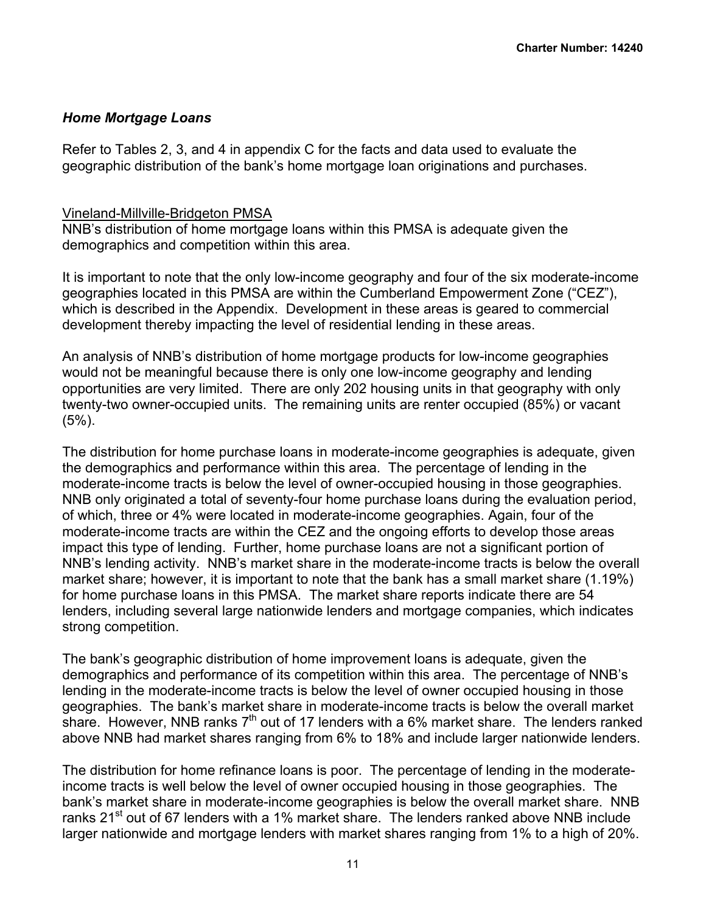### *Home Mortgage Loans*

Refer to Tables 2, 3, and 4 in appendix C for the facts and data used to evaluate the geographic distribution of the bank's home mortgage loan originations and purchases.

Vineland-Millville-Bridgeton PMSA

NNB's distribution of home mortgage loans within this PMSA is adequate given the demographics and competition within this area.

It is important to note that the only low-income geography and four of the six moderate-income geographies located in this PMSA are within the Cumberland Empowerment Zone ("CEZ"), which is described in the Appendix. Development in these areas is geared to commercial development thereby impacting the level of residential lending in these areas.

An analysis of NNB's distribution of home mortgage products for low-income geographies would not be meaningful because there is only one low-income geography and lending opportunities are very limited. There are only 202 housing units in that geography with only twenty-two owner-occupied units. The remaining units are renter occupied (85%) or vacant (5%).

The distribution for home purchase loans in moderate-income geographies is adequate, given the demographics and performance within this area. The percentage of lending in the moderate-income tracts is below the level of owner-occupied housing in those geographies. NNB only originated a total of seventy-four home purchase loans during the evaluation period, of which, three or 4% were located in moderate-income geographies. Again, four of the moderate-income tracts are within the CEZ and the ongoing efforts to develop those areas impact this type of lending. Further, home purchase loans are not a significant portion of NNB's lending activity. NNB's market share in the moderate-income tracts is below the overall market share; however, it is important to note that the bank has a small market share (1.19%) for home purchase loans in this PMSA. The market share reports indicate there are 54 lenders, including several large nationwide lenders and mortgage companies, which indicates strong competition.

The bank's geographic distribution of home improvement loans is adequate, given the demographics and performance of its competition within this area. The percentage of NNB's lending in the moderate-income tracts is below the level of owner occupied housing in those geographies. The bank's market share in moderate-income tracts is below the overall market share. However, NNB ranks 7th out of 17 lenders with a 6% market share. The lenders ranked above NNB had market shares ranging from 6% to 18% and include larger nationwide lenders.

The distribution for home refinance loans is poor. The percentage of lending in the moderate-income tracts is well below the level of owner occupied housing in those geographies. The bank's market share in moderate-income geographies is below the overall market share. NNB ranks 21st out of 67 lenders with a 1% market share. The lenders ranked above NNB include larger nationwide and mortgage lenders with market shares ranging from 1% to a high of 20%.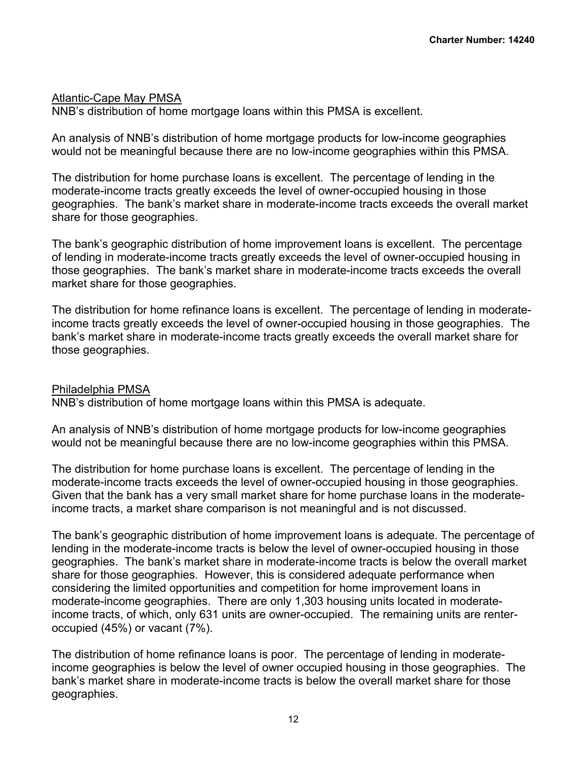Atlantic-Cape May PMSA

NNB's distribution of home mortgage loans within this PMSA is excellent.

An analysis of NNB's distribution of home mortgage products for low-income geographies would not be meaningful because there are no low-income geographies within this PMSA.

The distribution for home purchase loans is excellent. The percentage of lending in the moderate-income tracts greatly exceeds the level of owner-occupied housing in those geographies. The bank's market share in moderate-income tracts exceeds the overall market share for those geographies.

The bank's geographic distribution of home improvement loans is excellent. The percentage of lending in moderate-income tracts greatly exceeds the level of owner-occupied housing in those geographies. The bank's market share in moderate-income tracts exceeds the overall market share for those geographies.

The distribution for home refinance loans is excellent. The percentage of lending in moderate-income tracts greatly exceeds the level of owner-occupied housing in those geographies. The bank's market share in moderate-income tracts greatly exceeds the overall market share for those geographies.

Philadelphia PMSA

NNB's distribution of home mortgage loans within this PMSA is adequate.

An analysis of NNB's distribution of home mortgage products for low-income geographies would not be meaningful because there are no low-income geographies within this PMSA.

The distribution for home purchase loans is excellent. The percentage of lending in the moderate-income tracts exceeds the level of owner-occupied housing in those geographies. Given that the bank has a very small market share for home purchase loans in the moderate-income tracts, a market share comparison is not meaningful and is not discussed.

The bank's geographic distribution of home improvement loans is adequate. The percentage of lending in the moderate-income tracts is below the level of owner-occupied housing in those geographies. The bank's market share in moderate-income tracts is below the overall market share for those geographies. However, this is considered adequate performance when considering the limited opportunities and competition for home improvement loans in moderate-income geographies. There are only 1,303 housing units located in moderate-income tracts, of which, only 631 units are owner-occupied. The remaining units are renter-occupied (45%) or vacant (7%).

The distribution of home refinance loans is poor. The percentage of lending in moderate-income geographies is below the level of owner occupied housing in those geographies. The bank's market share in moderate-income tracts is below the overall market share for those geographies.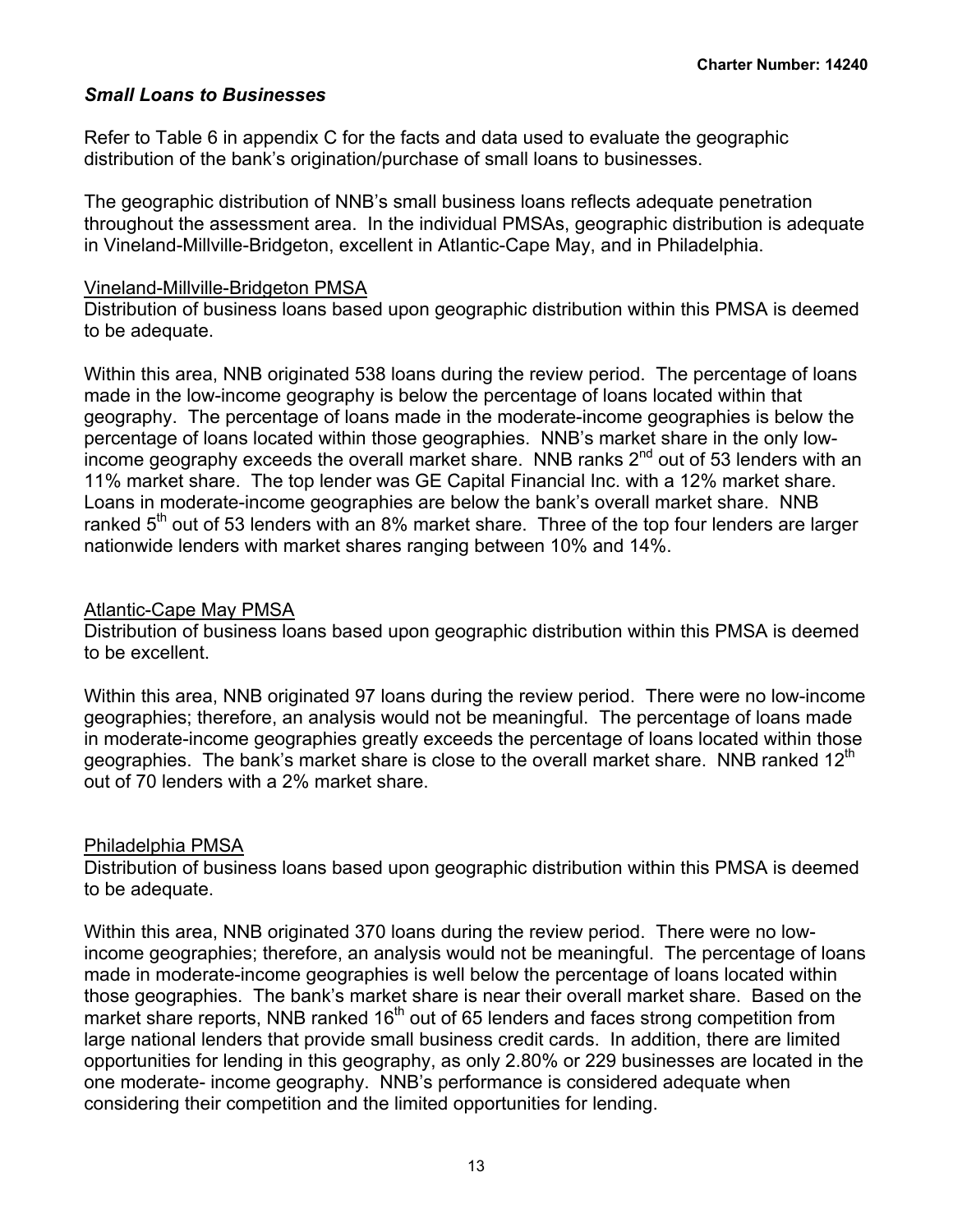### *Small Loans to Businesses*

Refer to Table 6 in appendix C for the facts and data used to evaluate the geographic distribution of the bank's origination/purchase of small loans to businesses.

The geographic distribution of NNB's small business loans reflects adequate penetration throughout the assessment area. In the individual PMSAs, geographic distribution is adequate in Vineland-Millville-Bridgeton, excellent in Atlantic-Cape May, and in Philadelphia.

Vineland-Millville-Bridgeton PMSA

Distribution of business loans based upon geographic distribution within this PMSA is deemed to be adequate.

Within this area, NNB originated 538 loans during the review period. The percentage of loans made in the low-income geography is below the percentage of loans located within that geography. The percentage of loans made in the moderate-income geographies is below the percentage of loans located within those geographies. NNB's market share in the only low-income geography exceeds the overall market share. NNB ranks 2nd out of 53 lenders with an 11% market share. The top lender was GE Capital Financial Inc. with a 12% market share. Loans in moderate-income geographies are below the bank's overall market share. NNB ranked 5th out of 53 lenders with an 8% market share. Three of the top four lenders are larger nationwide lenders with market shares ranging between 10% and 14%.

Atlantic-Cape May PMSA

Distribution of business loans based upon geographic distribution within this PMSA is deemed to be excellent.

Within this area, NNB originated 97 loans during the review period. There were no low-income geographies; therefore, an analysis would not be meaningful. The percentage of loans made in moderate-income geographies greatly exceeds the percentage of loans located within those geographies. The bank's market share is close to the overall market share. NNB ranked 12th out of 70 lenders with a 2% market share.

Philadelphia PMSA

Distribution of business loans based upon geographic distribution within this PMSA is deemed to be adequate.

Within this area, NNB originated 370 loans during the review period. There were no low-income geographies; therefore, an analysis would not be meaningful. The percentage of loans made in moderate-income geographies is well below the percentage of loans located within those geographies. The bank's market share is near their overall market share. Based on the market share reports, NNB ranked 16th out of 65 lenders and faces strong competition from large national lenders that provide small business credit cards. In addition, there are limited opportunities for lending in this geography, as only 2.80% or 229 businesses are located in the one moderate- income geography. NNB's performance is considered adequate when considering their competition and the limited opportunities for lending.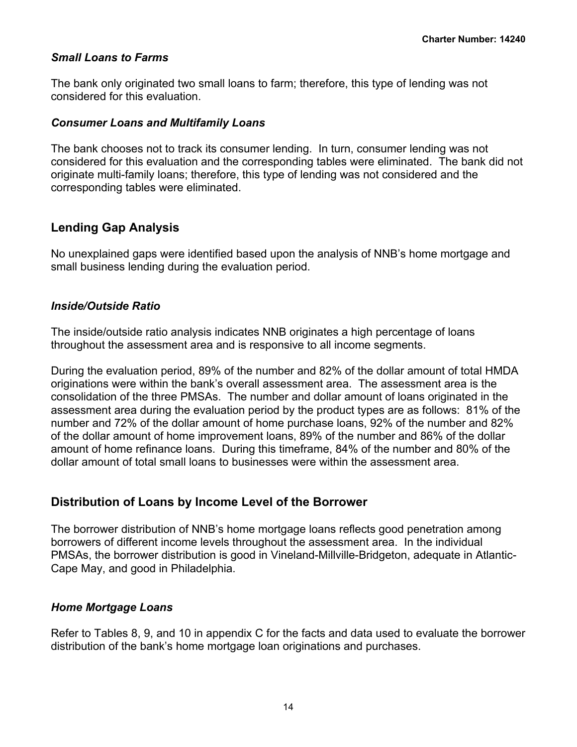### *Small Loans to Farms*

The bank only originated two small loans to farm; therefore, this type of lending was not considered for this evaluation.

### *Consumer Loans and Multifamily Loans*

The bank chooses not to track its consumer lending. In turn, consumer lending was not considered for this evaluation and the corresponding tables were eliminated. The bank did not originate multi-family loans; therefore, this type of lending was not considered and the corresponding tables were eliminated.

## Lending Gap Analysis

No unexplained gaps were identified based upon the analysis of NNB's home mortgage and small business lending during the evaluation period.

### *Inside/Outside Ratio*

The inside/outside ratio analysis indicates NNB originates a high percentage of loans throughout the assessment area and is responsive to all income segments.

During the evaluation period, 89% of the number and 82% of the dollar amount of total HMDA originations were within the bank's overall assessment area. The assessment area is the consolidation of the three PMSAs. The number and dollar amount of loans originated in the assessment area during the evaluation period by the product types are as follows: 81% of the number and 72% of the dollar amount of home purchase loans, 92% of the number and 82% of the dollar amount of home improvement loans, 89% of the number and 86% of the dollar amount of home refinance loans. During this timeframe, 84% of the number and 80% of the dollar amount of total small loans to businesses were within the assessment area.

## Distribution of Loans by Income Level of the Borrower

The borrower distribution of NNB's home mortgage loans reflects good penetration among borrowers of different income levels throughout the assessment area. In the individual PMSAs, the borrower distribution is good in Vineland-Millville-Bridgeton, adequate in Atlantic-Cape May, and good in Philadelphia.

### *Home Mortgage Loans*

Refer to Tables 8, 9, and 10 in appendix C for the facts and data used to evaluate the borrower distribution of the bank's home mortgage loan originations and purchases.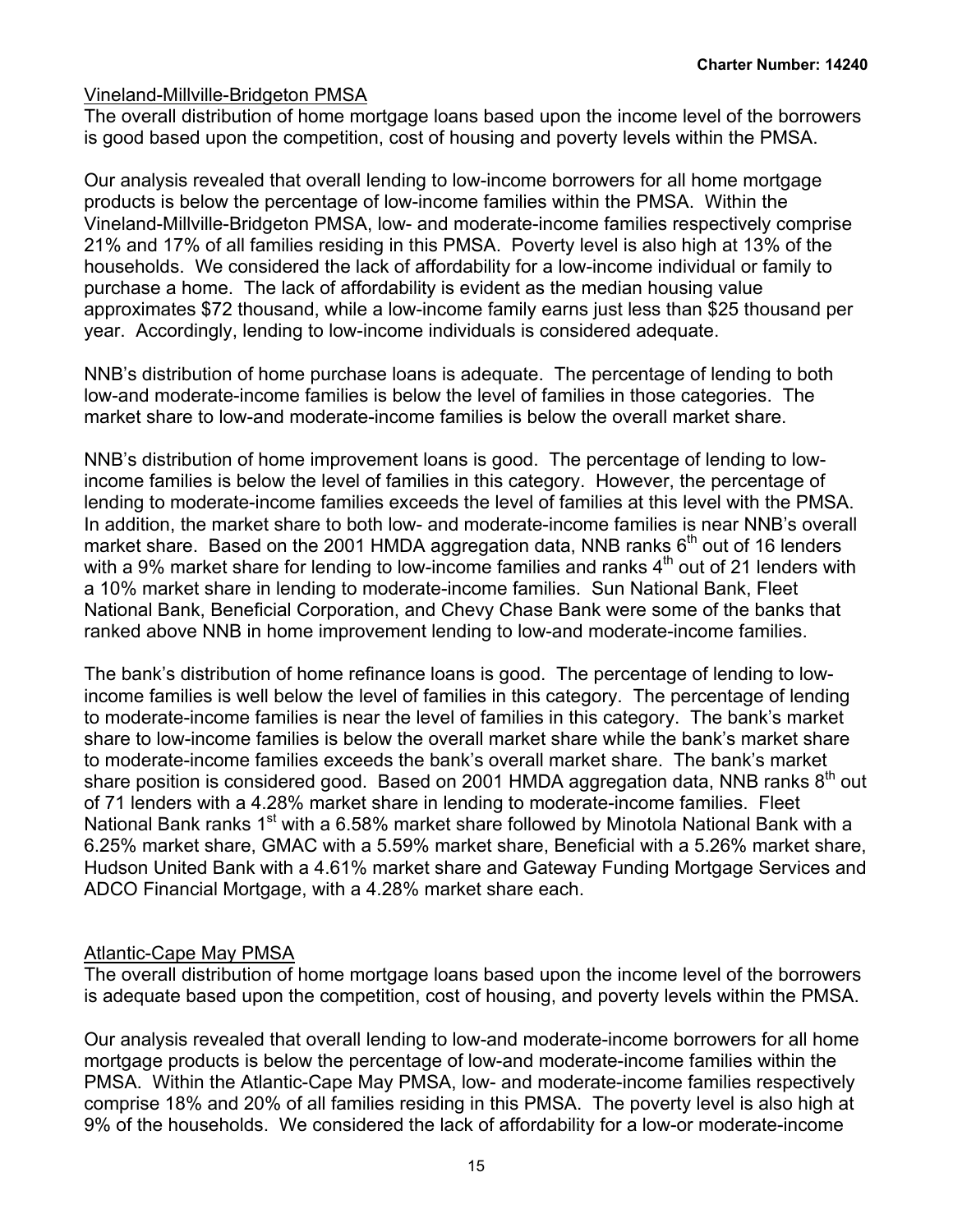### Vineland-Millville-Bridgeton PMSA

The overall distribution of home mortgage loans based upon the income level of the borrowers is good based upon the competition, cost of housing and poverty levels within the PMSA.

Our analysis revealed that overall lending to low-income borrowers for all home mortgage products is below the percentage of low-income families within the PMSA. Within the Vineland-Millville-Bridgeton PMSA, low- and moderate-income families respectively comprise 21% and 17% of all families residing in this PMSA. Poverty level is also high at 13% of the households. We considered the lack of affordability for a low-income individual or family to purchase a home. The lack of affordability is evident as the median housing value approximates $72 thousand, while a low-income family earns just less than $25 thousand per year. Accordingly, lending to low-income individuals is considered adequate.

NNB's distribution of home purchase loans is adequate. The percentage of lending to both low-and moderate-income families is below the level of families in those categories. The market share to low-and moderate-income families is below the overall market share.

NNB's distribution of home improvement loans is good. The percentage of lending to low-income families is below the level of families in this category. However, the percentage of lending to moderate-income families exceeds the level of families at this level with the PMSA. In addition, the market share to both low- and moderate-income families is near NNB's overall market share. Based on the 2001 HMDA aggregation data, NNB ranks 6th out of 16 lenders with a 9% market share for lending to low-income families and ranks 4th out of 21 lenders with a 10% market share in lending to moderate-income families. Sun National Bank, Fleet National Bank, Beneficial Corporation, and Chevy Chase Bank were some of the banks that ranked above NNB in home improvement lending to low-and moderate-income families.

The bank's distribution of home refinance loans is good. The percentage of lending to low-income families is well below the level of families in this category. The percentage of lending to moderate-income families is near the level of families in this category. The bank's market share to low-income families is below the overall market share while the bank's market share to moderate-income families exceeds the bank's overall market share. The bank's market share position is considered good. Based on 2001 HMDA aggregation data, NNB ranks 8th out of 71 lenders with a 4.28% market share in lending to moderate-income families. Fleet National Bank ranks 1st with a 6.58% market share followed by Minotola National Bank with a 6.25% market share, GMAC with a 5.59% market share, Beneficial with a 5.26% market share, Hudson United Bank with a 4.61% market share and Gateway Funding Mortgage Services and ADCO Financial Mortgage, with a 4.28% market share each.

### Atlantic-Cape May PMSA

The overall distribution of home mortgage loans based upon the income level of the borrowers is adequate based upon the competition, cost of housing, and poverty levels within the PMSA.

Our analysis revealed that overall lending to low-and moderate-income borrowers for all home mortgage products is below the percentage of low-and moderate-income families within the PMSA. Within the Atlantic-Cape May PMSA, low- and moderate-income families respectively comprise 18% and 20% of all families residing in this PMSA. The poverty level is also high at 9% of the households. We considered the lack of affordability for a low-or moderate-income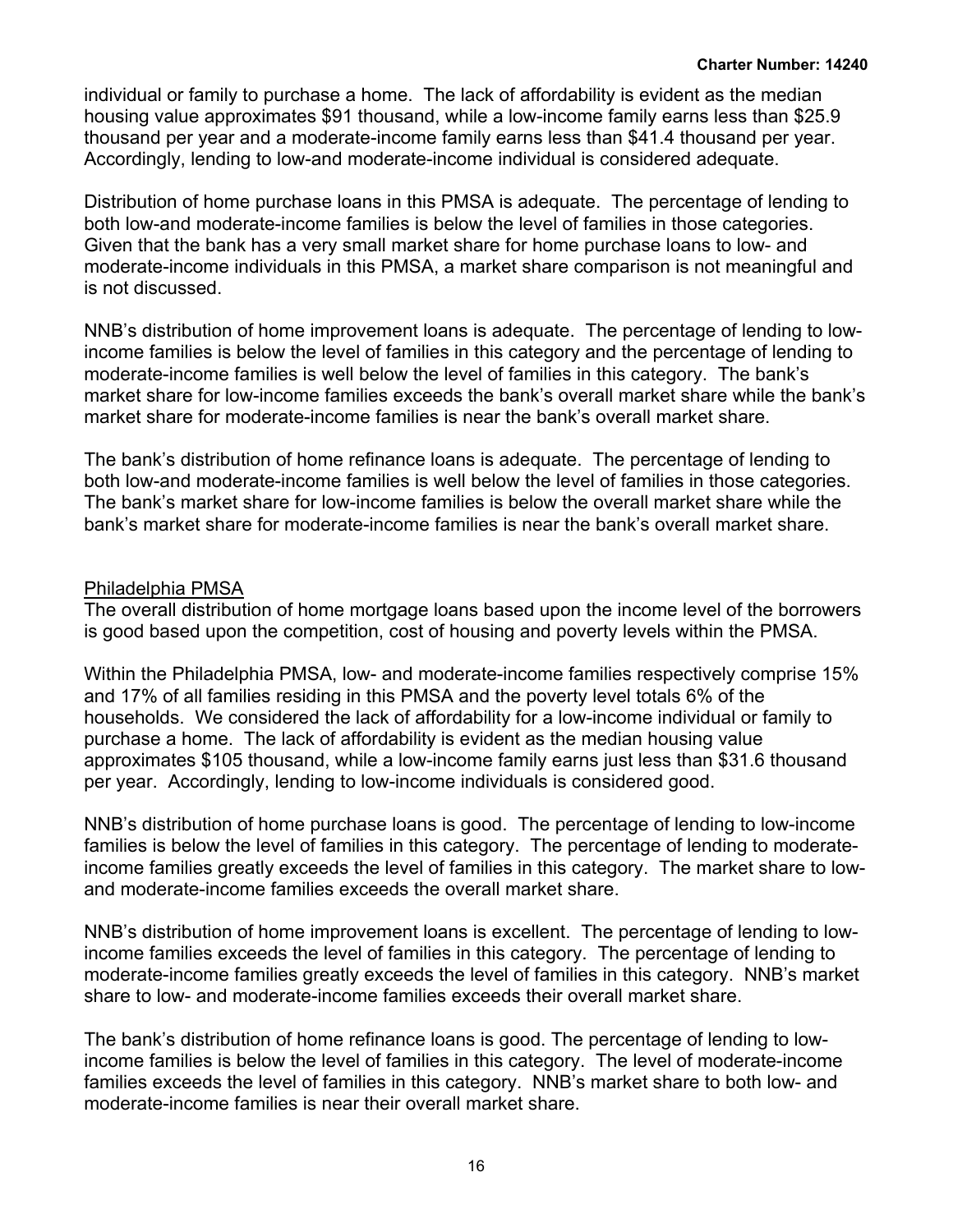individual or family to purchase a home. The lack of affordability is evident as the median housing value approximates $91 thousand, while a low-income family earns less than $25.9 thousand per year and a moderate-income family earns less than $41.4 thousand per year. Accordingly, lending to low-and moderate-income individual is considered adequate.

Distribution of home purchase loans in this PMSA is adequate. The percentage of lending to both low-and moderate-income families is below the level of families in those categories. Given that the bank has a very small market share for home purchase loans to low- and moderate-income individuals in this PMSA, a market share comparison is not meaningful and is not discussed.

NNB's distribution of home improvement loans is adequate. The percentage of lending to low-income families is below the level of families in this category and the percentage of lending to moderate-income families is well below the level of families in this category. The bank's market share for low-income families exceeds the bank's overall market share while the bank's market share for moderate-income families is near the bank's overall market share.

The bank's distribution of home refinance loans is adequate. The percentage of lending to both low-and moderate-income families is well below the level of families in those categories. The bank's market share for low-income families is below the overall market share while the bank's market share for moderate-income families is near the bank's overall market share.

<u>Philadelphia PMSA</u>

The overall distribution of home mortgage loans based upon the income level of the borrowers is good based upon the competition, cost of housing and poverty levels within the PMSA.

Within the Philadelphia PMSA, low- and moderate-income families respectively comprise 15% and 17% of all families residing in this PMSA and the poverty level totals 6% of the households. We considered the lack of affordability for a low-income individual or family to purchase a home. The lack of affordability is evident as the median housing value approximates $105 thousand, while a low-income family earns just less than $31.6 thousand per year. Accordingly, lending to low-income individuals is considered good.

NNB's distribution of home purchase loans is good. The percentage of lending to low-income families is below the level of families in this category. The percentage of lending to moderate-income families greatly exceeds the level of families in this category. The market share to low- and moderate-income families exceeds the overall market share.

NNB's distribution of home improvement loans is excellent. The percentage of lending to low-income families exceeds the level of families in this category. The percentage of lending to moderate-income families greatly exceeds the level of families in this category. NNB's market share to low- and moderate-income families exceeds their overall market share.

The bank's distribution of home refinance loans is good. The percentage of lending to low-income families is below the level of families in this category. The level of moderate-income families exceeds the level of families in this category. NNB's market share to both low- and moderate-income families is near their overall market share.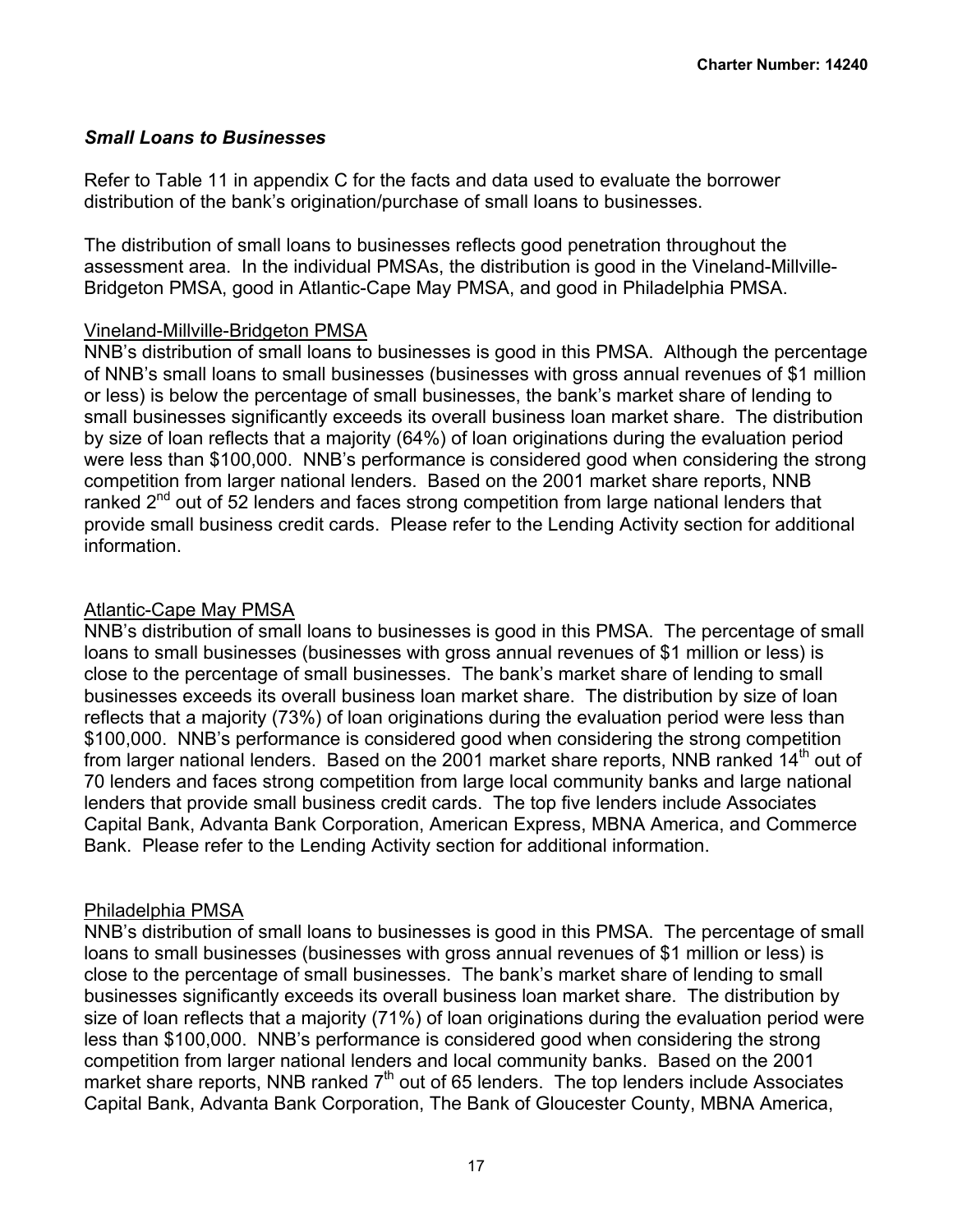### *Small Loans to Businesses*

Refer to Table 11 in appendix C for the facts and data used to evaluate the borrower distribution of the bank's origination/purchase of small loans to businesses.

The distribution of small loans to businesses reflects good penetration throughout the assessment area. In the individual PMSAs, the distribution is good in the Vineland-Millville-Bridgeton PMSA, good in Atlantic-Cape May PMSA, and good in Philadelphia PMSA.

Vineland-Millville-Bridgeton PMSA

NNB's distribution of small loans to businesses is good in this PMSA. Although the percentage of NNB's small loans to small businesses (businesses with gross annual revenues of $1 million or less) is below the percentage of small businesses, the bank's market share of lending to small businesses significantly exceeds its overall business loan market share. The distribution by size of loan reflects that a majority (64%) of loan originations during the evaluation period were less than $100,000. NNB's performance is considered good when considering the strong competition from larger national lenders. Based on the 2001 market share reports, NNB ranked 2nd out of 52 lenders and faces strong competition from large national lenders that provide small business credit cards. Please refer to the Lending Activity section for additional information.

Atlantic-Cape May PMSA

NNB's distribution of small loans to businesses is good in this PMSA. The percentage of small loans to small businesses (businesses with gross annual revenues of $1 million or less) is close to the percentage of small businesses. The bank's market share of lending to small businesses exceeds its overall business loan market share. The distribution by size of loan reflects that a majority (73%) of loan originations during the evaluation period were less than $100,000. NNB's performance is considered good when considering the strong competition from larger national lenders. Based on the 2001 market share reports, NNB ranked 14th out of 70 lenders and faces strong competition from large local community banks and large national lenders that provide small business credit cards. The top five lenders include Associates Capital Bank, Advanta Bank Corporation, American Express, MBNA America, and Commerce Bank. Please refer to the Lending Activity section for additional information.

Philadelphia PMSA

NNB's distribution of small loans to businesses is good in this PMSA. The percentage of small loans to small businesses (businesses with gross annual revenues of $1 million or less) is close to the percentage of small businesses. The bank's market share of lending to small businesses significantly exceeds its overall business loan market share. The distribution by size of loan reflects that a majority (71%) of loan originations during the evaluation period were less than $100,000. NNB's performance is considered good when considering the strong competition from larger national lenders and local community banks. Based on the 2001 market share reports, NNB ranked 7th out of 65 lenders. The top lenders include Associates Capital Bank, Advanta Bank Corporation, The Bank of Gloucester County, MBNA America,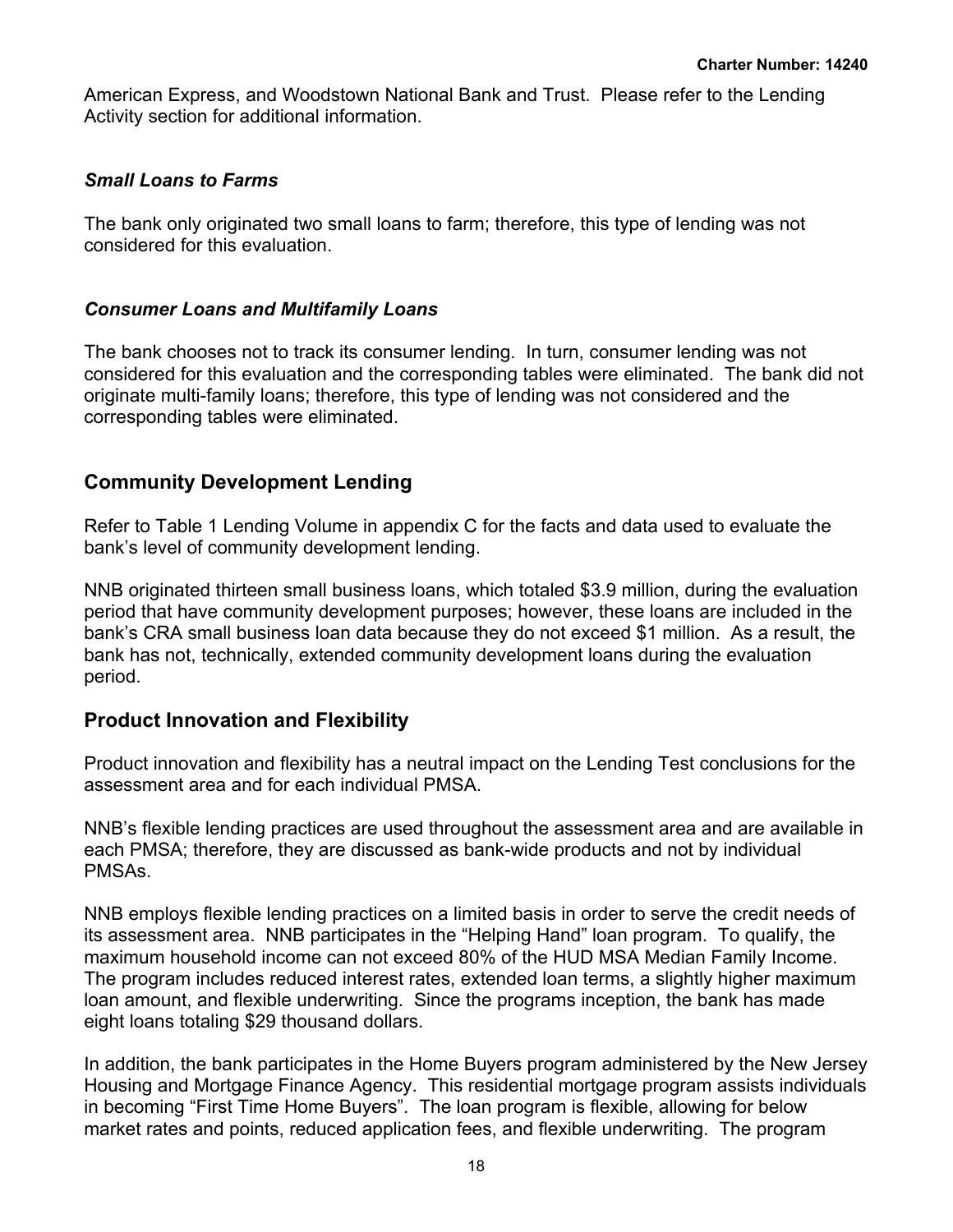American Express, and Woodstown National Bank and Trust. Please refer to the Lending Activity section for additional information.

### *Small Loans to Farms*

The bank only originated two small loans to farm; therefore, this type of lending was not considered for this evaluation.

### *Consumer Loans and Multifamily Loans*

The bank chooses not to track its consumer lending. In turn, consumer lending was not considered for this evaluation and the corresponding tables were eliminated. The bank did not originate multi-family loans; therefore, this type of lending was not considered and the corresponding tables were eliminated.

## Community Development Lending

Refer to Table 1 Lending Volume in appendix C for the facts and data used to evaluate the bank's level of community development lending.

NNB originated thirteen small business loans, which totaled $3.9 million, during the evaluation period that have community development purposes; however, these loans are included in the bank's CRA small business loan data because they do not exceed $1 million. As a result, the bank has not, technically, extended community development loans during the evaluation period.

## Product Innovation and Flexibility

Product innovation and flexibility has a neutral impact on the Lending Test conclusions for the assessment area and for each individual PMSA.

NNB's flexible lending practices are used throughout the assessment area and are available in each PMSA; therefore, they are discussed as bank-wide products and not by individual PMSAs.

NNB employs flexible lending practices on a limited basis in order to serve the credit needs of its assessment area. NNB participates in the "Helping Hand" loan program. To qualify, the maximum household income can not exceed 80% of the HUD MSA Median Family Income. The program includes reduced interest rates, extended loan terms, a slightly higher maximum loan amount, and flexible underwriting. Since the programs inception, the bank has made eight loans totaling $29 thousand dollars.

In addition, the bank participates in the Home Buyers program administered by the New Jersey Housing and Mortgage Finance Agency. This residential mortgage program assists individuals in becoming "First Time Home Buyers". The loan program is flexible, allowing for below market rates and points, reduced application fees, and flexible underwriting. The program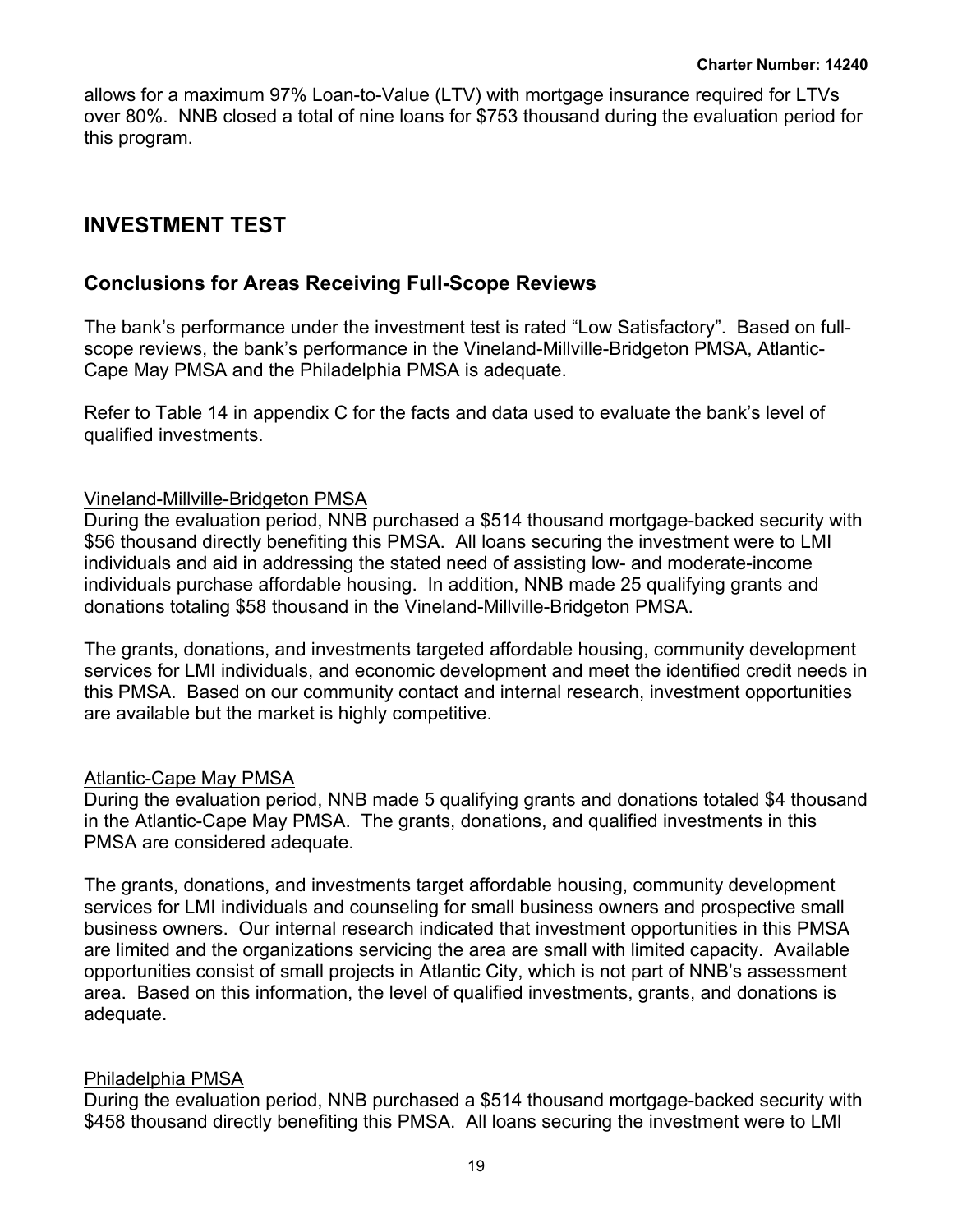allows for a maximum 97% Loan-to-Value (LTV) with mortgage insurance required for LTVs over 80%. NNB closed a total of nine loans for $753 thousand during the evaluation period for this program.

## INVESTMENT TEST

### Conclusions for Areas Receiving Full-Scope Reviews

The bank's performance under the investment test is rated "Low Satisfactory". Based on full-scope reviews, the bank's performance in the Vineland-Millville-Bridgeton PMSA, Atlantic-Cape May PMSA and the Philadelphia PMSA is adequate.

Refer to Table 14 in appendix C for the facts and data used to evaluate the bank's level of qualified investments.

<u>Vineland-Millville-Bridgeton PMSA</u>
During the evaluation period, NNB purchased a $514 thousand mortgage-backed security with $56 thousand directly benefiting this PMSA. All loans securing the investment were to LMI individuals and aid in addressing the stated need of assisting low- and moderate-income individuals purchase affordable housing. In addition, NNB made 25 qualifying grants and donations totaling $58 thousand in the Vineland-Millville-Bridgeton PMSA.

The grants, donations, and investments targeted affordable housing, community development services for LMI individuals, and economic development and meet the identified credit needs in this PMSA. Based on our community contact and internal research, investment opportunities are available but the market is highly competitive.

<u>Atlantic-Cape May PMSA</u>
During the evaluation period, NNB made 5 qualifying grants and donations totaled $4 thousand in the Atlantic-Cape May PMSA. The grants, donations, and qualified investments in this PMSA are considered adequate.

The grants, donations, and investments target affordable housing, community development services for LMI individuals and counseling for small business owners and prospective small business owners. Our internal research indicated that investment opportunities in this PMSA are limited and the organizations servicing the area are small with limited capacity. Available opportunities consist of small projects in Atlantic City, which is not part of NNB's assessment area. Based on this information, the level of qualified investments, grants, and donations is adequate.

<u>Philadelphia PMSA</u>
During the evaluation period, NNB purchased a $514 thousand mortgage-backed security with $458 thousand directly benefiting this PMSA. All loans securing the investment were to LMI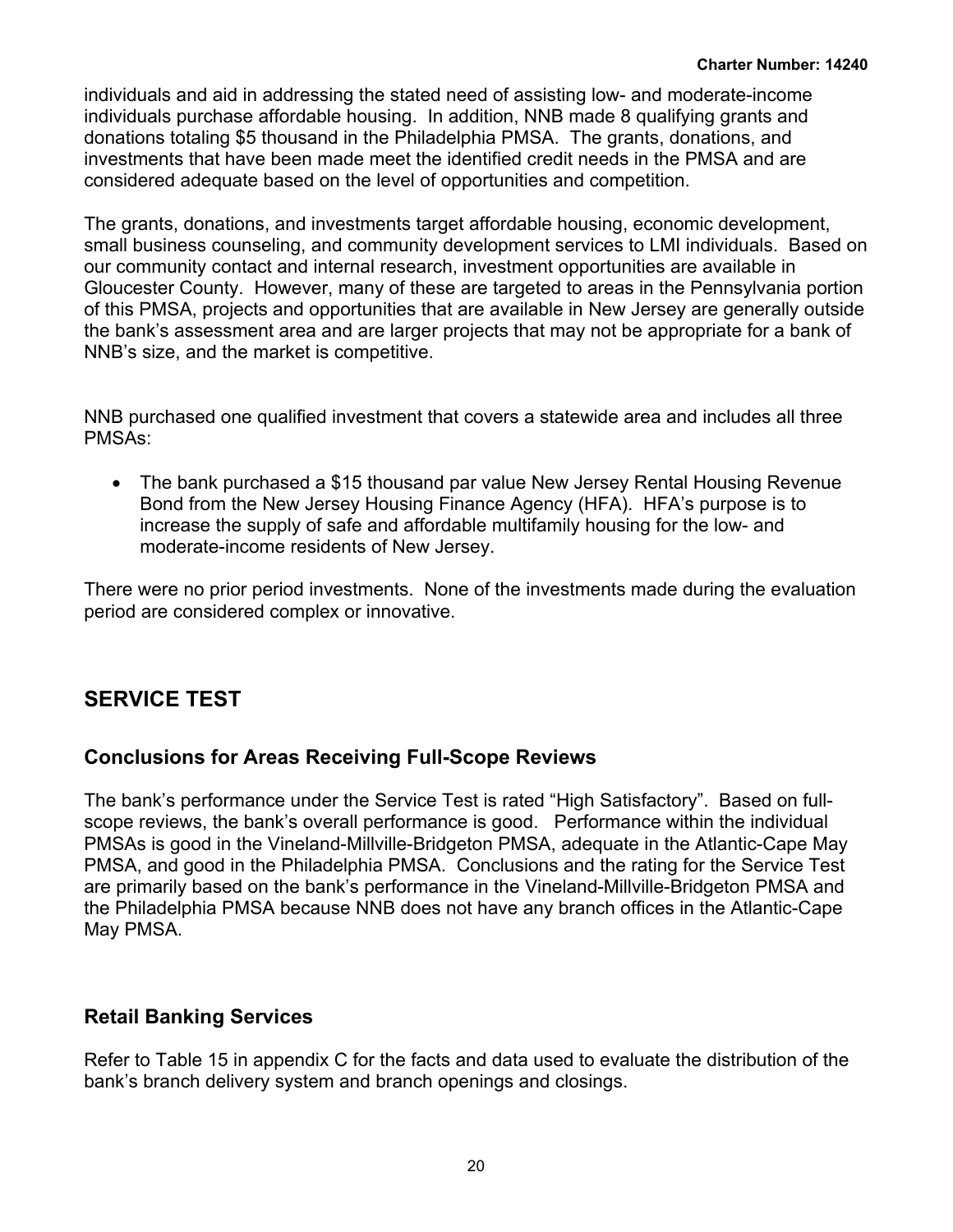individuals and aid in addressing the stated need of assisting low- and moderate-income individuals purchase affordable housing. In addition, NNB made 8 qualifying grants and donations totaling $5 thousand in the Philadelphia PMSA. The grants, donations, and investments that have been made meet the identified credit needs in the PMSA and are considered adequate based on the level of opportunities and competition.

The grants, donations, and investments target affordable housing, economic development, small business counseling, and community development services to LMI individuals. Based on our community contact and internal research, investment opportunities are available in Gloucester County. However, many of these are targeted to areas in the Pennsylvania portion of this PMSA, projects and opportunities that are available in New Jersey are generally outside the bank's assessment area and are larger projects that may not be appropriate for a bank of NNB's size, and the market is competitive.

NNB purchased one qualified investment that covers a statewide area and includes all three PMSAs:

- The bank purchased a $15 thousand par value New Jersey Rental Housing Revenue Bond from the New Jersey Housing Finance Agency (HFA). HFA's purpose is to increase the supply of safe and affordable multifamily housing for the low- and moderate-income residents of New Jersey.

There were no prior period investments. None of the investments made during the evaluation period are considered complex or innovative.

## SERVICE TEST

### Conclusions for Areas Receiving Full-Scope Reviews

The bank's performance under the Service Test is rated "High Satisfactory". Based on full-scope reviews, the bank's overall performance is good. Performance within the individual PMSAs is good in the Vineland-Millville-Bridgeton PMSA, adequate in the Atlantic-Cape May PMSA, and good in the Philadelphia PMSA. Conclusions and the rating for the Service Test are primarily based on the bank's performance in the Vineland-Millville-Bridgeton PMSA and the Philadelphia PMSA because NNB does not have any branch offices in the Atlantic-Cape May PMSA.

### Retail Banking Services

Refer to Table 15 in appendix C for the facts and data used to evaluate the distribution of the bank's branch delivery system and branch openings and closings.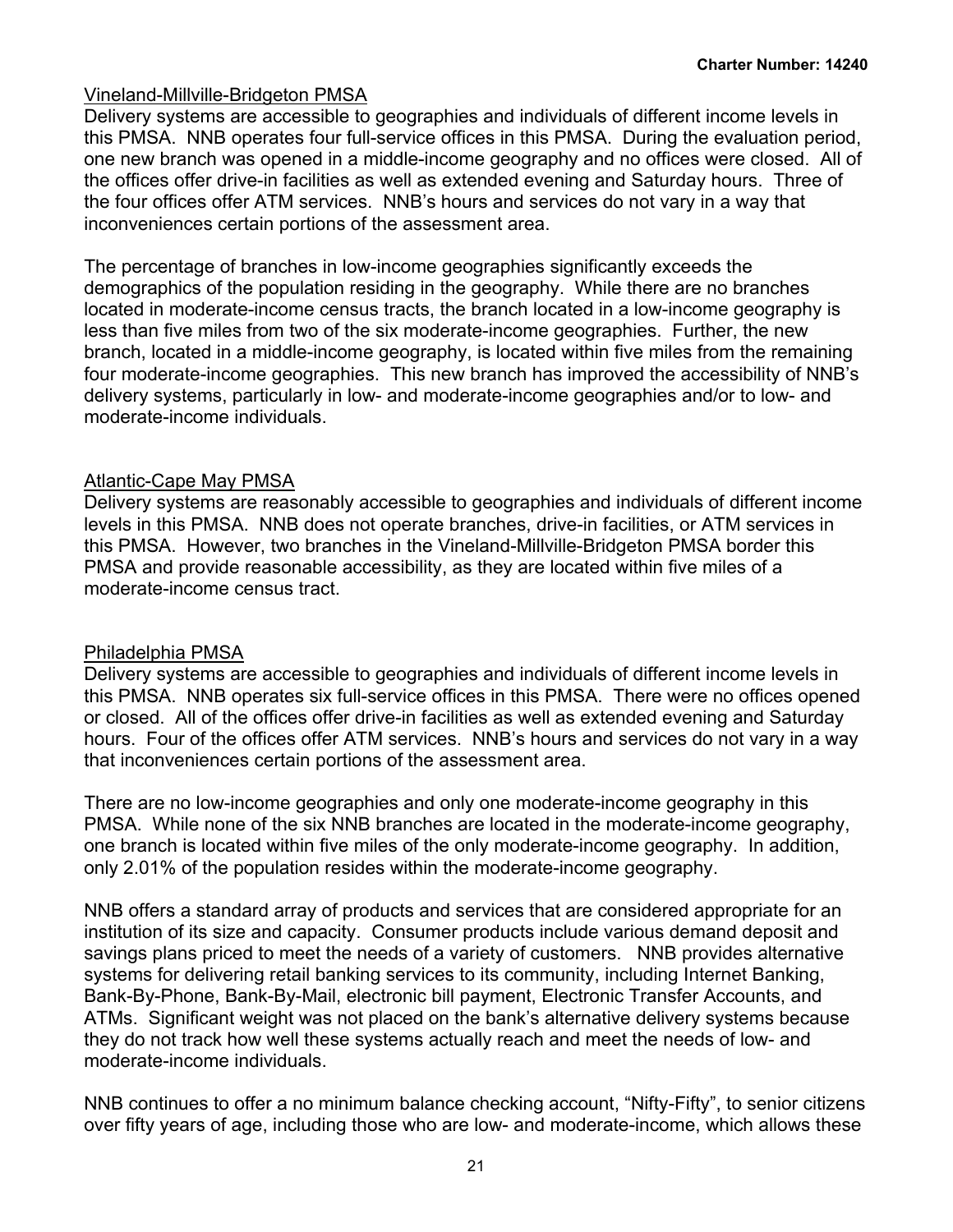Vineland-Millville-Bridgeton PMSA

Delivery systems are accessible to geographies and individuals of different income levels in this PMSA. NNB operates four full-service offices in this PMSA. During the evaluation period, one new branch was opened in a middle-income geography and no offices were closed. All of the offices offer drive-in facilities as well as extended evening and Saturday hours. Three of the four offices offer ATM services. NNB's hours and services do not vary in a way that inconveniences certain portions of the assessment area.

The percentage of branches in low-income geographies significantly exceeds the demographics of the population residing in the geography. While there are no branches located in moderate-income census tracts, the branch located in a low-income geography is less than five miles from two of the six moderate-income geographies. Further, the new branch, located in a middle-income geography, is located within five miles from the remaining four moderate-income geographies. This new branch has improved the accessibility of NNB's delivery systems, particularly in low- and moderate-income geographies and/or to low- and moderate-income individuals.

Atlantic-Cape May PMSA

Delivery systems are reasonably accessible to geographies and individuals of different income levels in this PMSA. NNB does not operate branches, drive-in facilities, or ATM services in this PMSA. However, two branches in the Vineland-Millville-Bridgeton PMSA border this PMSA and provide reasonable accessibility, as they are located within five miles of a moderate-income census tract.

Philadelphia PMSA

Delivery systems are accessible to geographies and individuals of different income levels in this PMSA. NNB operates six full-service offices in this PMSA. There were no offices opened or closed. All of the offices offer drive-in facilities as well as extended evening and Saturday hours. Four of the offices offer ATM services. NNB's hours and services do not vary in a way that inconveniences certain portions of the assessment area.

There are no low-income geographies and only one moderate-income geography in this PMSA. While none of the six NNB branches are located in the moderate-income geography, one branch is located within five miles of the only moderate-income geography. In addition, only 2.01% of the population resides within the moderate-income geography.

NNB offers a standard array of products and services that are considered appropriate for an institution of its size and capacity. Consumer products include various demand deposit and savings plans priced to meet the needs of a variety of customers. NNB provides alternative systems for delivering retail banking services to its community, including Internet Banking, Bank-By-Phone, Bank-By-Mail, electronic bill payment, Electronic Transfer Accounts, and ATMs. Significant weight was not placed on the bank's alternative delivery systems because they do not track how well these systems actually reach and meet the needs of low- and moderate-income individuals.

NNB continues to offer a no minimum balance checking account, "Nifty-Fifty", to senior citizens over fifty years of age, including those who are low- and moderate-income, which allows these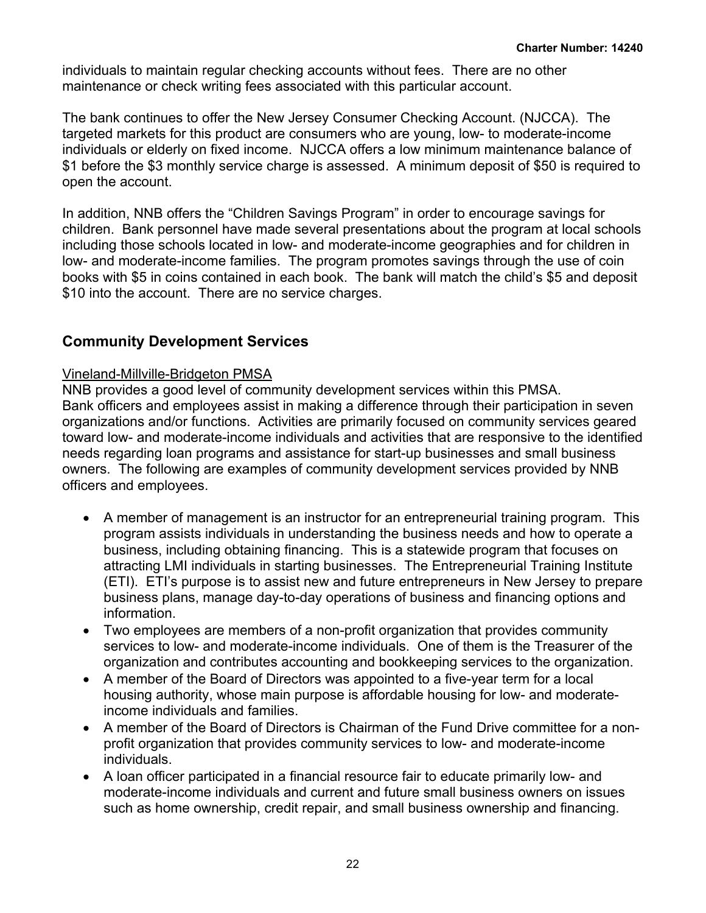individuals to maintain regular checking accounts without fees. There are no other maintenance or check writing fees associated with this particular account.

The bank continues to offer the New Jersey Consumer Checking Account. (NJCCA). The targeted markets for this product are consumers who are young, low- to moderate-income individuals or elderly on fixed income. NJCCA offers a low minimum maintenance balance of $1 before the $3 monthly service charge is assessed. A minimum deposit of $50 is required to open the account.

In addition, NNB offers the "Children Savings Program" in order to encourage savings for children. Bank personnel have made several presentations about the program at local schools including those schools located in low- and moderate-income geographies and for children in low- and moderate-income families. The program promotes savings through the use of coin books with $5 in coins contained in each book. The bank will match the child's $5 and deposit $10 into the account. There are no service charges.

## Community Development Services

Vineland-Millville-Bridgeton PMSA

NNB provides a good level of community development services within this PMSA. Bank officers and employees assist in making a difference through their participation in seven organizations and/or functions. Activities are primarily focused on community services geared toward low- and moderate-income individuals and activities that are responsive to the identified needs regarding loan programs and assistance for start-up businesses and small business owners. The following are examples of community development services provided by NNB officers and employees.

- A member of management is an instructor for an entrepreneurial training program. This program assists individuals in understanding the business needs and how to operate a business, including obtaining financing. This is a statewide program that focuses on attracting LMI individuals in starting businesses. The Entrepreneurial Training Institute (ETI). ETI's purpose is to assist new and future entrepreneurs in New Jersey to prepare business plans, manage day-to-day operations of business and financing options and information.
- Two employees are members of a non-profit organization that provides community services to low- and moderate-income individuals. One of them is the Treasurer of the organization and contributes accounting and bookkeeping services to the organization.
- A member of the Board of Directors was appointed to a five-year term for a local housing authority, whose main purpose is affordable housing for low- and moderate-income individuals and families.
- A member of the Board of Directors is Chairman of the Fund Drive committee for a non-profit organization that provides community services to low- and moderate-income individuals.
- A loan officer participated in a financial resource fair to educate primarily low- and moderate-income individuals and current and future small business owners on issues such as home ownership, credit repair, and small business ownership and financing.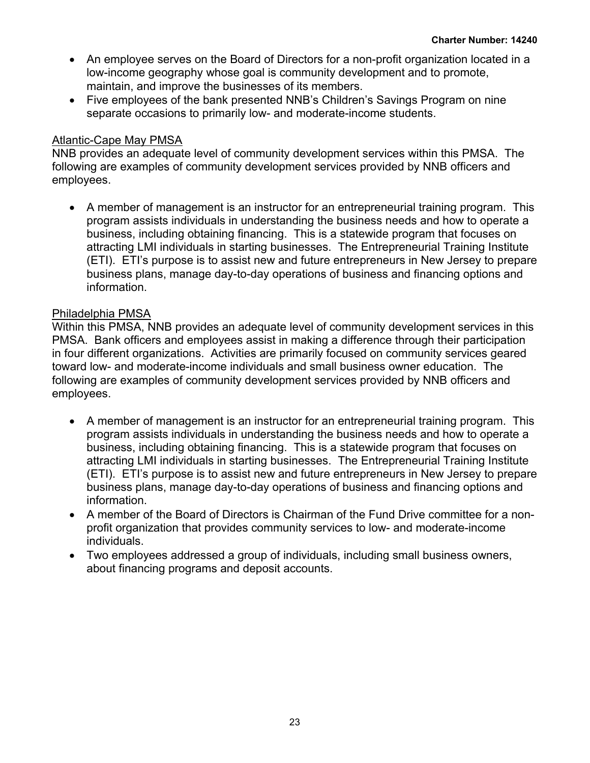- An employee serves on the Board of Directors for a non-profit organization located in a low-income geography whose goal is community development and to promote, maintain, and improve the businesses of its members.
- Five employees of the bank presented NNB's Children's Savings Program on nine separate occasions to primarily low- and moderate-income students.

Atlantic-Cape May PMSA

NNB provides an adequate level of community development services within this PMSA. The following are examples of community development services provided by NNB officers and employees.

- A member of management is an instructor for an entrepreneurial training program. This program assists individuals in understanding the business needs and how to operate a business, including obtaining financing. This is a statewide program that focuses on attracting LMI individuals in starting businesses. The Entrepreneurial Training Institute (ETI). ETI's purpose is to assist new and future entrepreneurs in New Jersey to prepare business plans, manage day-to-day operations of business and financing options and information.

Philadelphia PMSA

Within this PMSA, NNB provides an adequate level of community development services in this PMSA. Bank officers and employees assist in making a difference through their participation in four different organizations. Activities are primarily focused on community services geared toward low- and moderate-income individuals and small business owner education. The following are examples of community development services provided by NNB officers and employees.

- A member of management is an instructor for an entrepreneurial training program. This program assists individuals in understanding the business needs and how to operate a business, including obtaining financing. This is a statewide program that focuses on attracting LMI individuals in starting businesses. The Entrepreneurial Training Institute (ETI). ETI's purpose is to assist new and future entrepreneurs in New Jersey to prepare business plans, manage day-to-day operations of business and financing options and information.
- A member of the Board of Directors is Chairman of the Fund Drive committee for a non-profit organization that provides community services to low- and moderate-income individuals.
- Two employees addressed a group of individuals, including small business owners, about financing programs and deposit accounts.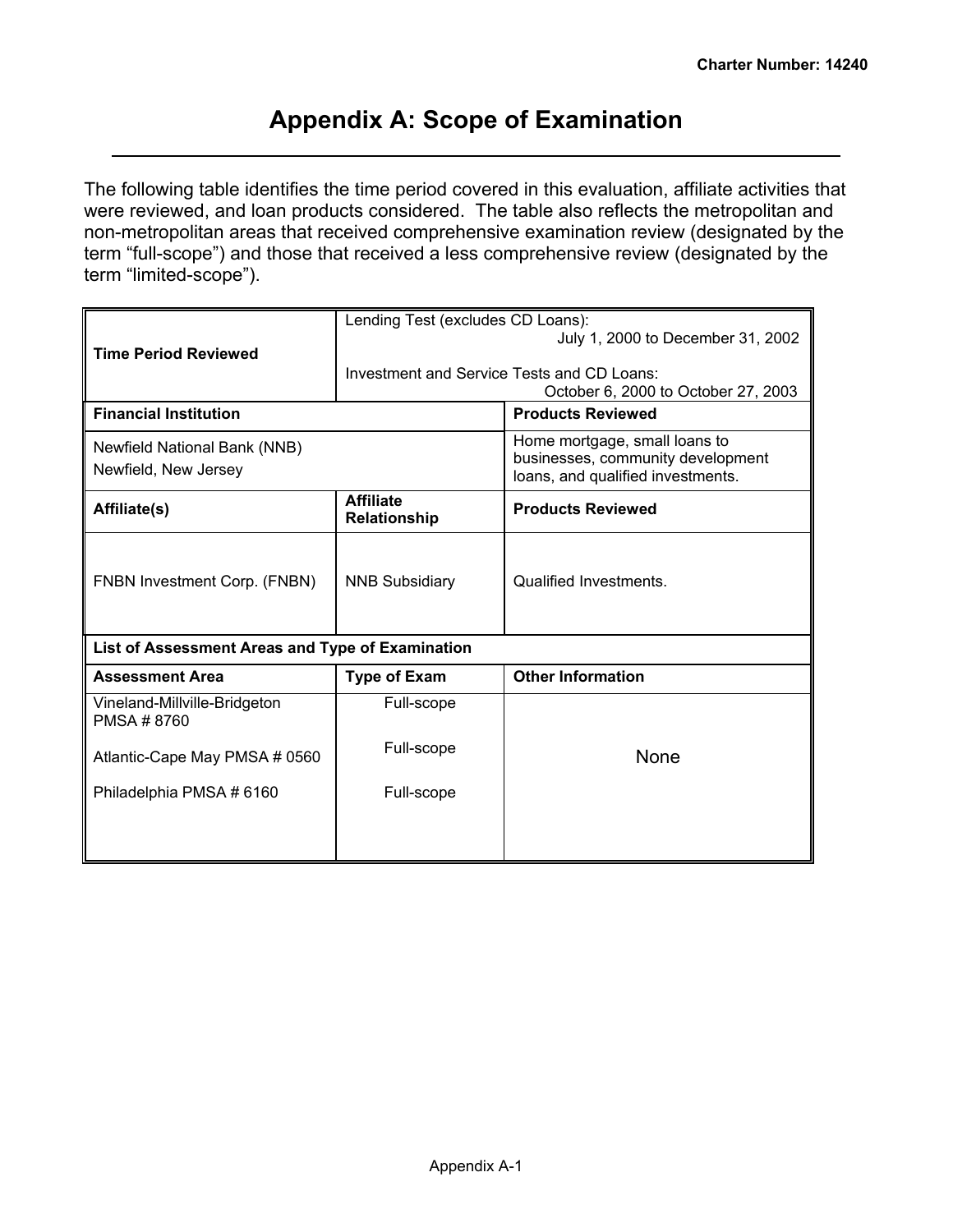Charter Number: 14240

# Appendix A: Scope of Examination

The following table identifies the time period covered in this evaluation, affiliate activities that were reviewed, and loan products considered. The table also reflects the metropolitan and non-metropolitan areas that received comprehensive examination review (designated by the term "full-scope") and those that received a less comprehensive review (designated by the term "limited-scope").

| **Time Period Reviewed** | Lending Test (excludes CD Loans): July 1, 2000 to December 31, 2002<br><br>Investment and Service Tests and CD Loans: October 6, 2000 to October 27, 2003 | |
|---|---|---|
| **Financial Institution** | | **Products Reviewed** |
| Newfield National Bank (NNB)<br>Newfield, New Jersey | | Home mortgage, small loans to businesses, community development loans, and qualified investments. |
| **Affiliate(s)** | **Affiliate Relationship** | **Products Reviewed** |
| FNBN Investment Corp. (FNBN) | NNB Subsidiary | Qualified Investments. |
| **List of Assessment Areas and Type of Examination** | | |
| **Assessment Area** | **Type of Exam** | **Other Information** |
| Vineland-Millville-Bridgeton PMSA # 8760 | Full-scope | None |
| Atlantic-Cape May PMSA # 0560 | Full-scope | |
| Philadelphia PMSA # 6160 | Full-scope | |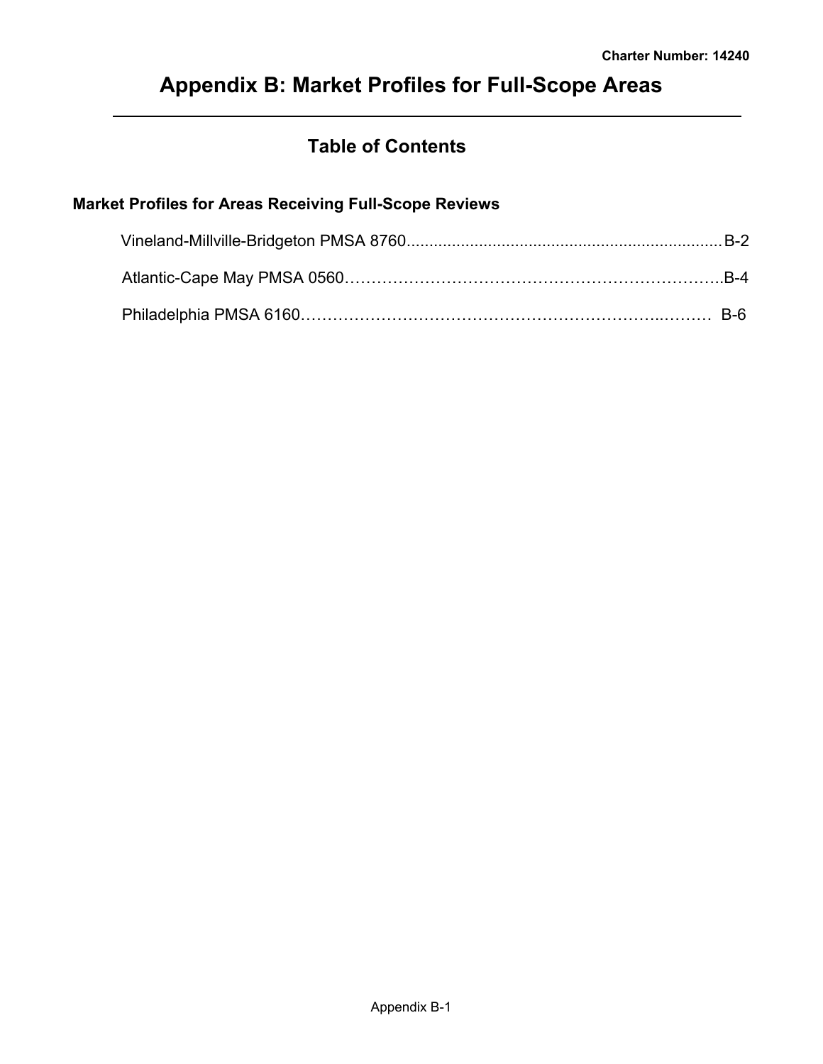# Appendix B: Market Profiles for Full-Scope Areas

## Table of Contents

**Market Profiles for Areas Receiving Full-Scope Reviews**

Vineland-Millville-Bridgeton PMSA 8760 .................................................................... B-2

Atlantic-Cape May PMSA 0560 …………………………………………………………….B-4

Philadelphia PMSA 6160 ……………………………………………………………..……… B-6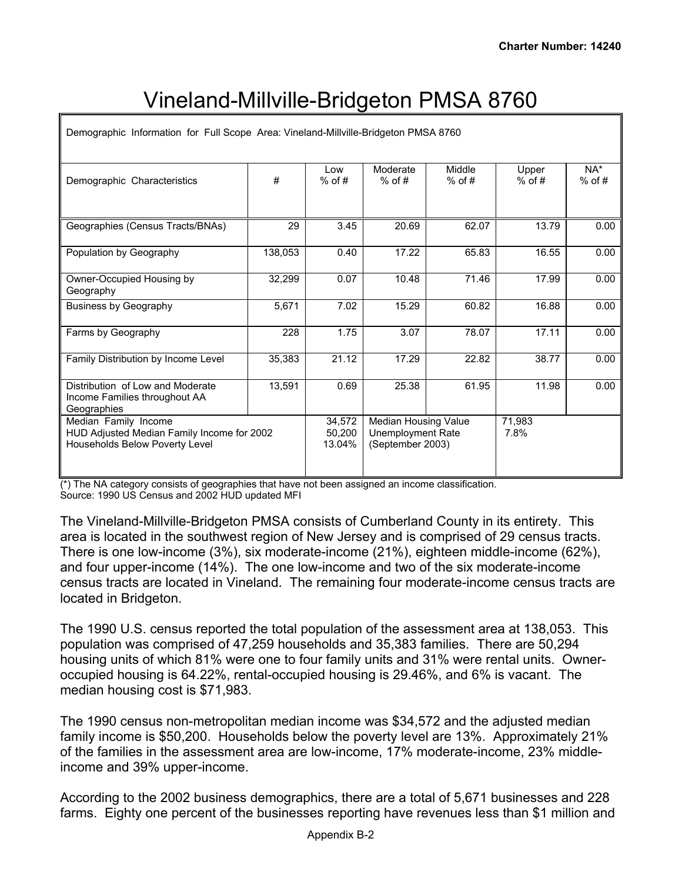# Vineland-Millville-Bridgeton PMSA 8760

| Demographic Information for Full Scope Area: Vineland-Millville-Bridgeton PMSA 8760 | | | | | | |
|---|---|---|---|---|---|---|
| Demographic Characteristics | # | Low % of # | Moderate % of # | Middle % of # | Upper % of # | NA* % of # |
| Geographies (Census Tracts/BNAs) | 29 | 3.45 | 20.69 | 62.07 | 13.79 | 0.00 |
| Population by Geography | 138,053 | 0.40 | 17.22 | 65.83 | 16.55 | 0.00 |
| Owner-Occupied Housing by Geography | 32,299 | 0.07 | 10.48 | 71.46 | 17.99 | 0.00 |
| Business by Geography | 5,671 | 7.02 | 15.29 | 60.82 | 16.88 | 0.00 |
| Farms by Geography | 228 | 1.75 | 3.07 | 78.07 | 17.11 | 0.00 |
| Family Distribution by Income Level | 35,383 | 21.12 | 17.29 | 22.82 | 38.77 | 0.00 |
| Distribution of Low and Moderate Income Families throughout AA Geographies | 13,591 | 0.69 | 25.38 | 61.95 | 11.98 | 0.00 |
| Median Family Income<br>HUD Adjusted Median Family Income for 2002<br>Households Below Poverty Level | | 34,572<br>50,200<br>13.04% | Median Housing Value<br>Unemployment Rate<br>(September 2003) | | 71,983<br>7.8% | |

(*) The NA category consists of geographies that have not been assigned an income classification.
Source: 1990 US Census and 2002 HUD updated MFI

The Vineland-Millville-Bridgeton PMSA consists of Cumberland County in its entirety. This area is located in the southwest region of New Jersey and is comprised of 29 census tracts. There is one low-income (3%), six moderate-income (21%), eighteen middle-income (62%), and four upper-income (14%). The one low-income and two of the six moderate-income census tracts are located in Vineland. The remaining four moderate-income census tracts are located in Bridgeton.

The 1990 U.S. census reported the total population of the assessment area at 138,053. This population was comprised of 47,259 households and 35,383 families. There are 50,294 housing units of which 81% were one to four family units and 31% were rental units. Owner-occupied housing is 64.22%, rental-occupied housing is 29.46%, and 6% is vacant. The median housing cost is $71,983.

The 1990 census non-metropolitan median income was $34,572 and the adjusted median family income is $50,200. Households below the poverty level are 13%. Approximately 21% of the families in the assessment area are low-income, 17% moderate-income, 23% middle-income and 39% upper-income.

According to the 2002 business demographics, there are a total of 5,671 businesses and 228 farms. Eighty one percent of the businesses reporting have revenues less than $1 million and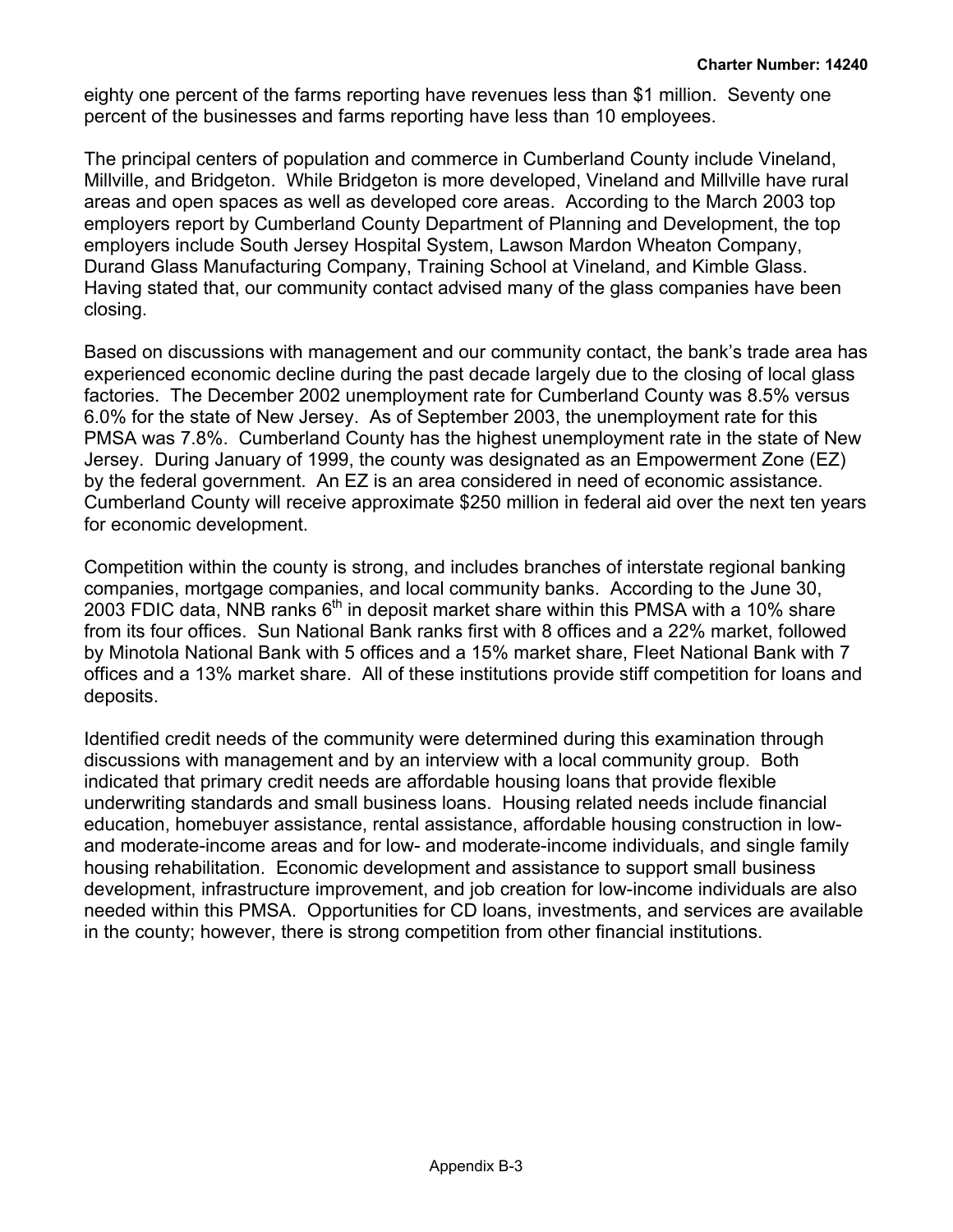eighty one percent of the farms reporting have revenues less than $1 million. Seventy one percent of the businesses and farms reporting have less than 10 employees.

The principal centers of population and commerce in Cumberland County include Vineland, Millville, and Bridgeton. While Bridgeton is more developed, Vineland and Millville have rural areas and open spaces as well as developed core areas. According to the March 2003 top employers report by Cumberland County Department of Planning and Development, the top employers include South Jersey Hospital System, Lawson Mardon Wheaton Company, Durand Glass Manufacturing Company, Training School at Vineland, and Kimble Glass. Having stated that, our community contact advised many of the glass companies have been closing.

Based on discussions with management and our community contact, the bank's trade area has experienced economic decline during the past decade largely due to the closing of local glass factories. The December 2002 unemployment rate for Cumberland County was 8.5% versus 6.0% for the state of New Jersey. As of September 2003, the unemployment rate for this PMSA was 7.8%. Cumberland County has the highest unemployment rate in the state of New Jersey. During January of 1999, the county was designated as an Empowerment Zone (EZ) by the federal government. An EZ is an area considered in need of economic assistance. Cumberland County will receive approximate $250 million in federal aid over the next ten years for economic development.

Competition within the county is strong, and includes branches of interstate regional banking companies, mortgage companies, and local community banks. According to the June 30, 2003 FDIC data, NNB ranks 6th in deposit market share within this PMSA with a 10% share from its four offices. Sun National Bank ranks first with 8 offices and a 22% market, followed by Minotola National Bank with 5 offices and a 15% market share, Fleet National Bank with 7 offices and a 13% market share. All of these institutions provide stiff competition for loans and deposits.

Identified credit needs of the community were determined during this examination through discussions with management and by an interview with a local community group. Both indicated that primary credit needs are affordable housing loans that provide flexible underwriting standards and small business loans. Housing related needs include financial education, homebuyer assistance, rental assistance, affordable housing construction in low- and moderate-income areas and for low- and moderate-income individuals, and single family housing rehabilitation. Economic development and assistance to support small business development, infrastructure improvement, and job creation for low-income individuals are also needed within this PMSA. Opportunities for CD loans, investments, and services are available in the county; however, there is strong competition from other financial institutions.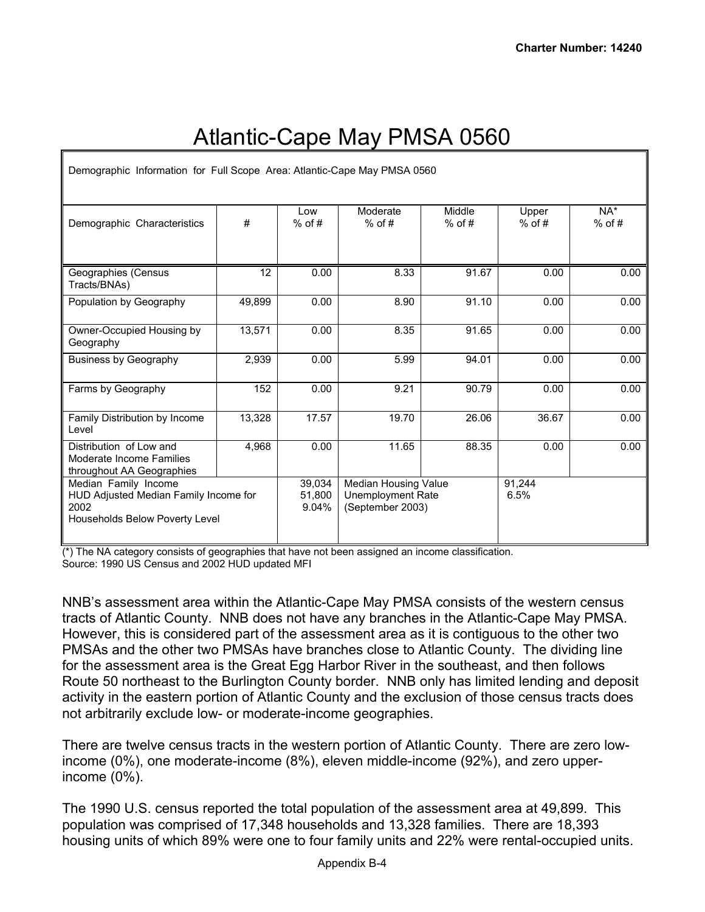# Atlantic-Cape May PMSA 0560

| Demographic Information for Full Scope Area: Atlantic-Cape May PMSA 0560 | | | | | | |
|---|---|---|---|---|---|---|
| Demographic Characteristics | # | Low % of # | Moderate % of # | Middle % of # | Upper % of # | NA* % of # |
| Geographies (Census Tracts/BNAs) | 12 | 0.00 | 8.33 | 91.67 | 0.00 | 0.00 |
| Population by Geography | 49,899 | 0.00 | 8.90 | 91.10 | 0.00 | 0.00 |
| Owner-Occupied Housing by Geography | 13,571 | 0.00 | 8.35 | 91.65 | 0.00 | 0.00 |
| Business by Geography | 2,939 | 0.00 | 5.99 | 94.01 | 0.00 | 0.00 |
| Farms by Geography | 152 | 0.00 | 9.21 | 90.79 | 0.00 | 0.00 |
| Family Distribution by Income Level | 13,328 | 17.57 | 19.70 | 26.06 | 36.67 | 0.00 |
| Distribution of Low and Moderate Income Families throughout AA Geographies | 4,968 | 0.00 | 11.65 | 88.35 | 0.00 | 0.00 |
| Median Family Income<br>HUD Adjusted Median Family Income for 2002<br>Households Below Poverty Level | | 39,034<br>51,800<br>9.04% | Median Housing Value<br>Unemployment Rate (September 2003) | | 91,244<br>6.5% | |

(*) The NA category consists of geographies that have not been assigned an income classification.
Source: 1990 US Census and 2002 HUD updated MFI

NNB's assessment area within the Atlantic-Cape May PMSA consists of the western census tracts of Atlantic County. NNB does not have any branches in the Atlantic-Cape May PMSA. However, this is considered part of the assessment area as it is contiguous to the other two PMSAs and the other two PMSAs have branches close to Atlantic County. The dividing line for the assessment area is the Great Egg Harbor River in the southeast, and then follows Route 50 northeast to the Burlington County border. NNB only has limited lending and deposit activity in the eastern portion of Atlantic County and the exclusion of those census tracts does not arbitrarily exclude low- or moderate-income geographies.

There are twelve census tracts in the western portion of Atlantic County. There are zero low-income (0%), one moderate-income (8%), eleven middle-income (92%), and zero upper-income (0%).

The 1990 U.S. census reported the total population of the assessment area at 49,899. This population was comprised of 17,348 households and 13,328 families. There are 18,393 housing units of which 89% were one to four family units and 22% were rental-occupied units.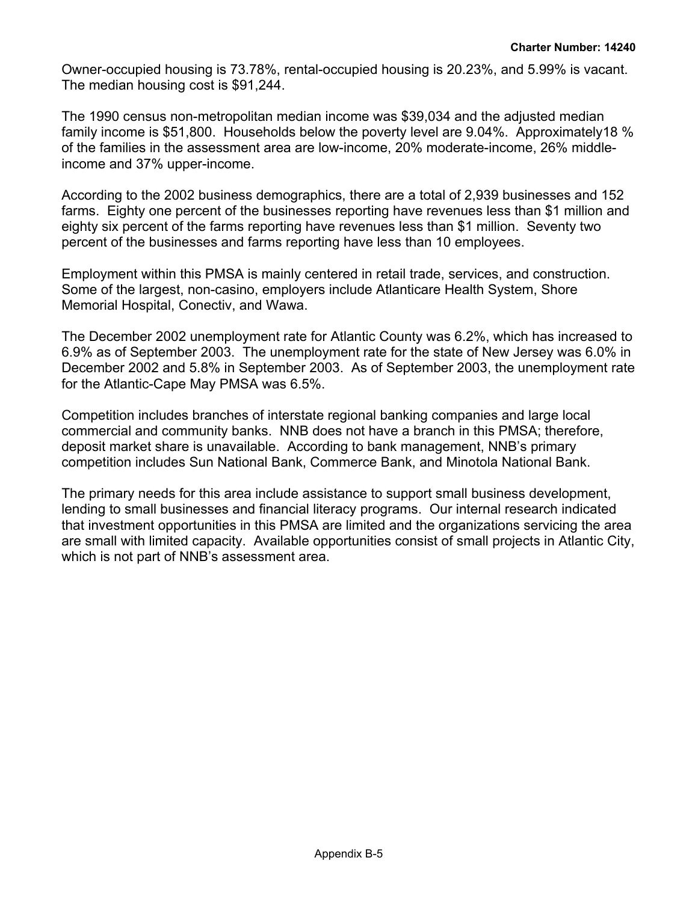Owner-occupied housing is 73.78%, rental-occupied housing is 20.23%, and 5.99% is vacant. The median housing cost is $91,244.

The 1990 census non-metropolitan median income was $39,034 and the adjusted median family income is $51,800. Households below the poverty level are 9.04%. Approximately18 % of the families in the assessment area are low-income, 20% moderate-income, 26% middle-income and 37% upper-income.

According to the 2002 business demographics, there are a total of 2,939 businesses and 152 farms. Eighty one percent of the businesses reporting have revenues less than $1 million and eighty six percent of the farms reporting have revenues less than $1 million. Seventy two percent of the businesses and farms reporting have less than 10 employees.

Employment within this PMSA is mainly centered in retail trade, services, and construction. Some of the largest, non-casino, employers include Atlanticare Health System, Shore Memorial Hospital, Conectiv, and Wawa.

The December 2002 unemployment rate for Atlantic County was 6.2%, which has increased to 6.9% as of September 2003. The unemployment rate for the state of New Jersey was 6.0% in December 2002 and 5.8% in September 2003. As of September 2003, the unemployment rate for the Atlantic-Cape May PMSA was 6.5%.

Competition includes branches of interstate regional banking companies and large local commercial and community banks. NNB does not have a branch in this PMSA; therefore, deposit market share is unavailable. According to bank management, NNB's primary competition includes Sun National Bank, Commerce Bank, and Minotola National Bank.

The primary needs for this area include assistance to support small business development, lending to small businesses and financial literacy programs. Our internal research indicated that investment opportunities in this PMSA are limited and the organizations servicing the area are small with limited capacity. Available opportunities consist of small projects in Atlantic City, which is not part of NNB's assessment area.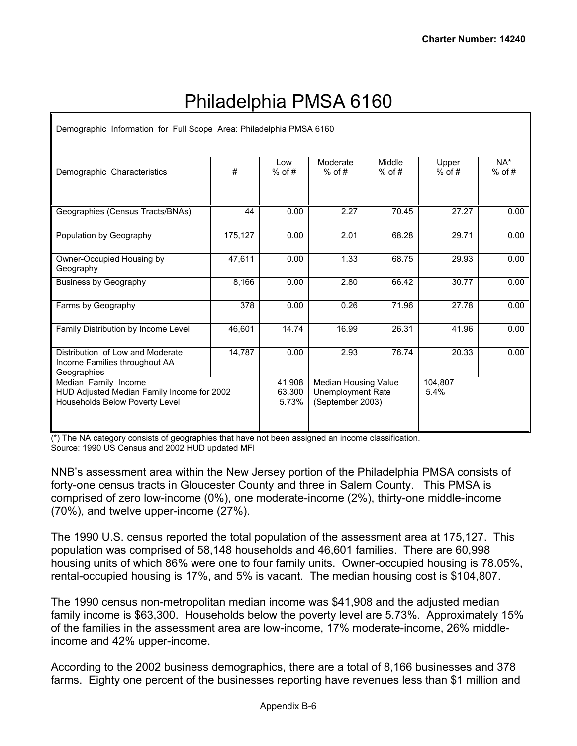# Philadelphia PMSA 6160

| Demographic Information for Full Scope Area: Philadelphia PMSA 6160 | | | | | | |
|---|---|---|---|---|---|---|
| Demographic Characteristics | # | Low % of # | Moderate % of # | Middle % of # | Upper % of # | NA* % of # |
| Geographies (Census Tracts/BNAs) | 44 | 0.00 | 2.27 | 70.45 | 27.27 | 0.00 |
| Population by Geography | 175,127 | 0.00 | 2.01 | 68.28 | 29.71 | 0.00 |
| Owner-Occupied Housing by Geography | 47,611 | 0.00 | 1.33 | 68.75 | 29.93 | 0.00 |
| Business by Geography | 8,166 | 0.00 | 2.80 | 66.42 | 30.77 | 0.00 |
| Farms by Geography | 378 | 0.00 | 0.26 | 71.96 | 27.78 | 0.00 |
| Family Distribution by Income Level | 46,601 | 14.74 | 16.99 | 26.31 | 41.96 | 0.00 |
| Distribution of Low and Moderate Income Families throughout AA Geographies | 14,787 | 0.00 | 2.93 | 76.74 | 20.33 | 0.00 |
| Median Family Income<br>HUD Adjusted Median Family Income for 2002<br>Households Below Poverty Level | | 41,908<br>63,300<br>5.73% | Median Housing Value<br>Unemployment Rate (September 2003) | | 104,807<br>5.4% | |

(*) The NA category consists of geographies that have not been assigned an income classification.
Source: 1990 US Census and 2002 HUD updated MFI

NNB's assessment area within the New Jersey portion of the Philadelphia PMSA consists of forty-one census tracts in Gloucester County and three in Salem County. This PMSA is comprised of zero low-income (0%), one moderate-income (2%), thirty-one middle-income (70%), and twelve upper-income (27%).

The 1990 U.S. census reported the total population of the assessment area at 175,127. This population was comprised of 58,148 households and 46,601 families. There are 60,998 housing units of which 86% were one to four family units. Owner-occupied housing is 78.05%, rental-occupied housing is 17%, and 5% is vacant. The median housing cost is $104,807.

The 1990 census non-metropolitan median income was $41,908 and the adjusted median family income is $63,300. Households below the poverty level are 5.73%. Approximately 15% of the families in the assessment area are low-income, 17% moderate-income, 26% middle-income and 42% upper-income.

According to the 2002 business demographics, there are a total of 8,166 businesses and 378 farms. Eighty one percent of the businesses reporting have revenues less than $1 million and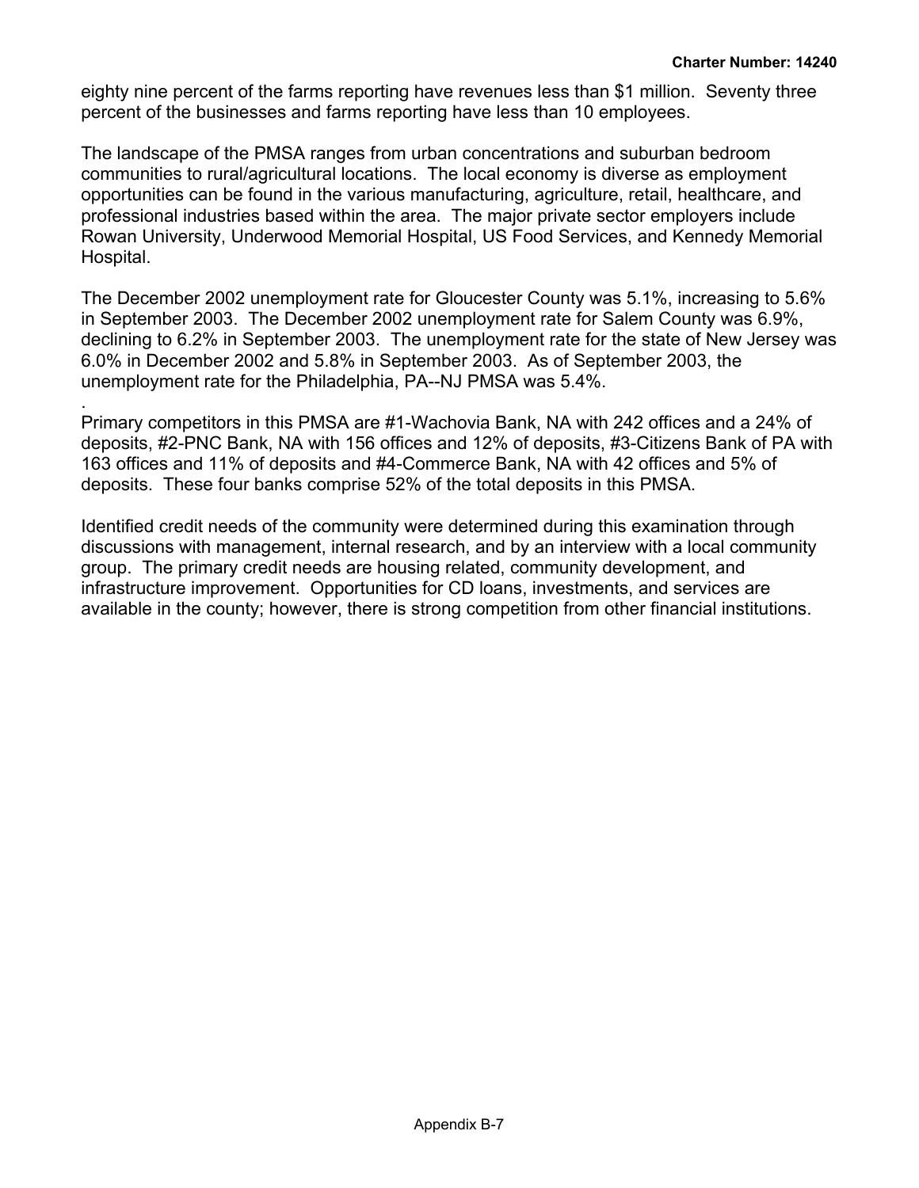eighty nine percent of the farms reporting have revenues less than $1 million. Seventy three percent of the businesses and farms reporting have less than 10 employees.

The landscape of the PMSA ranges from urban concentrations and suburban bedroom communities to rural/agricultural locations. The local economy is diverse as employment opportunities can be found in the various manufacturing, agriculture, retail, healthcare, and professional industries based within the area. The major private sector employers include Rowan University, Underwood Memorial Hospital, US Food Services, and Kennedy Memorial Hospital.

The December 2002 unemployment rate for Gloucester County was 5.1%, increasing to 5.6% in September 2003. The December 2002 unemployment rate for Salem County was 6.9%, declining to 6.2% in September 2003. The unemployment rate for the state of New Jersey was 6.0% in December 2002 and 5.8% in September 2003. As of September 2003, the unemployment rate for the Philadelphia, PA--NJ PMSA was 5.4%.

.
Primary competitors in this PMSA are #1-Wachovia Bank, NA with 242 offices and a 24% of deposits, #2-PNC Bank, NA with 156 offices and 12% of deposits, #3-Citizens Bank of PA with 163 offices and 11% of deposits and #4-Commerce Bank, NA with 42 offices and 5% of deposits. These four banks comprise 52% of the total deposits in this PMSA.

Identified credit needs of the community were determined during this examination through discussions with management, internal research, and by an interview with a local community group. The primary credit needs are housing related, community development, and infrastructure improvement. Opportunities for CD loans, investments, and services are available in the county; however, there is strong competition from other financial institutions.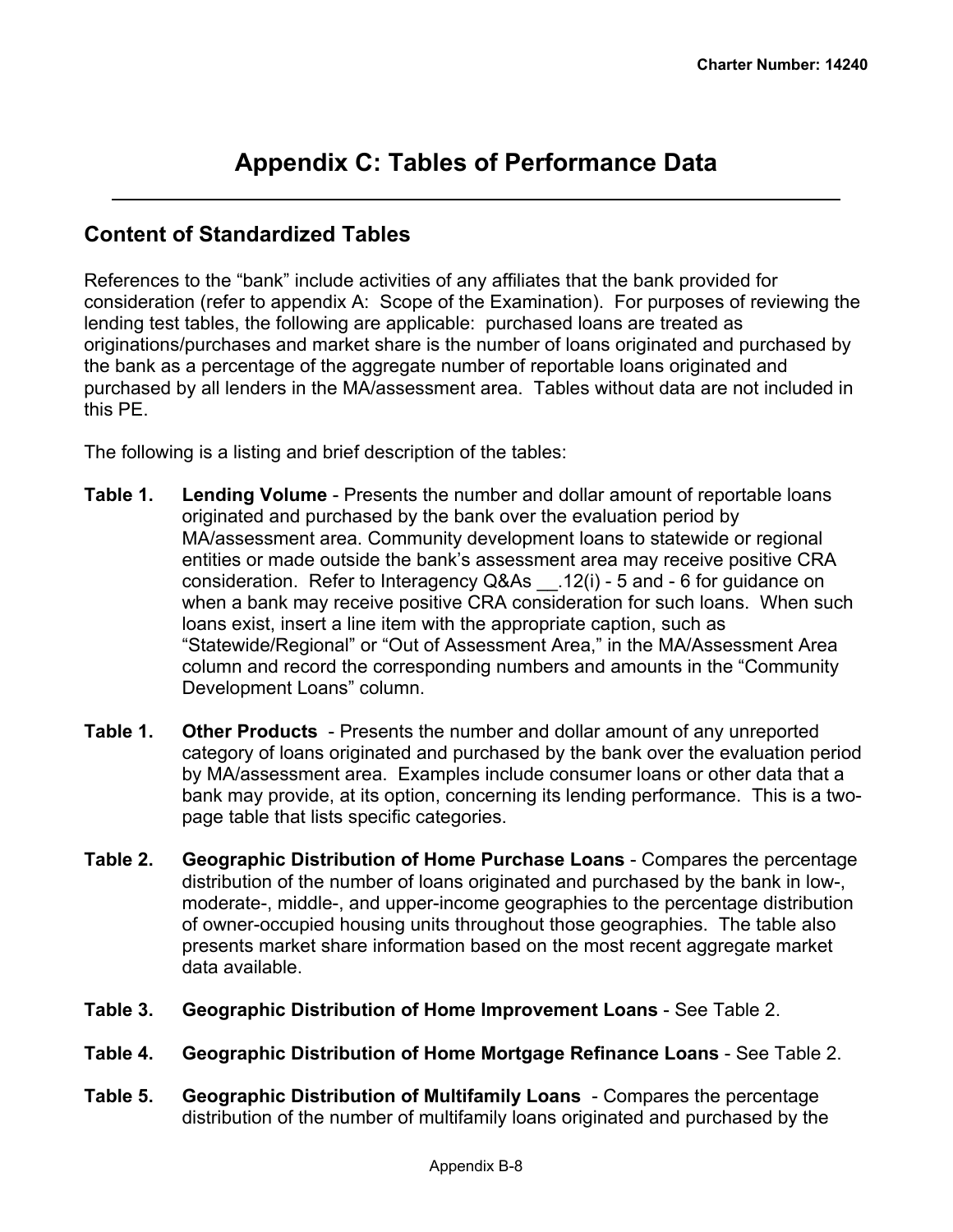# Appendix C: Tables of Performance Data

## Content of Standardized Tables

References to the "bank" include activities of any affiliates that the bank provided for consideration (refer to appendix A: Scope of the Examination). For purposes of reviewing the lending test tables, the following are applicable: purchased loans are treated as originations/purchases and market share is the number of loans originated and purchased by the bank as a percentage of the aggregate number of reportable loans originated and purchased by all lenders in the MA/assessment area. Tables without data are not included in this PE.

The following is a listing and brief description of the tables:

**Table 1. Lending Volume** - Presents the number and dollar amount of reportable loans originated and purchased by the bank over the evaluation period by MA/assessment area. Community development loans to statewide or regional entities or made outside the bank's assessment area may receive positive CRA consideration. Refer to Interagency Q&As __.12(i) - 5 and - 6 for guidance on when a bank may receive positive CRA consideration for such loans. When such loans exist, insert a line item with the appropriate caption, such as "Statewide/Regional" or "Out of Assessment Area," in the MA/Assessment Area column and record the corresponding numbers and amounts in the "Community Development Loans" column.

**Table 1. Other Products** - Presents the number and dollar amount of any unreported category of loans originated and purchased by the bank over the evaluation period by MA/assessment area. Examples include consumer loans or other data that a bank may provide, at its option, concerning its lending performance. This is a two-page table that lists specific categories.

**Table 2. Geographic Distribution of Home Purchase Loans** - Compares the percentage distribution of the number of loans originated and purchased by the bank in low-, moderate-, middle-, and upper-income geographies to the percentage distribution of owner-occupied housing units throughout those geographies. The table also presents market share information based on the most recent aggregate market data available.

**Table 3. Geographic Distribution of Home Improvement Loans** - See Table 2.

**Table 4. Geographic Distribution of Home Mortgage Refinance Loans** - See Table 2.

**Table 5. Geographic Distribution of Multifamily Loans** - Compares the percentage distribution of the number of multifamily loans originated and purchased by the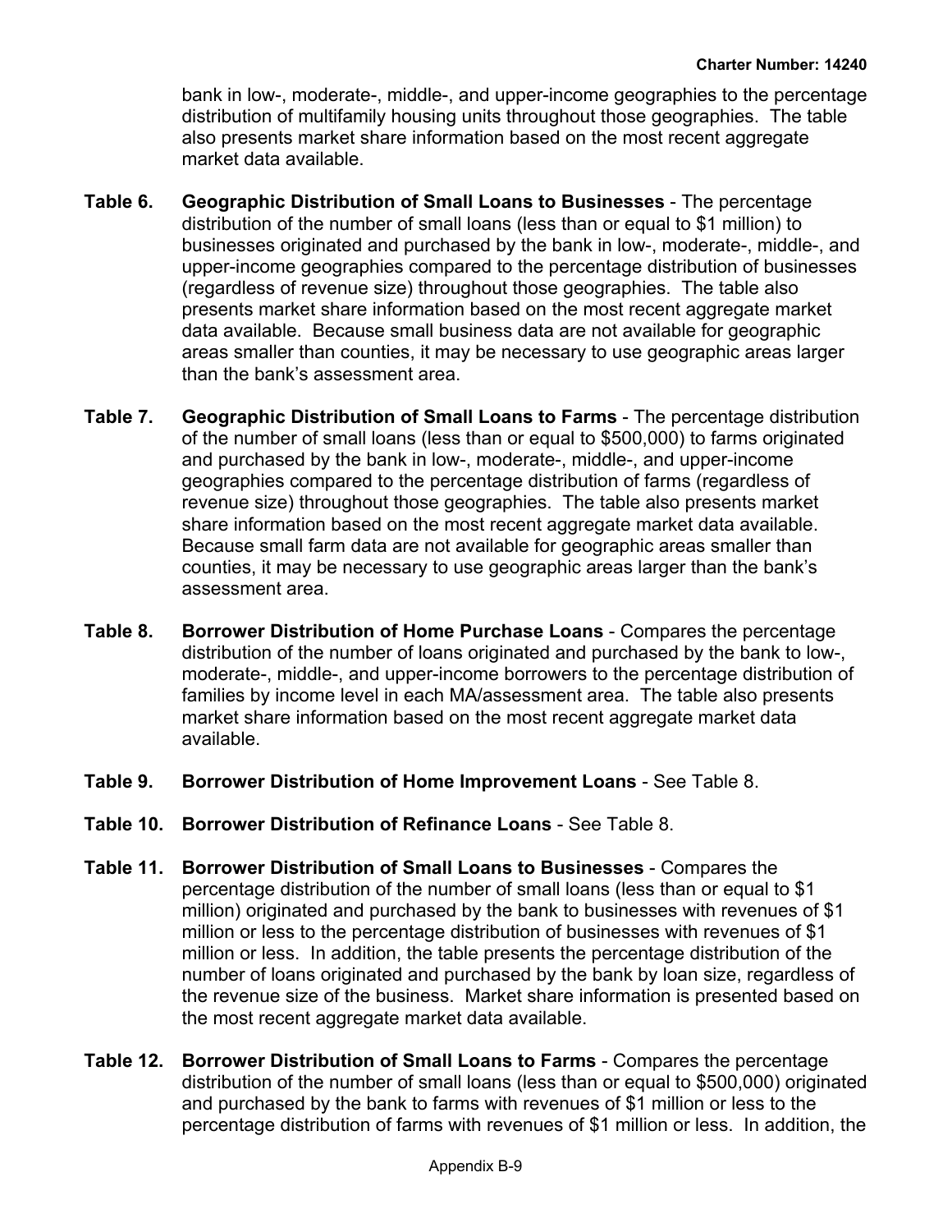bank in low-, moderate-, middle-, and upper-income geographies to the percentage distribution of multifamily housing units throughout those geographies. The table also presents market share information based on the most recent aggregate market data available.

**Table 6. Geographic Distribution of Small Loans to Businesses** - The percentage distribution of the number of small loans (less than or equal to $1 million) to businesses originated and purchased by the bank in low-, moderate-, middle-, and upper-income geographies compared to the percentage distribution of businesses (regardless of revenue size) throughout those geographies. The table also presents market share information based on the most recent aggregate market data available. Because small business data are not available for geographic areas smaller than counties, it may be necessary to use geographic areas larger than the bank's assessment area.

**Table 7. Geographic Distribution of Small Loans to Farms** - The percentage distribution of the number of small loans (less than or equal to $500,000) to farms originated and purchased by the bank in low-, moderate-, middle-, and upper-income geographies compared to the percentage distribution of farms (regardless of revenue size) throughout those geographies. The table also presents market share information based on the most recent aggregate market data available. Because small farm data are not available for geographic areas smaller than counties, it may be necessary to use geographic areas larger than the bank's assessment area.

**Table 8. Borrower Distribution of Home Purchase Loans** - Compares the percentage distribution of the number of loans originated and purchased by the bank to low-, moderate-, middle-, and upper-income borrowers to the percentage distribution of families by income level in each MA/assessment area. The table also presents market share information based on the most recent aggregate market data available.

**Table 9. Borrower Distribution of Home Improvement Loans** - See Table 8.

**Table 10. Borrower Distribution of Refinance Loans** - See Table 8.

**Table 11. Borrower Distribution of Small Loans to Businesses** - Compares the percentage distribution of the number of small loans (less than or equal to $1 million) originated and purchased by the bank to businesses with revenues of $1 million or less to the percentage distribution of businesses with revenues of $1 million or less. In addition, the table presents the percentage distribution of the number of loans originated and purchased by the bank by loan size, regardless of the revenue size of the business. Market share information is presented based on the most recent aggregate market data available.

**Table 12. Borrower Distribution of Small Loans to Farms** - Compares the percentage distribution of the number of small loans (less than or equal to $500,000) originated and purchased by the bank to farms with revenues of $1 million or less to the percentage distribution of farms with revenues of $1 million or less. In addition, the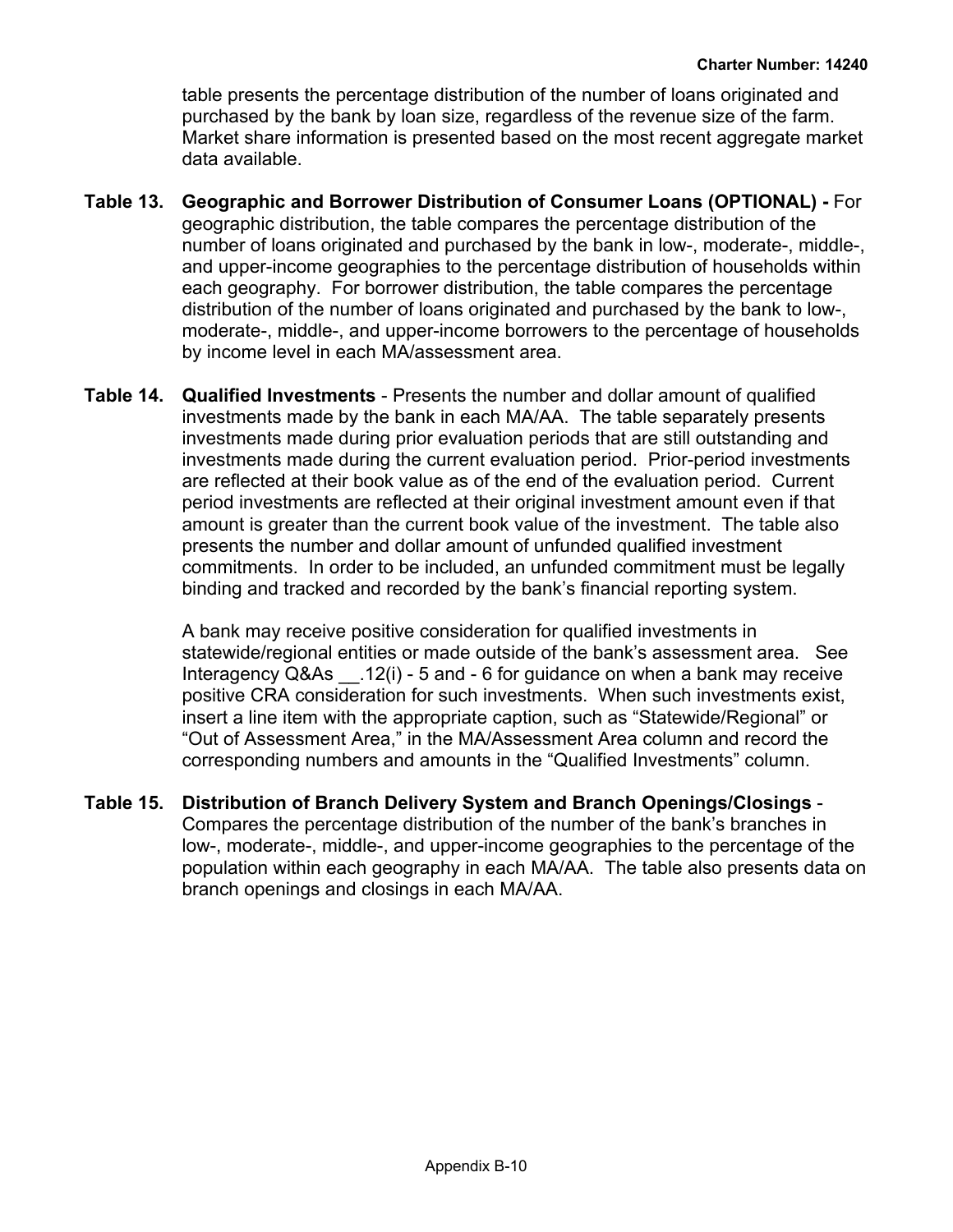table presents the percentage distribution of the number of loans originated and purchased by the bank by loan size, regardless of the revenue size of the farm. Market share information is presented based on the most recent aggregate market data available.

**Table 13. Geographic and Borrower Distribution of Consumer Loans (OPTIONAL) -** For geographic distribution, the table compares the percentage distribution of the number of loans originated and purchased by the bank in low-, moderate-, middle-, and upper-income geographies to the percentage distribution of households within each geography. For borrower distribution, the table compares the percentage distribution of the number of loans originated and purchased by the bank to low-, moderate-, middle-, and upper-income borrowers to the percentage of households by income level in each MA/assessment area.

**Table 14. Qualified Investments** - Presents the number and dollar amount of qualified investments made by the bank in each MA/AA. The table separately presents investments made during prior evaluation periods that are still outstanding and investments made during the current evaluation period. Prior-period investments are reflected at their book value as of the end of the evaluation period. Current period investments are reflected at their original investment amount even if that amount is greater than the current book value of the investment. The table also presents the number and dollar amount of unfunded qualified investment commitments. In order to be included, an unfunded commitment must be legally binding and tracked and recorded by the bank's financial reporting system.

A bank may receive positive consideration for qualified investments in statewide/regional entities or made outside of the bank's assessment area. See Interagency Q&As __.12(i) - 5 and - 6 for guidance on when a bank may receive positive CRA consideration for such investments. When such investments exist, insert a line item with the appropriate caption, such as "Statewide/Regional" or "Out of Assessment Area," in the MA/Assessment Area column and record the corresponding numbers and amounts in the "Qualified Investments" column.

**Table 15. Distribution of Branch Delivery System and Branch Openings/Closings** - Compares the percentage distribution of the number of the bank's branches in low-, moderate-, middle-, and upper-income geographies to the percentage of the population within each geography in each MA/AA. The table also presents data on branch openings and closings in each MA/AA.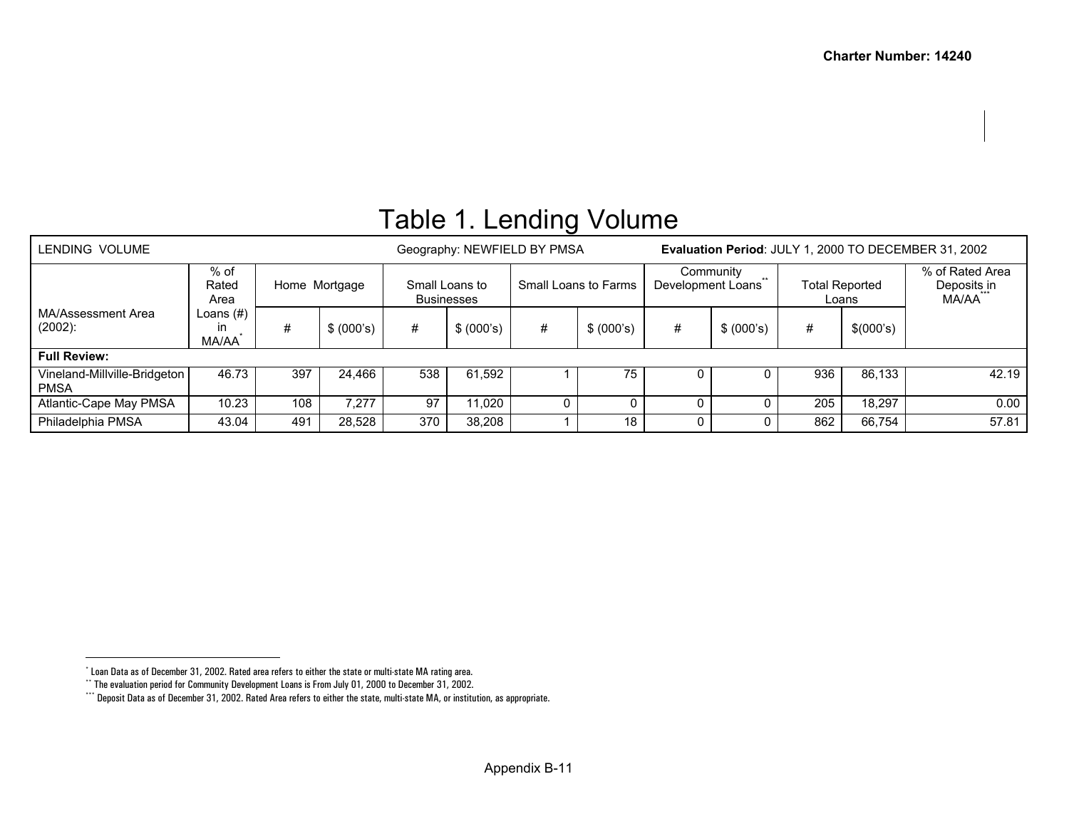# Table 1. Lending Volume

| LENDING VOLUME | | | | | | Geography: NEWFIELD BY PMSA | | | | **Evaluation Period**: JULY 1, 2000 TO DECEMBER 31, 2002 | | |
|---|---|---|---|---|---|---|---|---|---|---|---|---|
| MA/Assessment Area (2002): | % of Rated Area Loans (#) in MA/AA* | Home Mortgage | | Small Loans to Businesses | | Small Loans to Farms | | Community Development Loans** | | Total Reported Loans | | % of Rated Area Deposits in MA/AA*** |
| | | # | $ (000's) | # | $ (000's) | # | $ (000's) | # | $ (000's) | # | $(000's) | |
| **Full Review:** | | | | | | | | | | | | |
| Vineland-Millville-Bridgeton PMSA | 46.73 | 397 | 24,466 | 538 | 61,592 | 1 | 75 | 0 | 0 | 936 | 86,133 | 42.19 |
| Atlantic-Cape May PMSA | 10.23 | 108 | 7,277 | 97 | 11,020 | 0 | 0 | 0 | 0 | 205 | 18,297 | 0.00 |
| Philadelphia PMSA | 43.04 | 491 | 28,528 | 370 | 38,208 | 1 | 18 | 0 | 0 | 862 | 66,754 | 57.81 |

* Loan Data as of December 31, 2002. Rated area refers to either the state or multi-state MA rating area.

** The evaluation period for Community Development Loans is From July 01, 2000 to December 31, 2002.

*** Deposit Data as of December 31, 2002. Rated Area refers to either the state, multi-state MA, or institution, as appropriate.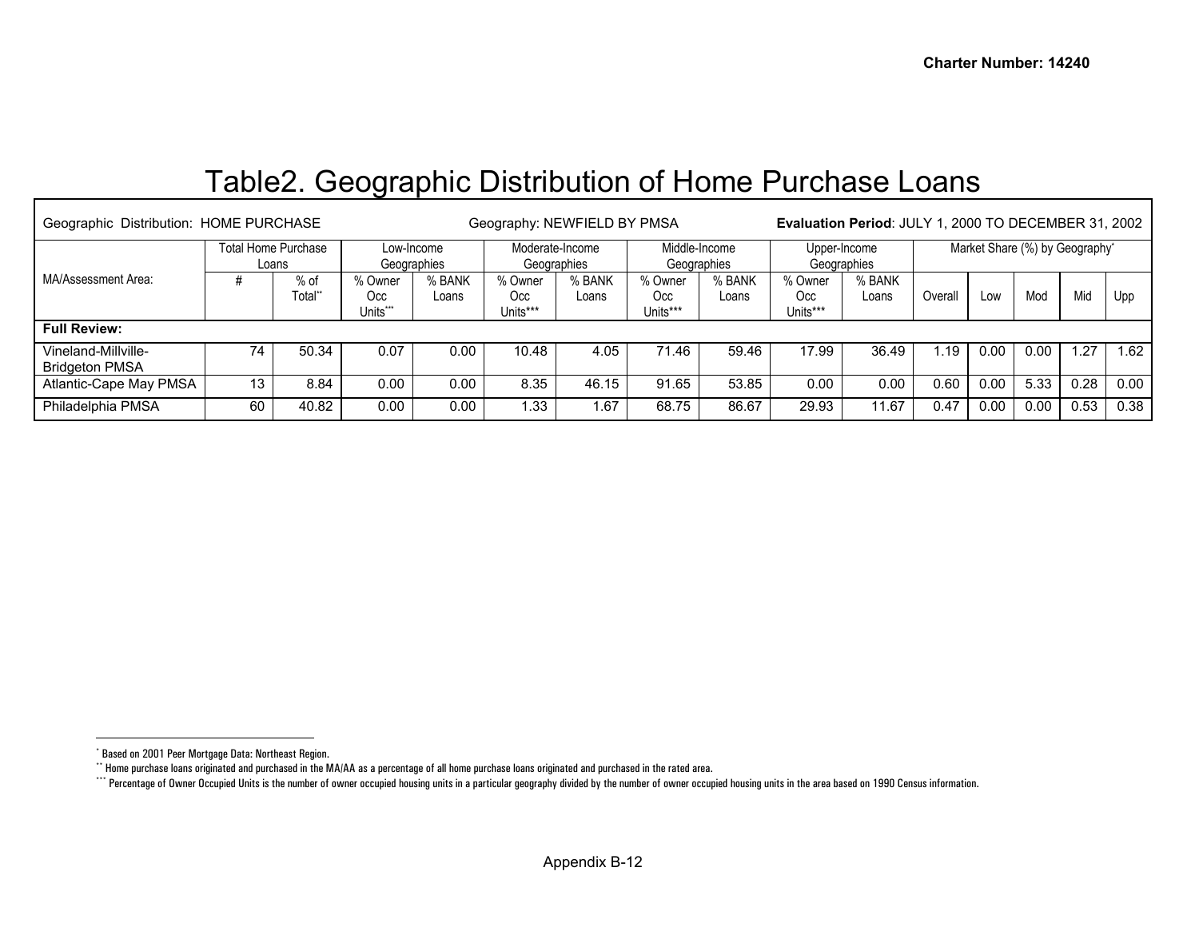# Table2. Geographic Distribution of Home Purchase Loans

| Geographic Distribution: HOME PURCHASE | | | Geography: NEWFIELD BY PMSA | | | | | | Evaluation Period: JULY 1, 2000 TO DECEMBER 31, 2002 | | | | | | |
|---|---|---|---|---|---|---|---|---|---|---|---|---|---|---|---|
| MA/Assessment Area: | Total Home Purchase Loans | | Low-Income Geographies | | Moderate-Income Geographies | | Middle-Income Geographies | | Upper-Income Geographies | | Market Share (%) by Geography[*] | | | | |
| | # | % of Total[**] | % Owner Occ Units[***] | % BANK Loans | % Owner Occ Units[***] | % BANK Loans | % Owner Occ Units[***] | % BANK Loans | % Owner Occ Units[***] | % BANK Loans | Overall | Low | Mod | Mid | Upp |
| **Full Review:** | | | | | | | | | | | | | | | |
| Vineland-Millville-Bridgeton PMSA | 74 | 50.34 | 0.07 | 0.00 | 10.48 | 4.05 | 71.46 | 59.46 | 17.99 | 36.49 | 1.19 | 0.00 | 0.00 | 1.27 | 1.62 |
| Atlantic-Cape May PMSA | 13 | 8.84 | 0.00 | 0.00 | 8.35 | 46.15 | 91.65 | 53.85 | 0.00 | 0.00 | 0.60 | 0.00 | 5.33 | 0.28 | 0.00 |
| Philadelphia PMSA | 60 | 40.82 | 0.00 | 0.00 | 1.33 | 1.67 | 68.75 | 86.67 | 29.93 | 11.67 | 0.47 | 0.00 | 0.00 | 0.53 | 0.38 |

[*] Based on 2001 Peer Mortgage Data: Northeast Region.

[**] Home purchase loans originated and purchased in the MA/AA as a percentage of all home purchase loans originated and purchased in the rated area.

[***] Percentage of Owner Occupied Units is the number of owner occupied housing units in a particular geography divided by the number of owner occupied housing units in the area based on 1990 Census information.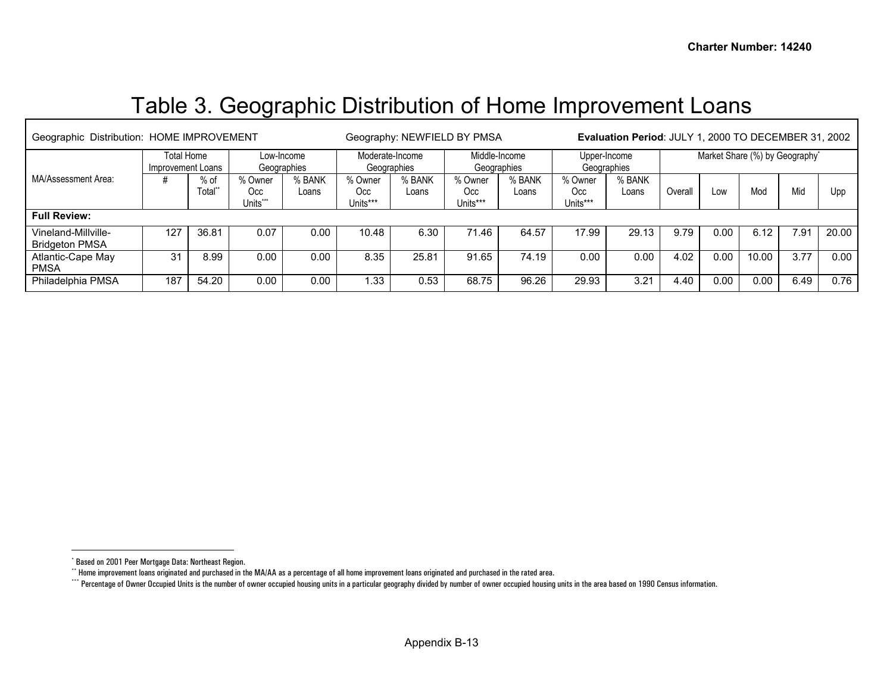# Table 3. Geographic Distribution of Home Improvement Loans

| Geographic Distribution: HOME IMPROVEMENT | | | Geography: NEWFIELD BY PMSA | | | | | | **Evaluation Period**: JULY 1, 2000 TO DECEMBER 31, 2002 | | | | | | |
|---|---|---|---|---|---|---|---|---|---|---|---|---|---|---|---|
| MA/Assessment Area: | Total Home Improvement Loans | | Low-Income Geographies | | Moderate-Income Geographies | | Middle-Income Geographies | | Upper-Income Geographies | | Market Share (%) by Geography[*] | | | | |
| | # | % of Total[**] | % Owner Occ Units[***] | % BANK Loans | % Owner Occ Units[***] | % BANK Loans | % Owner Occ Units[***] | % BANK Loans | % Owner Occ Units[***] | % BANK Loans | Overall | Low | Mod | Mid | Upp |
| **Full Review:** | | | | | | | | | | | | | | | |
| Vineland-Millville-Bridgeton PMSA | 127 | 36.81 | 0.07 | 0.00 | 10.48 | 6.30 | 71.46 | 64.57 | 17.99 | 29.13 | 9.79 | 0.00 | 6.12 | 7.91 | 20.00 |
| Atlantic-Cape May PMSA | 31 | 8.99 | 0.00 | 0.00 | 8.35 | 25.81 | 91.65 | 74.19 | 0.00 | 0.00 | 4.02 | 0.00 | 10.00 | 3.77 | 0.00 |
| Philadelphia PMSA | 187 | 54.20 | 0.00 | 0.00 | 1.33 | 0.53 | 68.75 | 96.26 | 29.93 | 3.21 | 4.40 | 0.00 | 0.00 | 6.49 | 0.76 |

[*] Based on 2001 Peer Mortgage Data: Northeast Region.

[**] Home improvement loans originated and purchased in the MA/AA as a percentage of all home improvement loans originated and purchased in the rated area.

[***] Percentage of Owner Occupied Units is the number of owner occupied housing units in a particular geography divided by number of owner occupied housing units in the area based on 1990 Census information.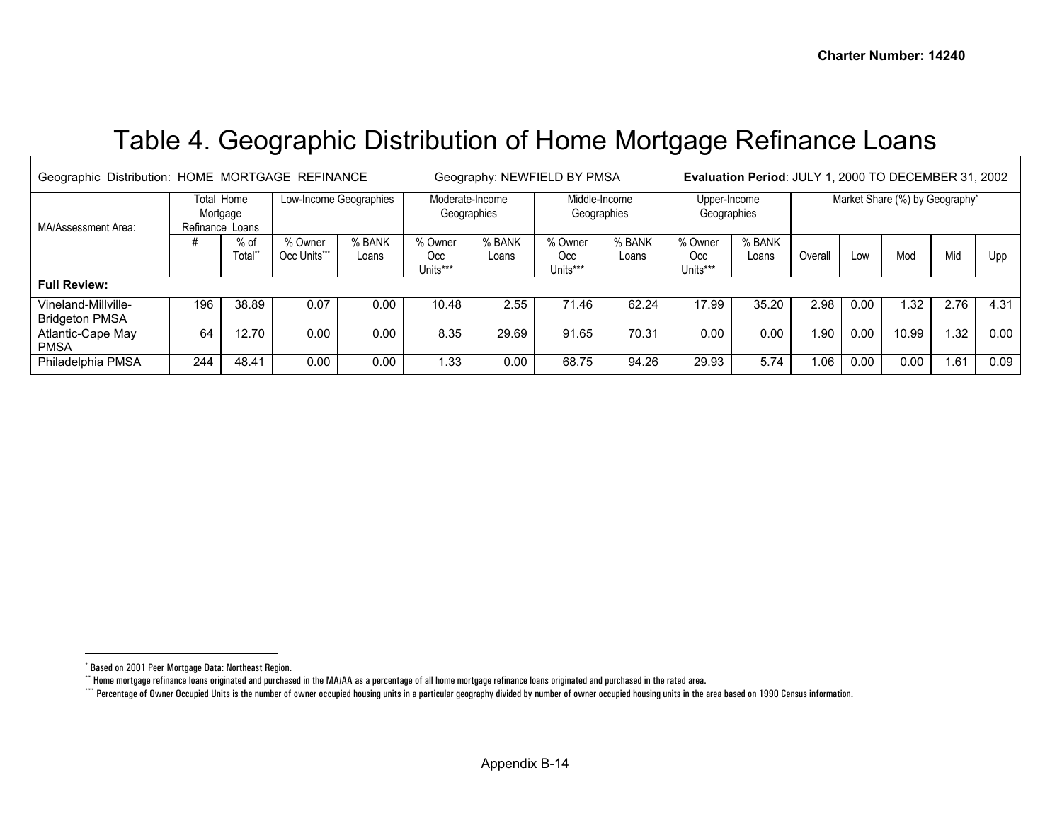# Table 4. Geographic Distribution of Home Mortgage Refinance Loans

| Geographic Distribution: HOME MORTGAGE REFINANCE | | | Geography: NEWFIELD BY PMSA | | | | | | **Evaluation Period**: JULY 1, 2000 TO DECEMBER 31, 2002 | | | | | | |
|---|---|---|---|---|---|---|---|---|---|---|---|---|---|---|---|
| MA/Assessment Area: | Total Home Mortgage Refinance Loans | | Low-Income Geographies | | Moderate-Income Geographies | | Middle-Income Geographies | | Upper-Income Geographies | | Market Share (%) by Geography* | | | | |
| | # | % of Total** | % Owner Occ Units*** | % BANK Loans | % Owner Occ Units*** | % BANK Loans | % Owner Occ Units*** | % BANK Loans | % Owner Occ Units*** | % BANK Loans | Overall | Low | Mod | Mid | Upp |
| **Full Review:** | | | | | | | | | | | | | | | |
| Vineland-Millville-Bridgeton PMSA | 196 | 38.89 | 0.07 | 0.00 | 10.48 | 2.55 | 71.46 | 62.24 | 17.99 | 35.20 | 2.98 | 0.00 | 1.32 | 2.76 | 4.31 |
| Atlantic-Cape May PMSA | 64 | 12.70 | 0.00 | 0.00 | 8.35 | 29.69 | 91.65 | 70.31 | 0.00 | 0.00 | 1.90 | 0.00 | 10.99 | 1.32 | 0.00 |
| Philadelphia PMSA | 244 | 48.41 | 0.00 | 0.00 | 1.33 | 0.00 | 68.75 | 94.26 | 29.93 | 5.74 | 1.06 | 0.00 | 0.00 | 1.61 | 0.09 |

\* Based on 2001 Peer Mortgage Data: Northeast Region.

\*\* Home mortgage refinance loans originated and purchased in the MA/AA as a percentage of all home mortgage refinance loans originated and purchased in the rated area.

\*\*\* Percentage of Owner Occupied Units is the number of owner occupied housing units in a particular geography divided by number of owner occupied housing units in the area based on 1990 Census information.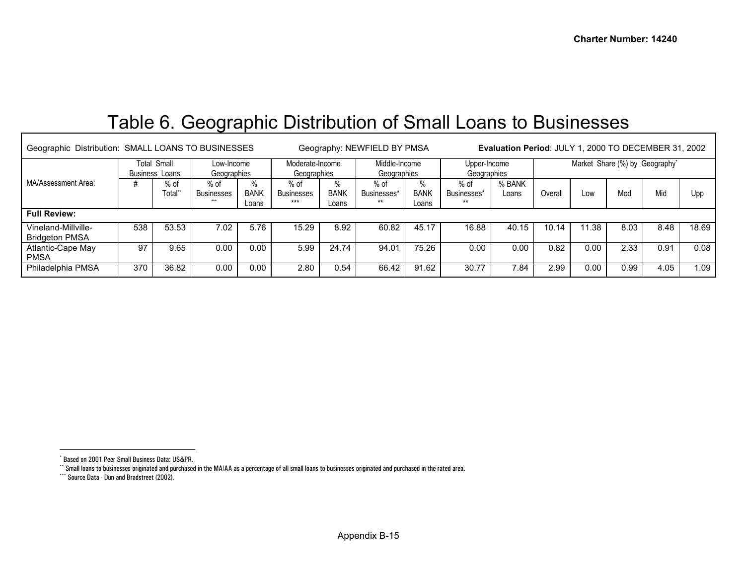# Table 6. Geographic Distribution of Small Loans to Businesses

| Geographic Distribution: SMALL LOANS TO BUSINESSES | | | Geography: NEWFIELD BY PMSA | | | | | | **Evaluation Period**: JULY 1, 2000 TO DECEMBER 31, 2002 | | | | | | |
|---|---|---|---|---|---|---|---|---|---|---|---|---|---|---|---|
| MA/Assessment Area: | Total Small Business Loans | | Low-Income Geographies | | Moderate-Income Geographies | | Middle-Income Geographies | | Upper-Income Geographies | | Market Share (%) by Geography* | | | | |
| | # | % of Total** | % of Businesses *** | % BANK Loans | % of Businesses *** | % BANK Loans | % of Businesses* ** | % BANK Loans | % of Businesses* ** | % BANK Loans | Overall | Low | Mod | Mid | Upp |
| **Full Review:** | | | | | | | | | | | | | | | |
| Vineland-Millville-Bridgeton PMSA | 538 | 53.53 | 7.02 | 5.76 | 15.29 | 8.92 | 60.82 | 45.17 | 16.88 | 40.15 | 10.14 | 11.38 | 8.03 | 8.48 | 18.69 |
| Atlantic-Cape May PMSA | 97 | 9.65 | 0.00 | 0.00 | 5.99 | 24.74 | 94.01 | 75.26 | 0.00 | 0.00 | 0.82 | 0.00 | 2.33 | 0.91 | 0.08 |
| Philadelphia PMSA | 370 | 36.82 | 0.00 | 0.00 | 2.80 | 0.54 | 66.42 | 91.62 | 30.77 | 7.84 | 2.99 | 0.00 | 0.99 | 4.05 | 1.09 |

\* Based on 2001 Peer Small Business Data: US&PR.

\** Small loans to businesses originated and purchased in the MA/AA as a percentage of all small loans to businesses originated and purchased in the rated area.

\*** Source Data - Dun and Bradstreet (2002).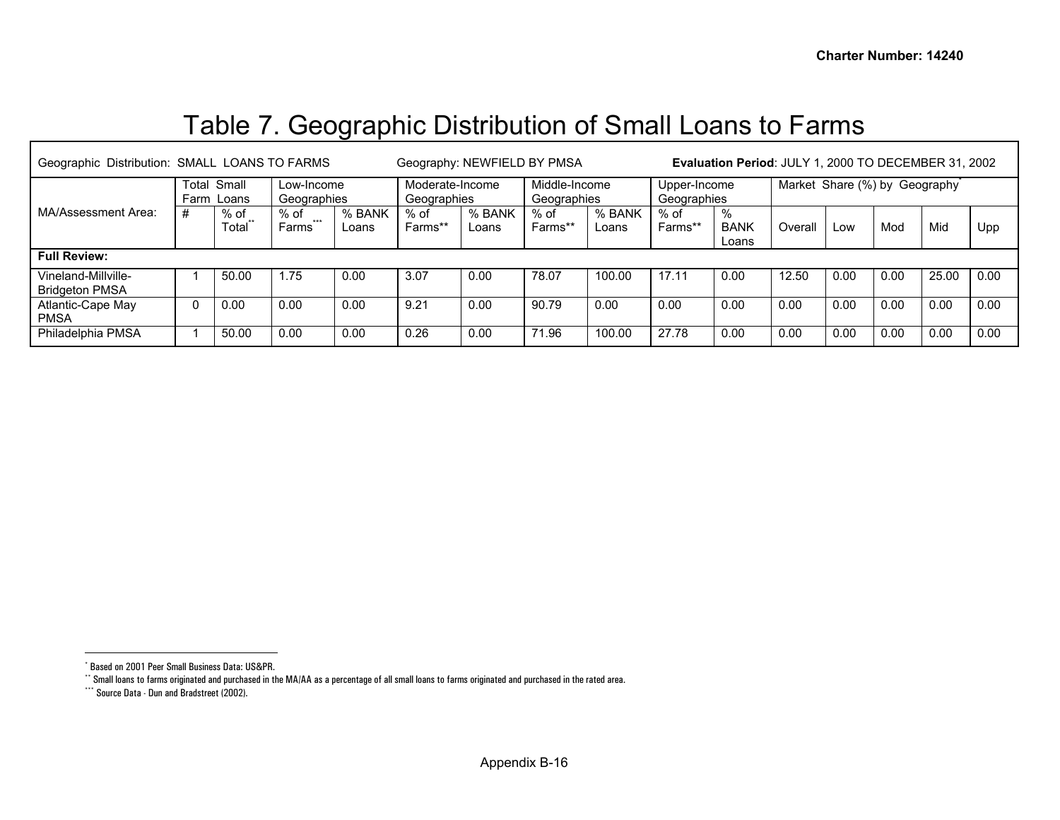# Table 7. Geographic Distribution of Small Loans to Farms

| Geographic Distribution: SMALL LOANS TO FARMS | | | Geography: NEWFIELD BY PMSA | | | | | | | Evaluation Period: JULY 1, 2000 TO DECEMBER 31, 2002 | | | | | |
|---|---|---|---|---|---|---|---|---|---|---|---|---|---|---|---|
| MA/Assessment Area: | Total Small Farm Loans | | Low-Income Geographies | | Moderate-Income Geographies | | Middle-Income Geographies | | Upper-Income Geographies | | Market Share (%) by Geography* | | | | |
| | # | % of Total** | % of Farms*** | % BANK Loans | % of Farms** | % BANK Loans | % of Farms** | % BANK Loans | % of Farms** | % BANK Loans | Overall | Low | Mod | Mid | Upp |
| **Full Review:** | | | | | | | | | | | | | | | |
| Vineland-Millville-Bridgeton PMSA | 1 | 50.00 | 1.75 | 0.00 | 3.07 | 0.00 | 78.07 | 100.00 | 17.11 | 0.00 | 12.50 | 0.00 | 0.00 | 25.00 | 0.00 |
| Atlantic-Cape May PMSA | 0 | 0.00 | 0.00 | 0.00 | 9.21 | 0.00 | 90.79 | 0.00 | 0.00 | 0.00 | 0.00 | 0.00 | 0.00 | 0.00 | 0.00 |
| Philadelphia PMSA | 1 | 50.00 | 0.00 | 0.00 | 0.26 | 0.00 | 71.96 | 100.00 | 27.78 | 0.00 | 0.00 | 0.00 | 0.00 | 0.00 | 0.00 |

\* Based on 2001 Peer Small Business Data: US&PR.

\** Small loans to farms originated and purchased in the MA/AA as a percentage of all small loans to farms originated and purchased in the rated area.

\*** Source Data - Dun and Bradstreet (2002).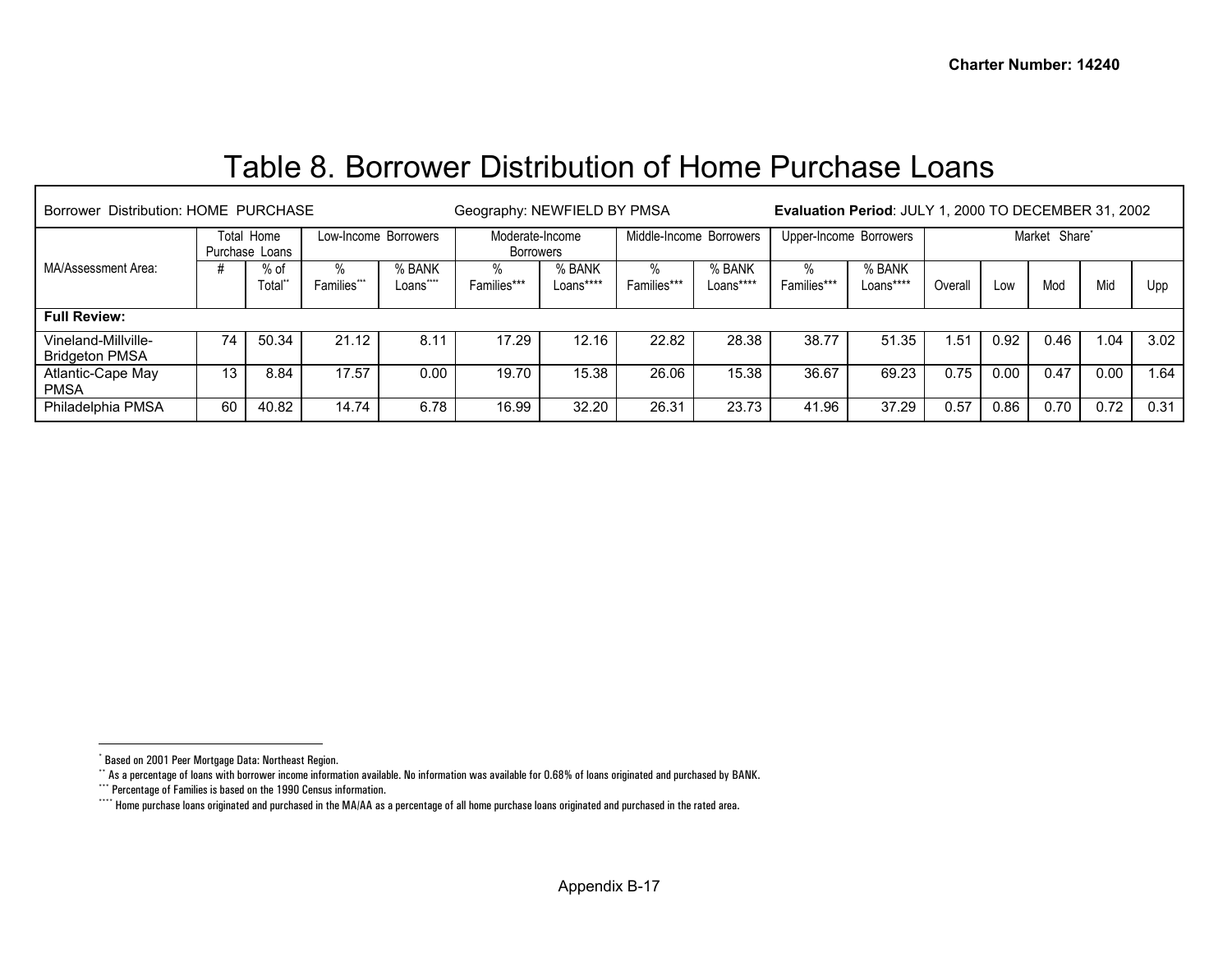# Table 8. Borrower Distribution of Home Purchase Loans

| Borrower Distribution: HOME PURCHASE | | | Geography: NEWFIELD BY PMSA | | | | **Evaluation Period**: JULY 1, 2000 TO DECEMBER 31, 2002 | | | | | | | | |
|---|---|---|---|---|---|---|---|---|---|---|---|---|---|---|---|
| | Total Home Purchase Loans | | Low-Income Borrowers | | Moderate-Income Borrowers | | Middle-Income Borrowers | | Upper-Income Borrowers | | Market Share* | | | | |
| MA/Assessment Area: | # | % of Total** | % Families*** | % BANK Loans**** | % Families*** | % BANK Loans**** | % Families*** | % BANK Loans**** | % Families*** | % BANK Loans**** | Overall | Low | Mod | Mid | Upp |
| **Full Review:** | | | | | | | | | | | | | | | |
| Vineland-Millville-Bridgeton PMSA | 74 | 50.34 | 21.12 | 8.11 | 17.29 | 12.16 | 22.82 | 28.38 | 38.77 | 51.35 | 1.51 | 0.92 | 0.46 | 1.04 | 3.02 |
| Atlantic-Cape May PMSA | 13 | 8.84 | 17.57 | 0.00 | 19.70 | 15.38 | 26.06 | 15.38 | 36.67 | 69.23 | 0.75 | 0.00 | 0.47 | 0.00 | 1.64 |
| Philadelphia PMSA | 60 | 40.82 | 14.74 | 6.78 | 16.99 | 32.20 | 26.31 | 23.73 | 41.96 | 37.29 | 0.57 | 0.86 | 0.70 | 0.72 | 0.31 |

* Based on 2001 Peer Mortgage Data: Northeast Region.

** As a percentage of loans with borrower income information available. No information was available for 0.68% of loans originated and purchased by BANK.

*** Percentage of Families is based on the 1990 Census information.

**** Home purchase loans originated and purchased in the MA/AA as a percentage of all home purchase loans originated and purchased in the rated area.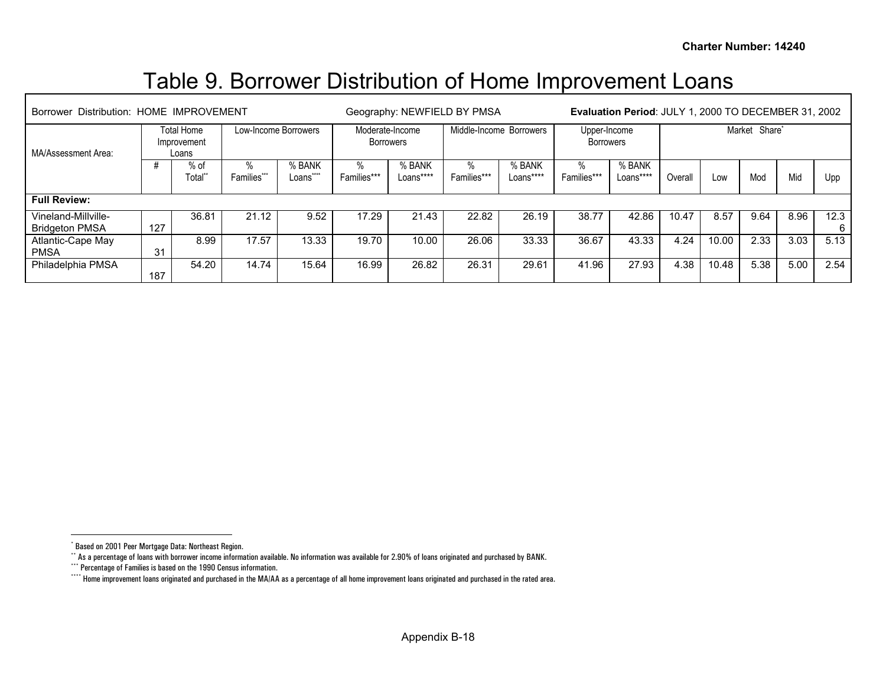# Table 9. Borrower Distribution of Home Improvement Loans

| Borrower Distribution: HOME IMPROVEMENT | | | Geography: NEWFIELD BY PMSA | | | | Evaluation Period: JULY 1, 2000 TO DECEMBER 31, 2002 | | | | | | | | |
|---|---|---|---|---|---|---|---|---|---|---|---|---|---|---|---|
| MA/Assessment Area: | Total Home Improvement Loans | | Low-Income Borrowers | | Moderate-Income Borrowers | | Middle-Income Borrowers | | Upper-Income Borrowers | | Market Share* | | | | |
| | # | % of Total** | % Families*** | % BANK Loans**** | % Families*** | % BANK Loans**** | % Families*** | % BANK Loans**** | % Families*** | % BANK Loans**** | Overall | Low | Mod | Mid | Upp |
| **Full Review:** | | | | | | | | | | | | | | | |
| Vineland-Millville-Bridgeton PMSA | 127 | 36.81 | 21.12 | 9.52 | 17.29 | 21.43 | 22.82 | 26.19 | 38.77 | 42.86 | 10.47 | 8.57 | 9.64 | 8.96 | 12.36 |
| Atlantic-Cape May PMSA | 31 | 8.99 | 17.57 | 13.33 | 19.70 | 10.00 | 26.06 | 33.33 | 36.67 | 43.33 | 4.24 | 10.00 | 2.33 | 3.03 | 5.13 |
| Philadelphia PMSA | 187 | 54.20 | 14.74 | 15.64 | 16.99 | 26.82 | 26.31 | 29.61 | 41.96 | 27.93 | 4.38 | 10.48 | 5.38 | 5.00 | 2.54 |

* Based on 2001 Peer Mortgage Data: Northeast Region.

** As a percentage of loans with borrower income information available. No information was available for 2.90% of loans originated and purchased by BANK.

*** Percentage of Families is based on the 1990 Census information.

**** Home improvement loans originated and purchased in the MA/AA as a percentage of all home improvement loans originated and purchased in the rated area.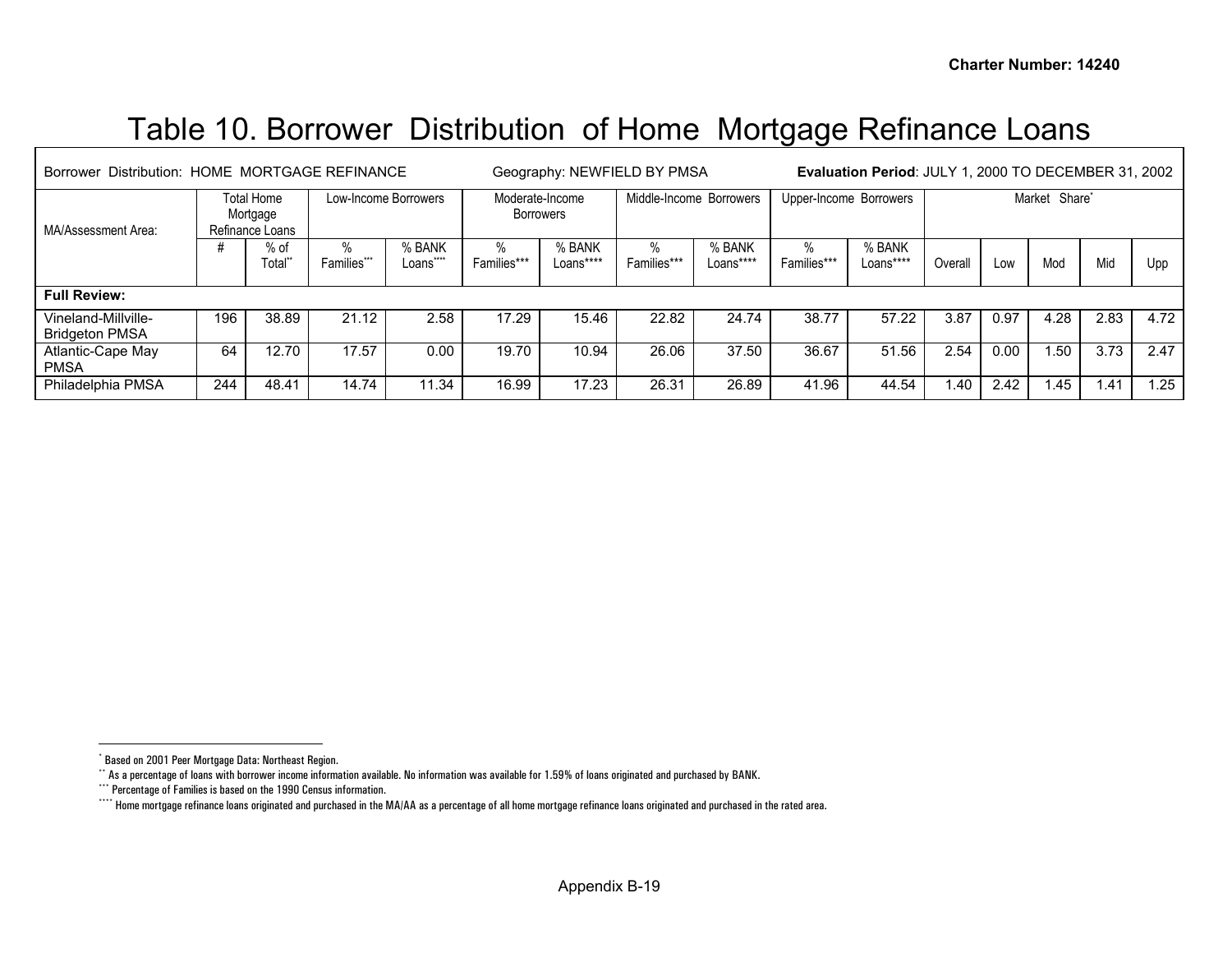# Table 10. Borrower Distribution of Home Mortgage Refinance Loans

| Borrower Distribution: HOME MORTGAGE REFINANCE | | | Geography: NEWFIELD BY PMSA | | | | Evaluation Period: JULY 1, 2000 TO DECEMBER 31, 2002 | | | | | | | | |
|---|---|---|---|---|---|---|---|---|---|---|---|---|---|---|---|
| MA/Assessment Area: | Total Home Mortgage Refinance Loans | | Low-Income Borrowers | | Moderate-Income Borrowers | | Middle-Income Borrowers | | Upper-Income Borrowers | | Market Share* | | | | |
| | # | % of Total** | % Families*** | % BANK Loans**** | % Families*** | % BANK Loans**** | % Families*** | % BANK Loans**** | % Families*** | % BANK Loans**** | Overall | Low | Mod | Mid | Upp |
| **Full Review:** | | | | | | | | | | | | | | | |
| Vineland-Millville-Bridgeton PMSA | 196 | 38.89 | 21.12 | 2.58 | 17.29 | 15.46 | 22.82 | 24.74 | 38.77 | 57.22 | 3.87 | 0.97 | 4.28 | 2.83 | 4.72 |
| Atlantic-Cape May PMSA | 64 | 12.70 | 17.57 | 0.00 | 19.70 | 10.94 | 26.06 | 37.50 | 36.67 | 51.56 | 2.54 | 0.00 | 1.50 | 3.73 | 2.47 |
| Philadelphia PMSA | 244 | 48.41 | 14.74 | 11.34 | 16.99 | 17.23 | 26.31 | 26.89 | 41.96 | 44.54 | 1.40 | 2.42 | 1.45 | 1.41 | 1.25 |

* Based on 2001 Peer Mortgage Data: Northeast Region.

** As a percentage of loans with borrower income information available. No information was available for 1.59% of loans originated and purchased by BANK.

*** Percentage of Families is based on the 1990 Census information.

**** Home mortgage refinance loans originated and purchased in the MA/AA as a percentage of all home mortgage refinance loans originated and purchased in the rated area.

Appendix B-19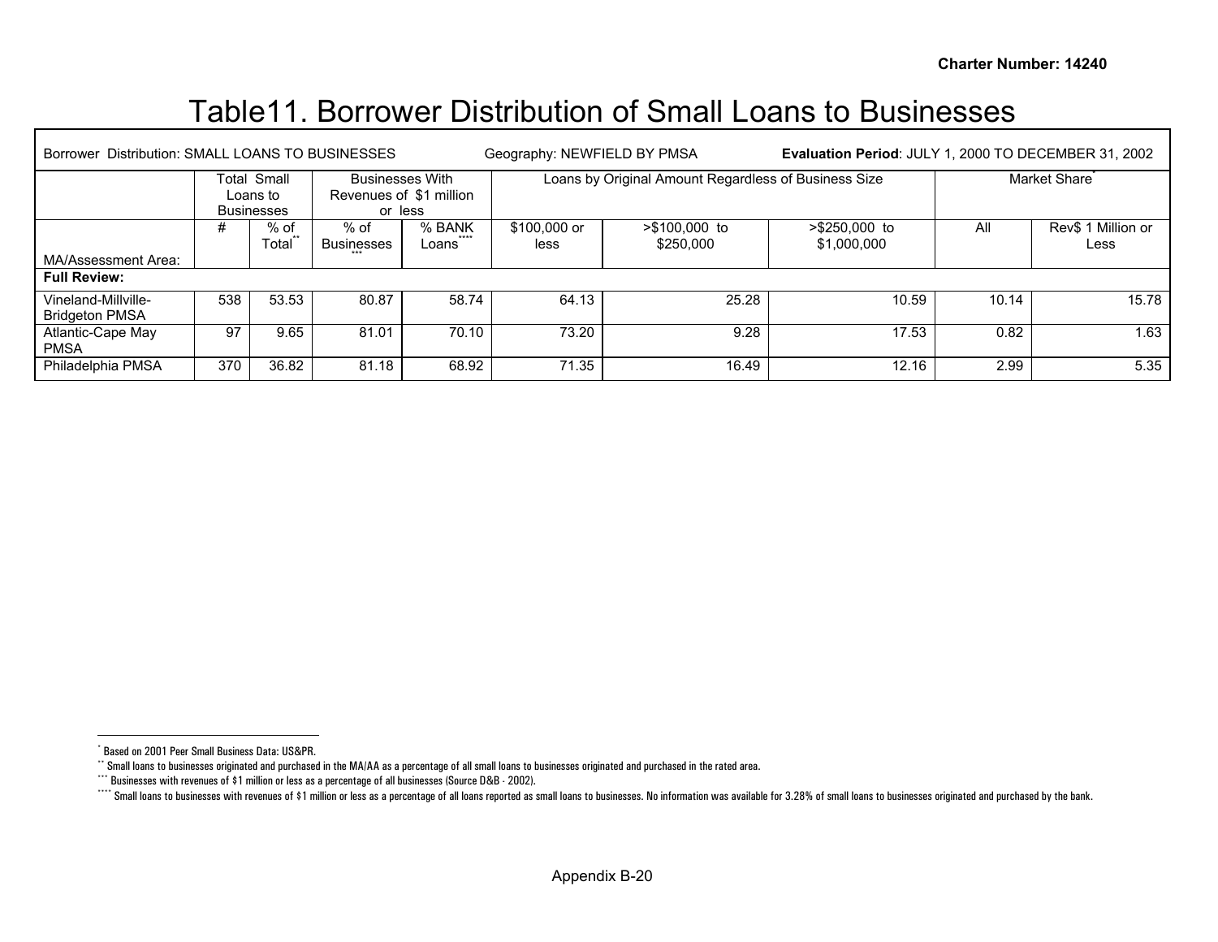Charter Number: 14240

# Table11. Borrower Distribution of Small Loans to Businesses

| Borrower Distribution: SMALL LOANS TO BUSINESSES | | | Geography: NEWFIELD BY PMSA | | | | **Evaluation Period**: JULY 1, 2000 TO DECEMBER 31, 2002 | | |
|---|---|---|---|---|---|---|---|---|---|
| | Total Small Loans to Businesses | | Businesses With Revenues of $1 million or less | | Loans by Original Amount Regardless of Business Size | | | Market Share* | |
| MA/Assessment Area: | # | % of Total** | % of Businesses*** | % BANK Loans**** | $100,000 or less | >$100,000 to $250,000 | >$250,000 to $1,000,000 | All | Rev$ 1 Million or Less |
| **Full Review:** | | | | | | | | | |
| Vineland-Millville-Bridgeton PMSA | 538 | 53.53 | 80.87 | 58.74 | 64.13 | 25.28 | 10.59 | 10.14 | 15.78 |
| Atlantic-Cape May PMSA | 97 | 9.65 | 81.01 | 70.10 | 73.20 | 9.28 | 17.53 | 0.82 | 1.63 |
| Philadelphia PMSA | 370 | 36.82 | 81.18 | 68.92 | 71.35 | 16.49 | 12.16 | 2.99 | 5.35 |

* Based on 2001 Peer Small Business Data: US&PR.

** Small loans to businesses originated and purchased in the MA/AA as a percentage of all small loans to businesses originated and purchased in the rated area.

*** Businesses with revenues of $1 million or less as a percentage of all businesses (Source D&B - 2002).

**** Small loans to businesses with revenues of $1 million or less as a percentage of all loans reported as small loans to businesses. No information was available for 3.28% of small loans to businesses originated and purchased by the bank.

Appendix B-20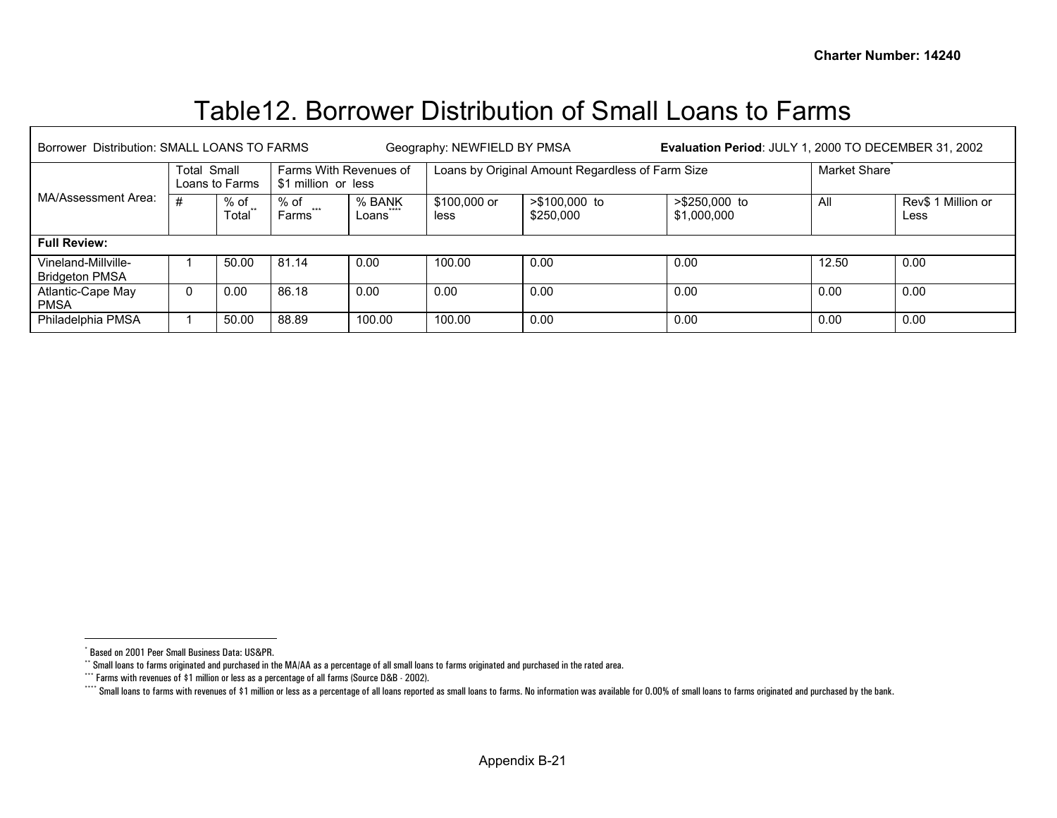# Table12. Borrower Distribution of Small Loans to Farms

| Borrower Distribution: SMALL LOANS TO FARMS | | | Geography: NEWFIELD BY PMSA | | | | **Evaluation Period**: JULY 1, 2000 TO DECEMBER 31, 2002 | | |
|---|---|---|---|---|---|---|---|---|---|
| MA/Assessment Area: | Total Small Loans to Farms | | Farms With Revenues of $1 million or less | | Loans by Original Amount Regardless of Farm Size | | | Market Share* | |
| | # | % of Total** | % of Farms*** | % BANK Loans**** | $100,000 or less | >$100,000 to $250,000 | >$250,000 to $1,000,000 | All | Rev$ 1 Million or Less |
| **Full Review:** | | | | | | | | | |
| Vineland-Millville-Bridgeton PMSA | 1 | 50.00 | 81.14 | 0.00 | 100.00 | 0.00 | 0.00 | 12.50 | 0.00 |
| Atlantic-Cape May PMSA | 0 | 0.00 | 86.18 | 0.00 | 0.00 | 0.00 | 0.00 | 0.00 | 0.00 |
| Philadelphia PMSA | 1 | 50.00 | 88.89 | 100.00 | 100.00 | 0.00 | 0.00 | 0.00 | 0.00 |

* Based on 2001 Peer Small Business Data: US&PR.

** Small loans to farms originated and purchased in the MA/AA as a percentage of all small loans to farms originated and purchased in the rated area.

*** Farms with revenues of $1 million or less as a percentage of all farms (Source D&B - 2002).

**** Small loans to farms with revenues of $1 million or less as a percentage of all loans reported as small loans to farms. No information was available for 0.00% of small loans to farms originated and purchased by the bank.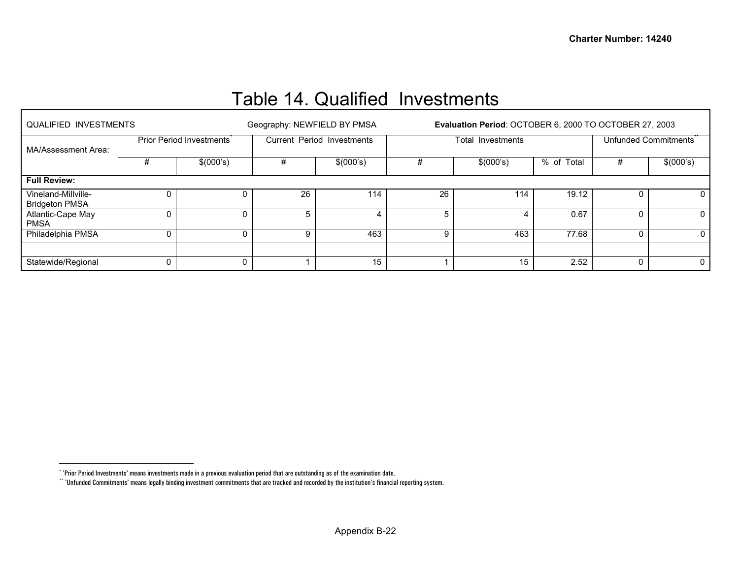# Table 14. Qualified Investments

| QUALIFIED INVESTMENTS | | | Geography: NEWFIELD BY PMSA | | **Evaluation Period**: OCTOBER 6, 2000 TO OCTOBER 27, 2003 | | | | |
|---|---|---|---|---|---|---|---|---|---|
| MA/Assessment Area: | Prior Period Investments* | | Current Period Investments | | Total Investments | | | Unfunded Commitments** | |
| | # | $(000's) | # | $(000's) | # | $(000's) | % of Total | # | $(000's) |
| **Full Review:** | | | | | | | | | |
| Vineland-Millville-Bridgeton PMSA | 0 | 0 | 26 | 114 | 26 | 114 | 19.12 | 0 | 0 |
| Atlantic-Cape May PMSA | 0 | 0 | 5 | 4 | 5 | 4 | 0.67 | 0 | 0 |
| Philadelphia PMSA | 0 | 0 | 9 | 463 | 9 | 463 | 77.68 | 0 | 0 |
| | | | | | | | | | |
| Statewide/Regional | 0 | 0 | 1 | 15 | 1 | 15 | 2.52 | 0 | 0 |

* 'Prior Period Investments' means investments made in a previous evaluation period that are outstanding as of the examination date.
** 'Unfunded Commitments' means legally binding investment commitments that are tracked and recorded by the institution's financial reporting system.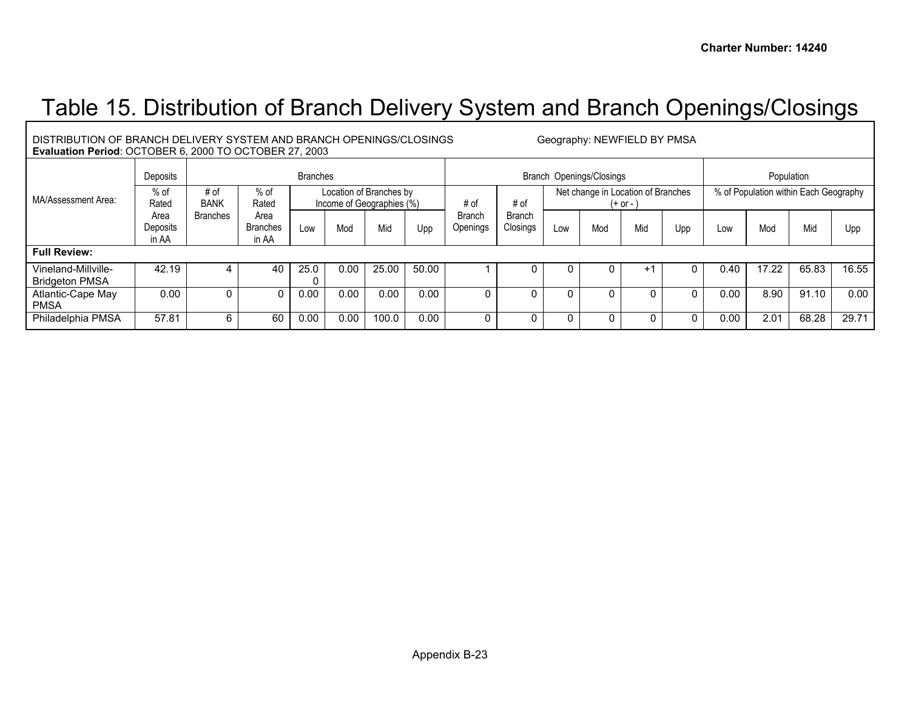# Table 15. Distribution of Branch Delivery System and Branch Openings/Closings

DISTRIBUTION OF BRANCH DELIVERY SYSTEM AND BRANCH OPENINGS/CLOSINGS Geography: NEWFIELD BY PMSA
**Evaluation Period**: OCTOBER 6, 2000 TO OCTOBER 27, 2003

| MA/Assessment Area: | Deposits | Branches | | | | | | | Branch Openings/Closings | | | | | | Population | | | |
|---|---|---|---|---|---|---|---|---|---|---|---|---|---|---|---|---|---|---|
| | % of Rated Area Deposits in AA | # of BANK Branches | % of Rated Area Branches in AA | Location of Branches by Income of Geographies (%) | | | | # of Branch Openings | # of Branch Closings | Net change in Location of Branches (+ or - ) | | | | % of Population within Each Geography | | | |
| | | | | Low | Mod | Mid | Upp | | | Low | Mod | Mid | Upp | Low | Mod | Mid | Upp |
| **Full Review:** | | | | | | | | | | | | | | | | | | |
| Vineland-Millville-Bridgeton PMSA | 42.19 | 4 | 40 | 25.00 | 0.00 | 25.00 | 50.00 | 1 | 0 | 0 | 0 | +1 | 0 | 0.40 | 17.22 | 65.83 | 16.55 |
| Atlantic-Cape May PMSA | 0.00 | 0 | 0 | 0.00 | 0.00 | 0.00 | 0.00 | 0 | 0 | 0 | 0 | 0 | 0 | 0.00 | 8.90 | 91.10 | 0.00 |
| Philadelphia PMSA | 57.81 | 6 | 60 | 0.00 | 0.00 | 100.0 | 0.00 | 0 | 0 | 0 | 0 | 0 | 0 | 0.00 | 2.01 | 68.28 | 29.71 |